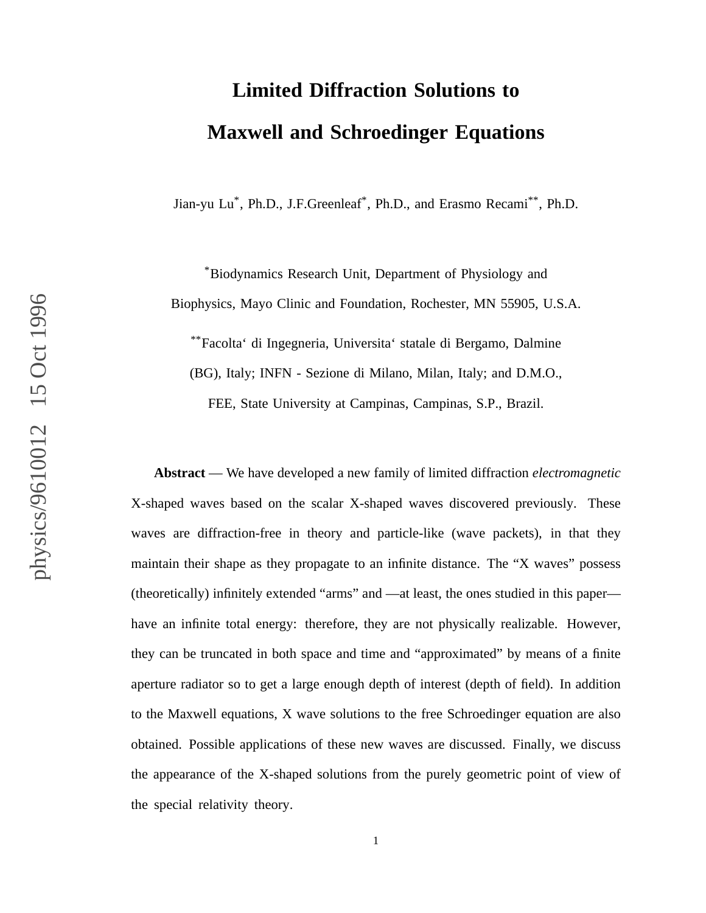# Limited Diffraction Solutions to Maxwell and Schroedinger Equations

Jian-yu Lu[*], Ph.D., J.F.Greenleaf[*], Ph.D., and Erasmo Recami[**], Ph.D.

[*]Biodynamics Research Unit, Department of Physiology and Biophysics, Mayo Clinic and Foundation, Rochester, MN 55905, U.S.A.

[**]Facolta‘ di Ingegneria, Universita‘ statale di Bergamo, Dalmine (BG), Italy; INFN - Sezione di Milano, Milan, Italy; and D.M.O., FEE, State University at Campinas, Campinas, S.P., Brazil.

**Abstract** — We have developed a new family of limited diffraction *electromagnetic* X-shaped waves based on the scalar X-shaped waves discovered previously. These waves are diffraction-free in theory and particle-like (wave packets), in that they maintain their shape as they propagate to an infinite distance. The "X waves" possess (theoretically) infinitely extended "arms" and —at least, the ones studied in this paper— have an infinite total energy: therefore, they are not physically realizable. However, they can be truncated in both space and time and "approximated" by means of a finite aperture radiator so to get a large enough depth of interest (depth of field). In addition to the Maxwell equations, X wave solutions to the free Schroedinger equation are also obtained. Possible applications of these new waves are discussed. Finally, we discuss the appearance of the X-shaped solutions from the purely geometric point of view of the special relativity theory.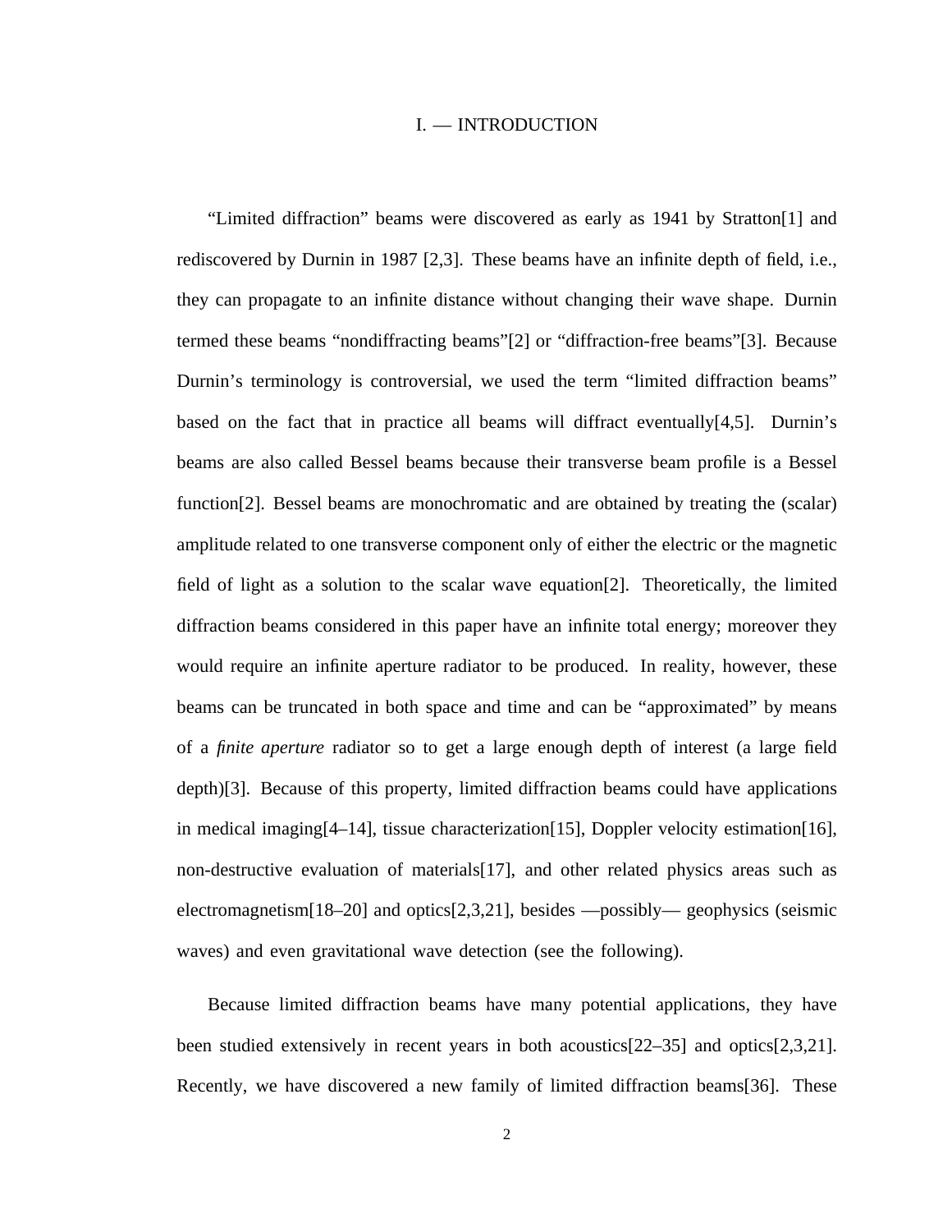# I. — INTRODUCTION

"Limited diffraction" beams were discovered as early as 1941 by Stratton[1] and rediscovered by Durnin in 1987 [2,3]. These beams have an infinite depth of field, i.e., they can propagate to an infinite distance without changing their wave shape. Durnin termed these beams "nondiffracting beams"[2] or "diffraction-free beams"[3]. Because Durnin's terminology is controversial, we used the term "limited diffraction beams" based on the fact that in practice all beams will diffract eventually[4,5]. Durnin's beams are also called Bessel beams because their transverse beam profile is a Bessel function[2]. Bessel beams are monochromatic and are obtained by treating the (scalar) amplitude related to one transverse component only of either the electric or the magnetic field of light as a solution to the scalar wave equation[2]. Theoretically, the limited diffraction beams considered in this paper have an infinite total energy; moreover they would require an infinite aperture radiator to be produced. In reality, however, these beams can be truncated in both space and time and can be "approximated" by means of a *finite aperture* radiator so to get a large enough depth of interest (a large field depth)[3]. Because of this property, limited diffraction beams could have applications in medical imaging[4–14], tissue characterization[15], Doppler velocity estimation[16], non-destructive evaluation of materials[17], and other related physics areas such as electromagnetism[18–20] and optics[2,3,21], besides —possibly— geophysics (seismic waves) and even gravitational wave detection (see the following).

Because limited diffraction beams have many potential applications, they have been studied extensively in recent years in both acoustics[22–35] and optics[2,3,21]. Recently, we have discovered a new family of limited diffraction beams[36]. These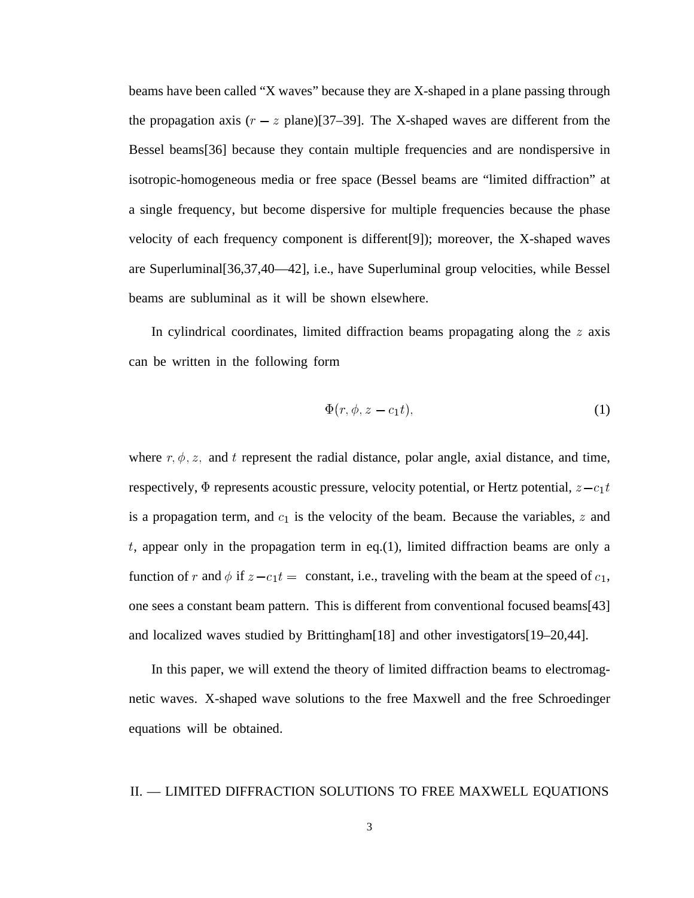beams have been called "X waves" because they are X-shaped in a plane passing through the propagation axis ($r - z$ plane)[37–39]. The X-shaped waves are different from the Bessel beams[36] because they contain multiple frequencies and are nondispersive in isotropic-homogeneous media or free space (Bessel beams are "limited diffraction" at a single frequency, but become dispersive for multiple frequencies because the phase velocity of each frequency component is different[9]); moreover, the X-shaped waves are Superluminal[36,37,40—42], i.e., have Superluminal group velocities, while Bessel beams are subluminal as it will be shown elsewhere.

In cylindrical coordinates, limited diffraction beams propagating along the $z$ axis can be written in the following form

$$\Phi(r, \phi, z - c_1 t), \tag{1}$$

where $r, \phi, z,$ and $t$ represent the radial distance, polar angle, axial distance, and time, respectively, $\Phi$ represents acoustic pressure, velocity potential, or Hertz potential, $z - c_1 t$ is a propagation term, and $c_1$ is the velocity of the beam. Because the variables, $z$ and $t$, appear only in the propagation term in eq.(1), limited diffraction beams are only a function of $r$ and $\phi$ if $z - c_1 t =$ constant, i.e., traveling with the beam at the speed of $c_1$, one sees a constant beam pattern. This is different from conventional focused beams[43] and localized waves studied by Brittingham[18] and other investigators[19–20,44].

In this paper, we will extend the theory of limited diffraction beams to electromagnetic waves. X-shaped wave solutions to the free Maxwell and the free Schroedinger equations will be obtained.

## II. — LIMITED DIFFRACTION SOLUTIONS TO FREE MAXWELL EQUATIONS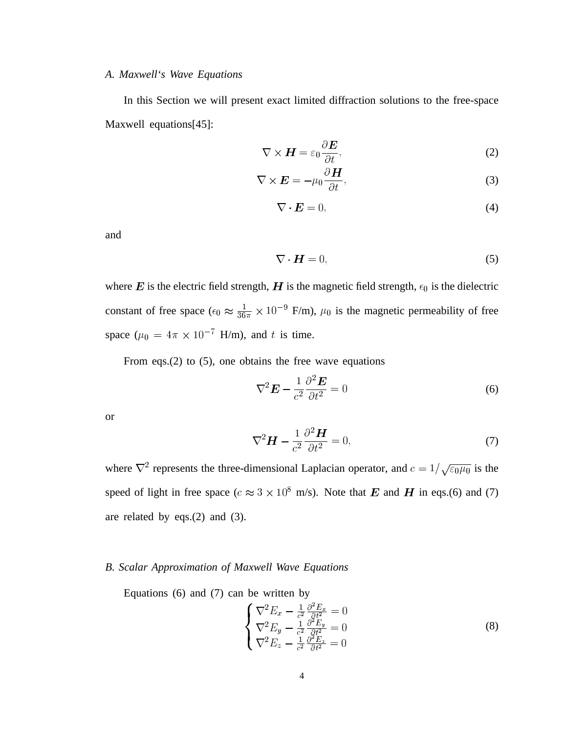### *A. Maxwell's Wave Equations*

In this Section we will present exact limited diffraction solutions to the free-space Maxwell equations[45]:

$$\nabla \times \boldsymbol{H} = \varepsilon_0 \frac{\partial \boldsymbol{E}}{\partial t}, \tag{2}$$

$$\nabla \times \boldsymbol{E} = -\mu_0 \frac{\partial \boldsymbol{H}}{\partial t}, \tag{3}$$

$$\nabla \cdot \boldsymbol{E} = 0, \tag{4}$$

and

$$\nabla \cdot \boldsymbol{H} = 0, \tag{5}$$

where $\boldsymbol{E}$ is the electric field strength, $\boldsymbol{H}$ is the magnetic field strength, $\epsilon_0$ is the dielectric constant of free space ($\epsilon_0 \approx \frac{1}{36\pi} \times 10^{-9}$ F/m), $\mu_0$ is the magnetic permeability of free space ($\mu_0 = 4\pi \times 10^{-7}$ H/m), and $t$ is time.

From eqs.(2) to (5), one obtains the free wave equations

$$\nabla^2 \boldsymbol{E} - \frac{1}{c^2} \frac{\partial^2 \boldsymbol{E}}{\partial t^2} = 0 \tag{6}$$

or

$$\nabla^2 \boldsymbol{H} - \frac{1}{c^2} \frac{\partial^2 \boldsymbol{H}}{\partial t^2} = 0, \tag{7}$$

where $\nabla^2$ represents the three-dimensional Laplacian operator, and $c = 1/\sqrt{\varepsilon_0 \mu_0}$ is the speed of light in free space ($c \approx 3 \times 10^8$ m/s). Note that $\boldsymbol{E}$ and $\boldsymbol{H}$ in eqs.(6) and (7) are related by eqs.(2) and (3).

### *B. Scalar Approximation of Maxwell Wave Equations*

Equations (6) and (7) can be written by

$$\begin{cases} \nabla^2 E_x - \frac{1}{c^2} \frac{\partial^2 E_x}{\partial t^2} = 0 \\ \nabla^2 E_y - \frac{1}{c^2} \frac{\partial^2 E_y}{\partial t^2} = 0 \\ \nabla^2 E_z - \frac{1}{c^2} \frac{\partial^2 E_z}{\partial t^2} = 0 \end{cases} \tag{8}$$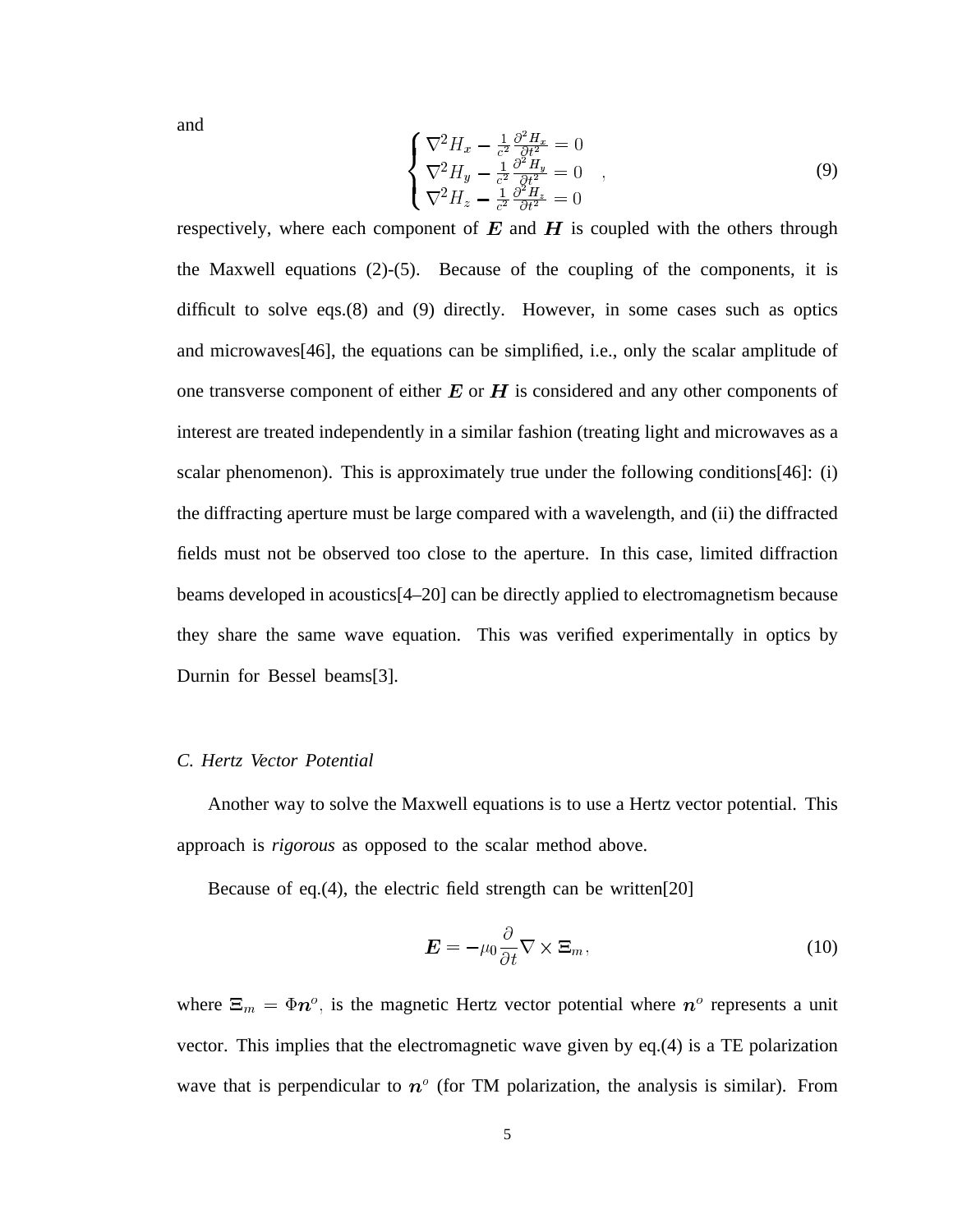and

$$
\begin{cases} \nabla^2 H_x - \frac{1}{c^2}\frac{\partial^2 H_x}{\partial t^2} = 0 \\ \nabla^2 H_y - \frac{1}{c^2}\frac{\partial^2 H_y}{\partial t^2} = 0 \\ \nabla^2 H_z - \frac{1}{c^2}\frac{\partial^2 H_z}{\partial t^2} = 0 \end{cases}, \tag{9}
$$

respectively, where each component of $\boldsymbol{E}$ and $\boldsymbol{H}$ is coupled with the others through the Maxwell equations (2)-(5). Because of the coupling of the components, it is difficult to solve eqs.(8) and (9) directly. However, in some cases such as optics and microwaves[46], the equations can be simplified, i.e., only the scalar amplitude of one transverse component of either $\boldsymbol{E}$ or $\boldsymbol{H}$ is considered and any other components of interest are treated independently in a similar fashion (treating light and microwaves as a scalar phenomenon). This is approximately true under the following conditions[46]: (i) the diffracting aperture must be large compared with a wavelength, and (ii) the diffracted fields must not be observed too close to the aperture. In this case, limited diffraction beams developed in acoustics[4–20] can be directly applied to electromagnetism because they share the same wave equation. This was verified experimentally in optics by Durnin for Bessel beams[3].

### *C. Hertz Vector Potential*

Another way to solve the Maxwell equations is to use a Hertz vector potential. This approach is *rigorous* as opposed to the scalar method above.

Because of eq.(4), the electric field strength can be written[20]

$$
\boldsymbol{E} = -\mu_0 \frac{\partial}{\partial t} \nabla \times \Xi_m, \tag{10}
$$

where $\Xi_m = \Phi \boldsymbol{n}^o$, is the magnetic Hertz vector potential where $\boldsymbol{n}^o$ represents a unit vector. This implies that the electromagnetic wave given by eq.(4) is a TE polarization wave that is perpendicular to $\boldsymbol{n}^o$ (for TM polarization, the analysis is similar). From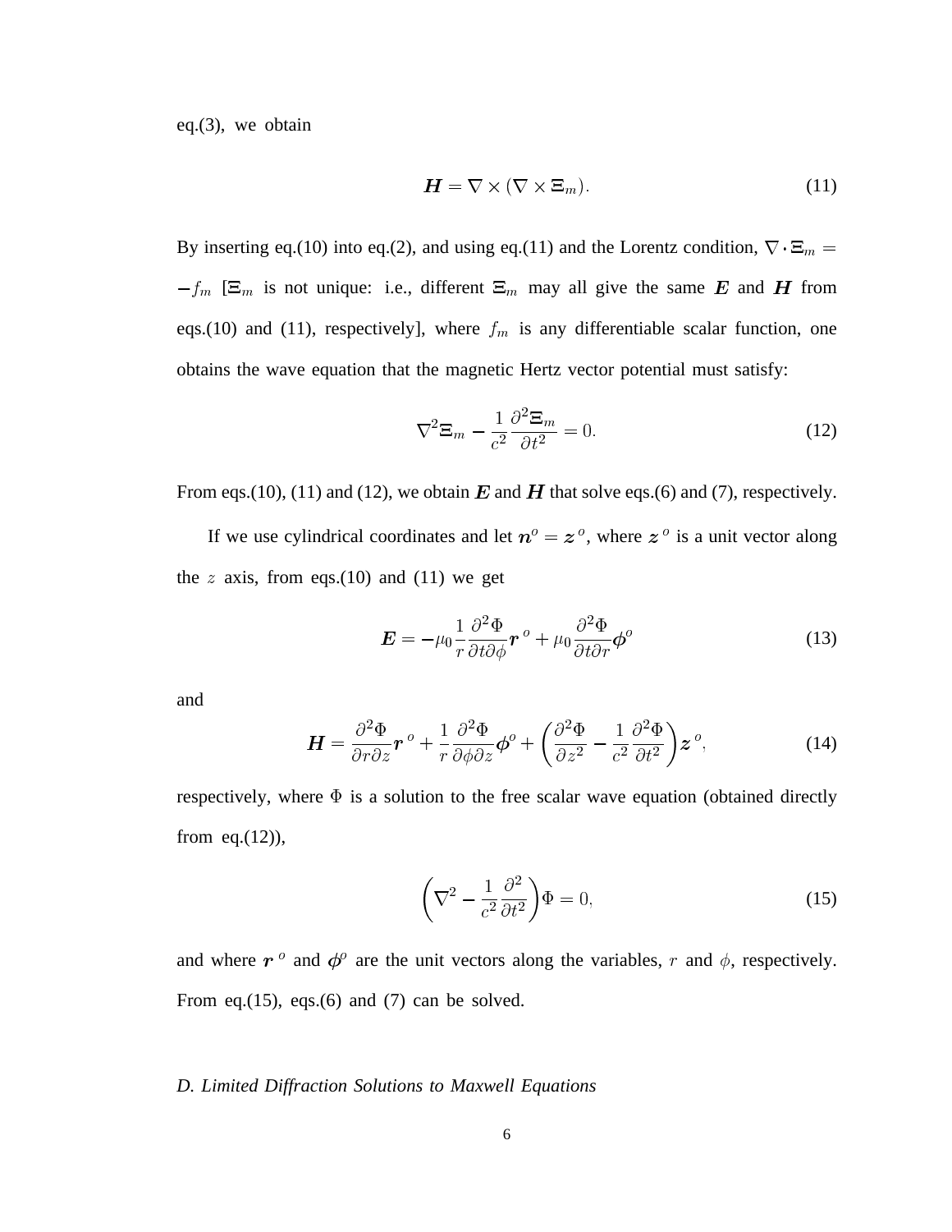eq.(3), we obtain

$$\boldsymbol{H} = \nabla \times (\nabla \times \boldsymbol{\Xi}_m). \tag{11}$$

By inserting eq.(10) into eq.(2), and using eq.(11) and the Lorentz condition, $\nabla \cdot \boldsymbol{\Xi}_m = -f_m$ [$\boldsymbol{\Xi}_m$ is not unique: i.e., different $\boldsymbol{\Xi}_m$ may all give the same $\boldsymbol{E}$ and $\boldsymbol{H}$ from eqs.(10) and (11), respectively], where $f_m$ is any differentiable scalar function, one obtains the wave equation that the magnetic Hertz vector potential must satisfy:

$$\nabla^2 \boldsymbol{\Xi}_m - \frac{1}{c^2}\frac{\partial^2 \boldsymbol{\Xi}_m}{\partial t^2} = 0. \tag{12}$$

From eqs.(10), (11) and (12), we obtain $\boldsymbol{E}$ and $\boldsymbol{H}$ that solve eqs.(6) and (7), respectively.

If we use cylindrical coordinates and let $\boldsymbol{n}^o = \boldsymbol{z}^o$, where $\boldsymbol{z}^o$ is a unit vector along the $z$ axis, from eqs.(10) and (11) we get

$$\boldsymbol{E} = -\mu_0 \frac{1}{r}\frac{\partial^2 \Phi}{\partial t \partial \phi}\boldsymbol{r}^o + \mu_0 \frac{\partial^2 \Phi}{\partial t \partial r}\boldsymbol{\phi}^o \tag{13}$$

and

$$\boldsymbol{H} = \frac{\partial^2 \Phi}{\partial r \partial z}\boldsymbol{r}^o + \frac{1}{r}\frac{\partial^2 \Phi}{\partial \phi \partial z}\boldsymbol{\phi}^o + \left(\frac{\partial^2 \Phi}{\partial z^2} - \frac{1}{c^2}\frac{\partial^2 \Phi}{\partial t^2}\right)\boldsymbol{z}^o, \tag{14}$$

respectively, where $\Phi$ is a solution to the free scalar wave equation (obtained directly from eq.(12)),

$$\left(\nabla^2 - \frac{1}{c^2}\frac{\partial^2}{\partial t^2}\right)\Phi = 0, \tag{15}$$

and where $\boldsymbol{r}^o$ and $\boldsymbol{\phi}^o$ are the unit vectors along the variables, $r$ and $\phi$, respectively. From eq.(15), eqs.(6) and (7) can be solved.

### *D. Limited Diffraction Solutions to Maxwell Equations*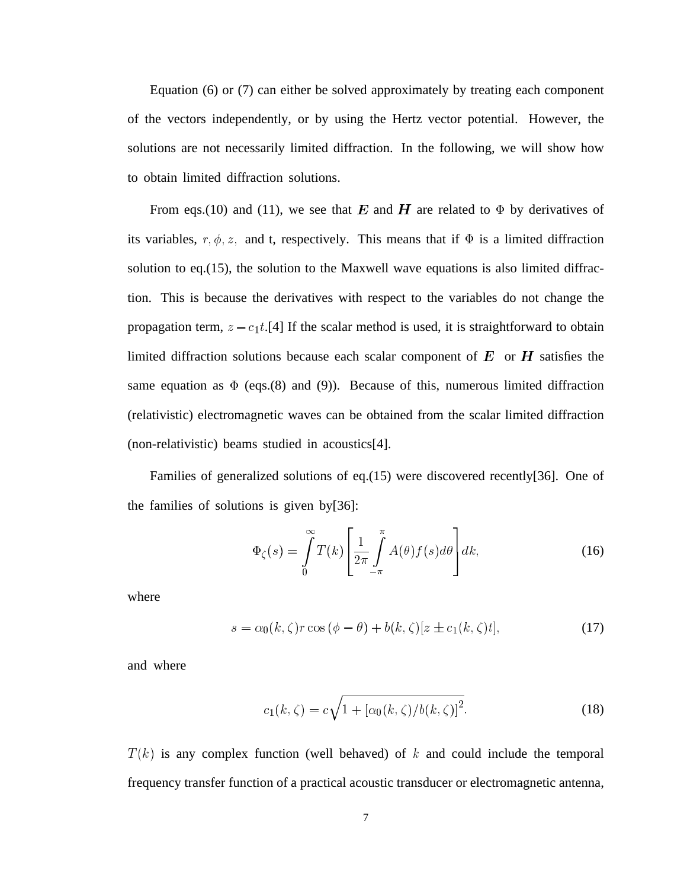Equation (6) or (7) can either be solved approximately by treating each component of the vectors independently, or by using the Hertz vector potential. However, the solutions are not necessarily limited diffraction. In the following, we will show how to obtain limited diffraction solutions.

From eqs.(10) and (11), we see that $\boldsymbol{E}$ and $\boldsymbol{H}$ are related to $\Phi$ by derivatives of its variables, $r, \phi, z,$ and t, respectively. This means that if $\Phi$ is a limited diffraction solution to eq.(15), the solution to the Maxwell wave equations is also limited diffraction. This is because the derivatives with respect to the variables do not change the propagation term, $z - c_1 t$.[4] If the scalar method is used, it is straightforward to obtain limited diffraction solutions because each scalar component of $\boldsymbol{E}$ or $\boldsymbol{H}$ satisfies the same equation as $\Phi$ (eqs.(8) and (9)). Because of this, numerous limited diffraction (relativistic) electromagnetic waves can be obtained from the scalar limited diffraction (non-relativistic) beams studied in acoustics[4].

Families of generalized solutions of eq.(15) were discovered recently[36]. One of the families of solutions is given by[36]:

$$\Phi_\zeta(s) = \int_0^\infty T(k) \left[ \frac{1}{2\pi} \int_{-\pi}^{\pi} A(\theta) f(s) d\theta \right] dk, \tag{16}$$

where

$$s = \alpha_0(k, \zeta) r \cos(\phi - \theta) + b(k, \zeta)[z \pm c_1(k, \zeta) t], \tag{17}$$

and where

$$c_1(k, \zeta) = c\sqrt{1 + [\alpha_0(k, \zeta)/b(k, \zeta)]^2}. \tag{18}$$

$T(k)$ is any complex function (well behaved) of $k$ and could include the temporal frequency transfer function of a practical acoustic transducer or electromagnetic antenna,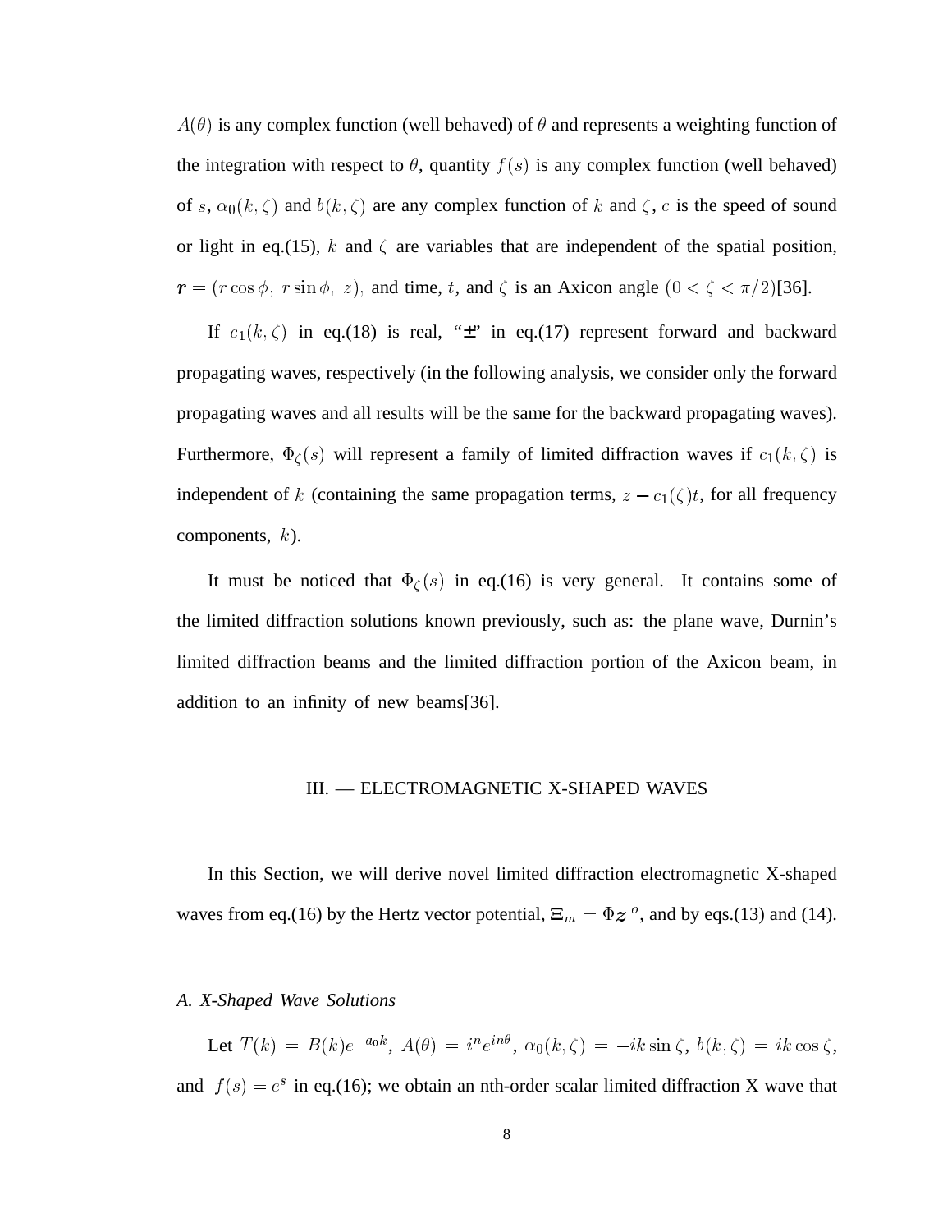$A(\theta)$ is any complex function (well behaved) of $\theta$ and represents a weighting function of the integration with respect to $\theta$, quantity $f(s)$ is any complex function (well behaved) of $s$, $\alpha_0(k,\zeta)$ and $b(k,\zeta)$ are any complex function of $k$ and $\zeta$, $c$ is the speed of sound or light in eq.(15), $k$ and $\zeta$ are variables that are independent of the spatial position, $\boldsymbol{r} = (r\cos\phi,\ r\sin\phi,\ z),$ and time, $t$, and $\zeta$ is an Axicon angle $(0 < \zeta < \pi/2)$[36].

If $c_1(k,\zeta)$ in eq.(18) is real, "$\pm$" in eq.(17) represent forward and backward propagating waves, respectively (in the following analysis, we consider only the forward propagating waves and all results will be the same for the backward propagating waves). Furthermore, $\Phi_\zeta(s)$ will represent a family of limited diffraction waves if $c_1(k,\zeta)$ is independent of $k$ (containing the same propagation terms, $z - c_1(\zeta)t$, for all frequency components, $k$).

It must be noticed that $\Phi_\zeta(s)$ in eq.(16) is very general. It contains some of the limited diffraction solutions known previously, such as: the plane wave, Durnin's limited diffraction beams and the limited diffraction portion of the Axicon beam, in addition to an infinity of new beams[36].

## III. — ELECTROMAGNETIC X-SHAPED WAVES

In this Section, we will derive novel limited diffraction electromagnetic X-shaped waves from eq.(16) by the Hertz vector potential, $\Xi_m = \Phi \boldsymbol{z}^{\,o}$, and by eqs.(13) and (14).

### *A. X-Shaped Wave Solutions*

Let $T(k) = B(k)e^{-a_0 k}$, $A(\theta) = i^n e^{in\theta}$, $\alpha_0(k,\zeta) = -ik\sin\zeta$, $b(k,\zeta) = ik\cos\zeta$, and $f(s) = e^s$ in eq.(16); we obtain an nth-order scalar limited diffraction X wave that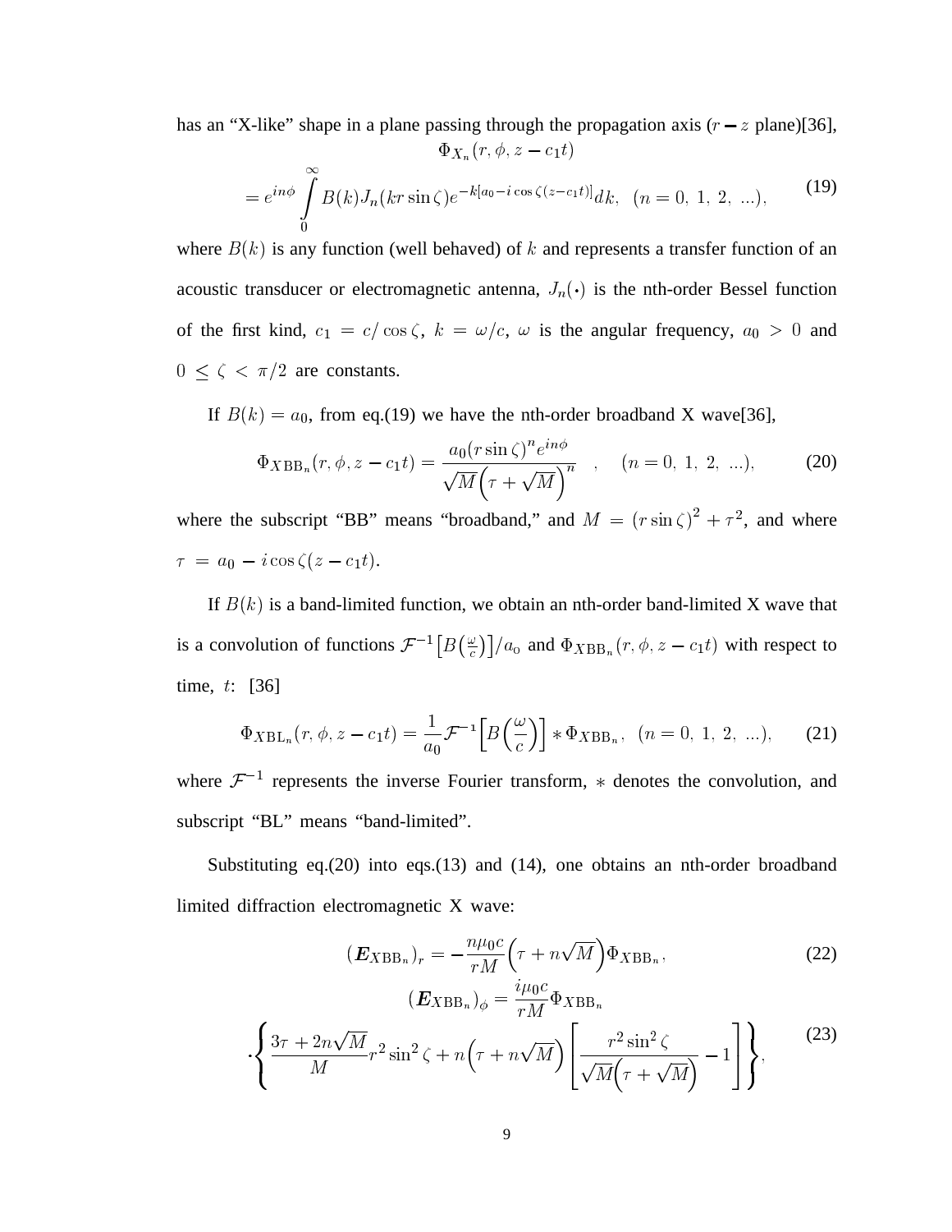has an "X-like" shape in a plane passing through the propagation axis ($r-z$ plane)[36],

$$\Phi_{X_n}(r,\phi,z-c_1t) = e^{in\phi}\int_0^{\infty} B(k) J_n(kr\sin\zeta) e^{-k[a_0-i\cos\zeta(z-c_1t)]}dk, \quad (n=0,\ 1,\ 2,\ ...), \tag{19}$$

where $B(k)$ is any function (well behaved) of $k$ and represents a transfer function of an acoustic transducer or electromagnetic antenna, $J_n(\cdot)$ is the nth-order Bessel function of the first kind, $c_1 = c/\cos\zeta$, $k=\omega/c$, $\omega$ is the angular frequency, $a_0 > 0$ and $0 \leq \zeta < \pi/2$ are constants.

If $B(k) = a_0$, from eq.(19) we have the nth-order broadband X wave[36],

$$\Phi_{X\text{BB}_n}(r,\phi,z-c_1t) = \frac{a_0(r\sin\zeta)^n e^{in\phi}}{\sqrt{M}\left(\tau+\sqrt{M}\right)^n}, \quad (n=0,\ 1,\ 2,\ ...), \tag{20}$$

where the subscript "BB" means "broadband," and $M = (r\sin\zeta)^2 + \tau^2$, and where $\tau = a_0 - i\cos\zeta(z-c_1t)$.

If $B(k)$ is a band-limited function, we obtain an nth-order band-limited X wave that is a convolution of functions $\mathcal{F}^{-1}\left[B\left(\frac{\omega}{c}\right)\right]/a_0$ and $\Phi_{X\text{BB}_n}(r,\phi,z-c_1t)$ with respect to time, $t$: [36]

$$\Phi_{X\text{BL}_n}(r,\phi,z-c_1t) = \frac{1}{a_0}\mathcal{F}^{-1}\left[B\left(\frac{\omega}{c}\right)\right] * \Phi_{X\text{BB}_n}, \quad (n=0,\ 1,\ 2,\ ...), \tag{21}$$

where $\mathcal{F}^{-1}$ represents the inverse Fourier transform, $*$ denotes the convolution, and subscript "BL" means "band-limited".

Substituting eq.(20) into eqs.(13) and (14), one obtains an nth-order broadband limited diffraction electromagnetic X wave:

$$(\boldsymbol{E}_{X\text{BB}_n})_r = -\frac{n\mu_0 c}{rM}\left(\tau + n\sqrt{M}\right)\Phi_{X\text{BB}_n}, \tag{22}$$

$$(\boldsymbol{E}_{X\text{BB}_n})_\phi = \frac{i\mu_0 c}{rM}\Phi_{X\text{BB}_n} \cdot\left\{\frac{3\tau+2n\sqrt{M}}{M}r^2\sin^2\zeta + n\left(\tau+n\sqrt{M}\right)\left[\frac{r^2\sin^2\zeta}{\sqrt{M}\left(\tau+\sqrt{M}\right)}-1\right]\right\}, \tag{23}$$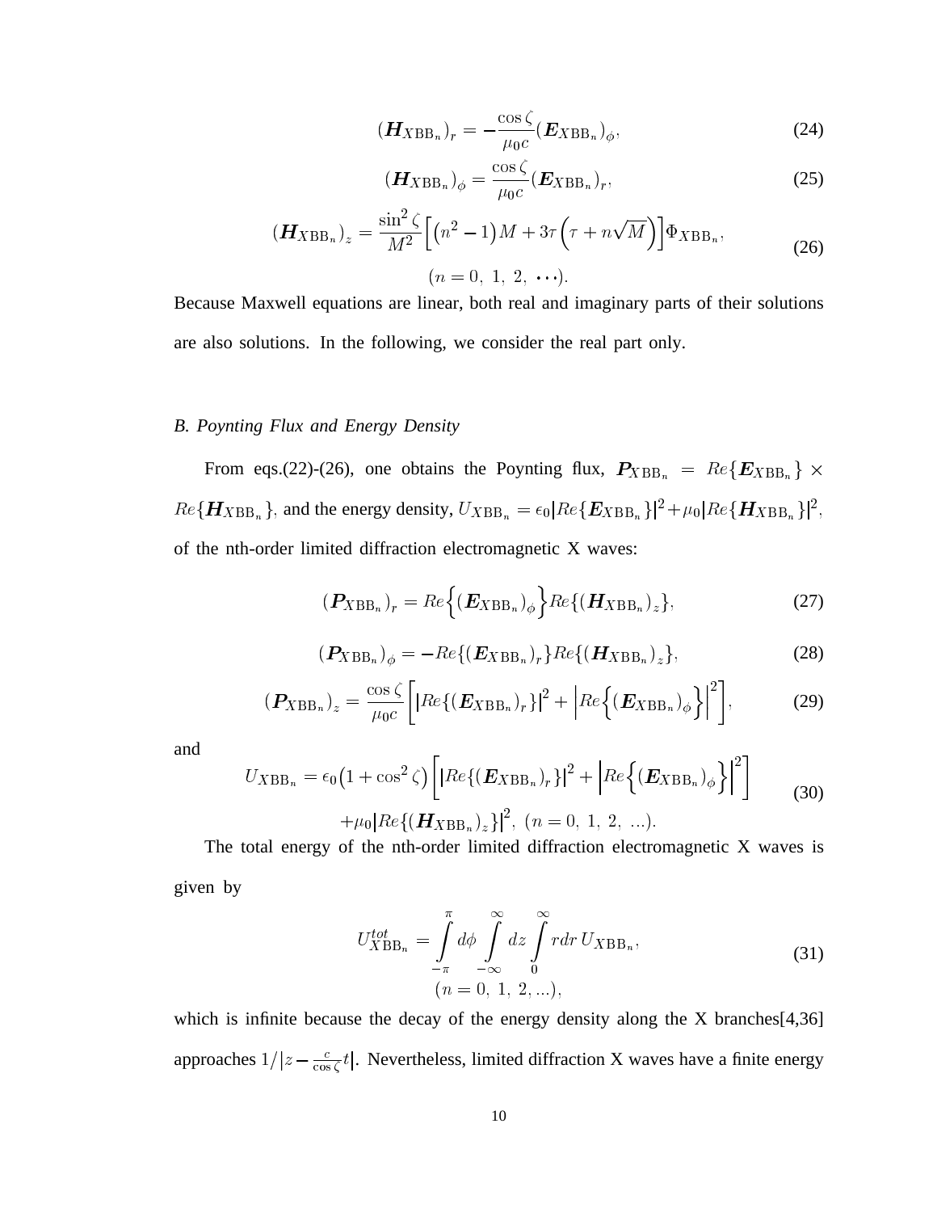$$(\boldsymbol{H}_{X\mathrm{BB}_n})_r = -\frac{\cos\zeta}{\mu_0 c}(\boldsymbol{E}_{X\mathrm{BB}_n})_\phi, \tag{24}$$

$$(\boldsymbol{H}_{X\mathrm{BB}_n})_\phi = \frac{\cos\zeta}{\mu_0 c}(\boldsymbol{E}_{X\mathrm{BB}_n})_r, \tag{25}$$

$$(\boldsymbol{H}_{X\mathrm{BB}_n})_z = \frac{\sin^2\zeta}{M^2}\left[\left(n^2-1\right)M + 3\tau\left(\tau + n\sqrt{M}\right)\right]\Phi_{X\mathrm{BB}_n}, \tag{26}$$
$$(n = 0,\ 1,\ 2,\ \cdots).$$

Because Maxwell equations are linear, both real and imaginary parts of their solutions are also solutions. In the following, we consider the real part only.

### *B. Poynting Flux and Energy Density*

From eqs.(22)-(26), one obtains the Poynting flux, $\boldsymbol{P}_{X\mathrm{BB}_n} = Re\{\boldsymbol{E}_{X\mathrm{BB}_n}\} \times Re\{\boldsymbol{H}_{X\mathrm{BB}_n}\}$, and the energy density, $U_{X\mathrm{BB}_n} = \epsilon_0 |Re\{\boldsymbol{E}_{X\mathrm{BB}_n}\}|^2 + \mu_0 |Re\{\boldsymbol{H}_{X\mathrm{BB}_n}\}|^2$, of the nth-order limited diffraction electromagnetic X waves:

$$(\boldsymbol{P}_{X\mathrm{BB}_n})_r = Re\left\{(\boldsymbol{E}_{X\mathrm{BB}_n})_\phi\right\} Re\{(\boldsymbol{H}_{X\mathrm{BB}_n})_z\}, \tag{27}$$

$$(\boldsymbol{P}_{X\mathrm{BB}_n})_\phi = -Re\{(\boldsymbol{E}_{X\mathrm{BB}_n})_r\} Re\{(\boldsymbol{H}_{X\mathrm{BB}_n})_z\}, \tag{28}$$

$$(\boldsymbol{P}_{X\mathrm{BB}_n})_z = \frac{\cos\zeta}{\mu_0 c}\left[\left|Re\{(\boldsymbol{E}_{X\mathrm{BB}_n})_r\}\right|^2 + \left|Re\left\{(\boldsymbol{E}_{X\mathrm{BB}_n})_\phi\right\}\right|^2\right], \tag{29}$$

and

$$U_{X\mathrm{BB}_n} = \epsilon_0\left(1+\cos^2\zeta\right)\left[\left|Re\{(\boldsymbol{E}_{X\mathrm{BB}_n})_r\}\right|^2 + \left|Re\left\{(\boldsymbol{E}_{X\mathrm{BB}_n})_\phi\right\}\right|^2\right] + \mu_0\left|Re\{(\boldsymbol{H}_{X\mathrm{BB}_n})_z\}\right|^2,\ (n = 0,\ 1,\ 2,\ \ldots). \tag{30}$$

The total energy of the nth-order limited diffraction electromagnetic X waves is given by

$$U^{tot}_{X\mathrm{BB}_n} = \int_{-\pi}^{\pi} d\phi \int_{-\infty}^{\infty} dz \int_{0}^{\infty} r dr\, U_{X\mathrm{BB}_n}, \tag{31}$$
$$(n = 0,\ 1,\ 2, \ldots),$$

which is infinite because the decay of the energy density along the X branches[4,36] approaches $1/\left|z - \frac{c}{\cos\zeta}t\right|$. Nevertheless, limited diffraction X waves have a finite energy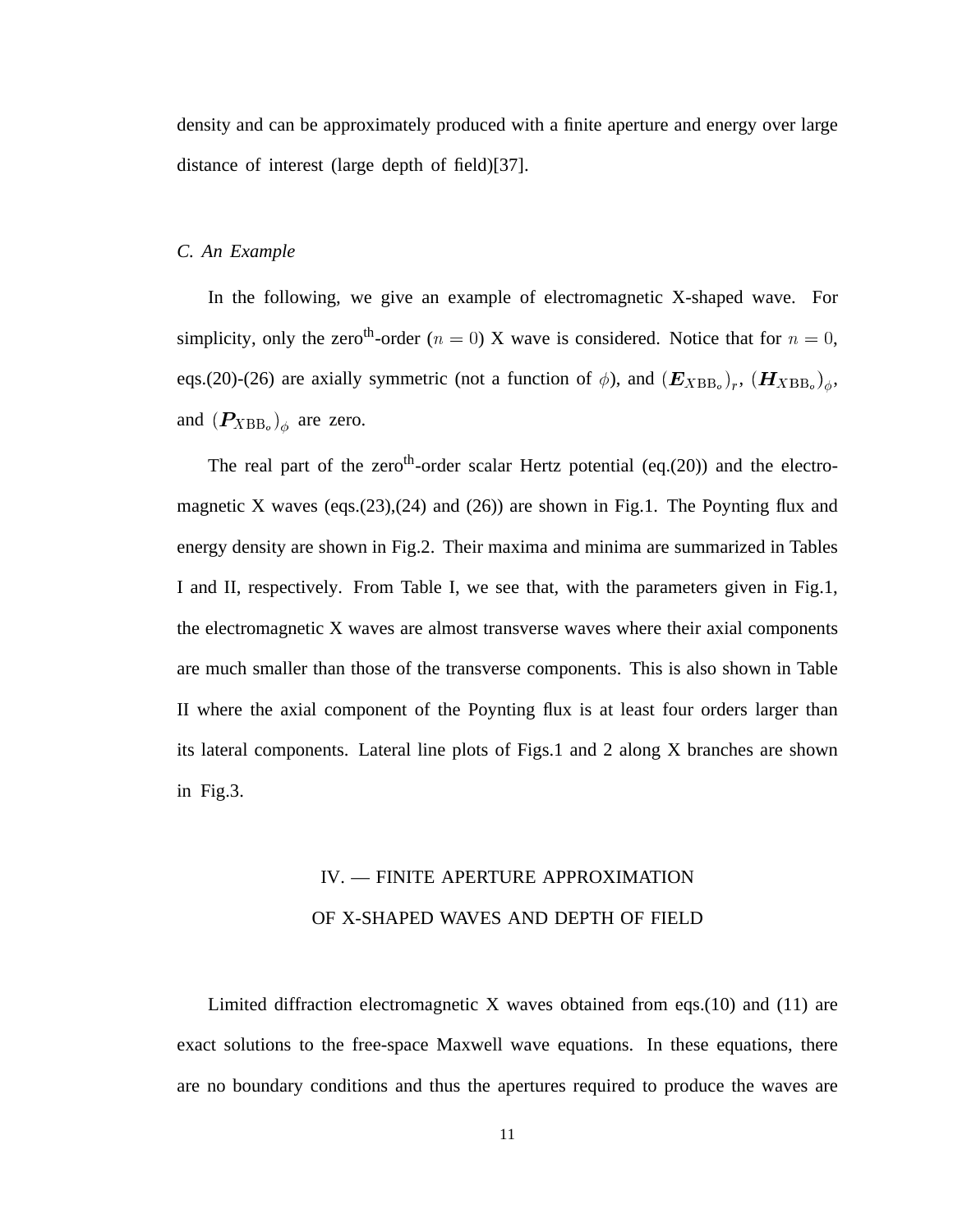density and can be approximately produced with a finite aperture and energy over large distance of interest (large depth of field)[37].

### *C. An Example*

In the following, we give an example of electromagnetic X-shaped wave. For simplicity, only the zero<sup>th</sup>-order ($n = 0$) X wave is considered. Notice that for $n = 0$, eqs.(20)-(26) are axially symmetric (not a function of $\phi$), and $(\boldsymbol{E}_{X\text{BB}_o})_r$, $(\boldsymbol{H}_{X\text{BB}_o})_\phi$, and $(\boldsymbol{P}_{X\text{BB}_o})_\phi$ are zero.

The real part of the zero$^{\text{th}}$-order scalar Hertz potential (eq.(20)) and the electromagnetic X waves (eqs.(23),(24) and (26)) are shown in Fig.1. The Poynting flux and energy density are shown in Fig.2. Their maxima and minima are summarized in Tables I and II, respectively. From Table I, we see that, with the parameters given in Fig.1, the electromagnetic X waves are almost transverse waves where their axial components are much smaller than those of the transverse components. This is also shown in Table II where the axial component of the Poynting flux is at least four orders larger than its lateral components. Lateral line plots of Figs.1 and 2 along X branches are shown in Fig.3.

## IV. — FINITE APERTURE APPROXIMATION OF X-SHAPED WAVES AND DEPTH OF FIELD

Limited diffraction electromagnetic X waves obtained from eqs.(10) and (11) are exact solutions to the free-space Maxwell wave equations. In these equations, there are no boundary conditions and thus the apertures required to produce the waves are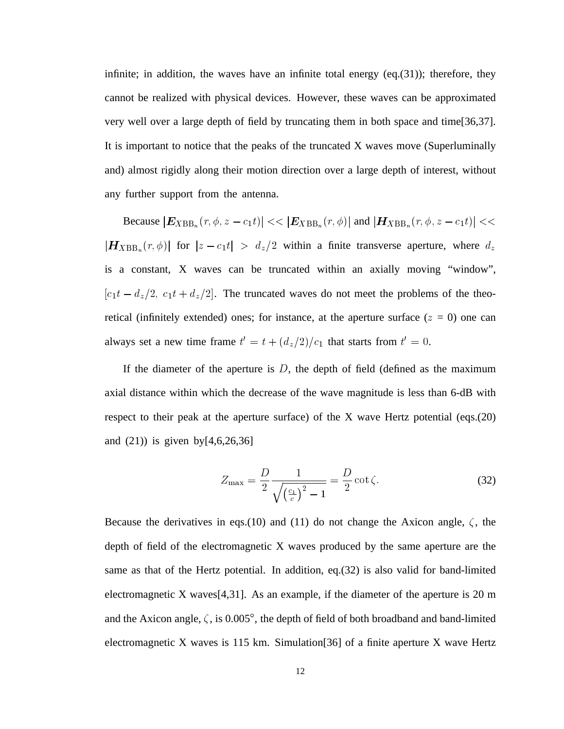infinite; in addition, the waves have an infinite total energy (eq.(31)); therefore, they cannot be realized with physical devices. However, these waves can be approximated very well over a large depth of field by truncating them in both space and time[36,37]. It is important to notice that the peaks of the truncated X waves move (Superluminally and) almost rigidly along their motion direction over a large depth of interest, without any further support from the antenna.

Because $|\boldsymbol{E}_{X\mathrm{BB}_n}(r,\phi,z-c_1t)| << |\boldsymbol{E}_{X\mathrm{BB}_n}(r,\phi)|$ and $|\boldsymbol{H}_{X\mathrm{BB}_n}(r,\phi,z-c_1t)| << |\boldsymbol{H}_{X\mathrm{BB}_n}(r,\phi)|$ for $|z-c_1t| > d_z/2$ within a finite transverse aperture, where $d_z$ is a constant, X waves can be truncated within an axially moving "window", $[c_1t - d_z/2,\ c_1t + d_z/2]$. The truncated waves do not meet the problems of the theoretical (infinitely extended) ones; for instance, at the aperture surface ($z = 0$) one can always set a new time frame $t' = t + (d_z/2)/c_1$ that starts from $t' = 0$.

If the diameter of the aperture is $D$, the depth of field (defined as the maximum axial distance within which the decrease of the wave magnitude is less than 6-dB with respect to their peak at the aperture surface) of the X wave Hertz potential (eqs.(20) and (21)) is given by[4,6,26,36]

$$Z_{\max} = \frac{D}{2}\frac{1}{\sqrt{\left(\frac{c_1}{c}\right)^2 - 1}} = \frac{D}{2}\cot\zeta. \tag{32}$$

Because the derivatives in eqs.(10) and (11) do not change the Axicon angle, $\zeta$, the depth of field of the electromagnetic X waves produced by the same aperture are the same as that of the Hertz potential. In addition, eq.(32) is also valid for band-limited electromagnetic X waves[4,31]. As an example, if the diameter of the aperture is 20 m and the Axicon angle, $\zeta$, is 0.005°, the depth of field of both broadband and band-limited electromagnetic X waves is 115 km. Simulation[36] of a finite aperture X wave Hertz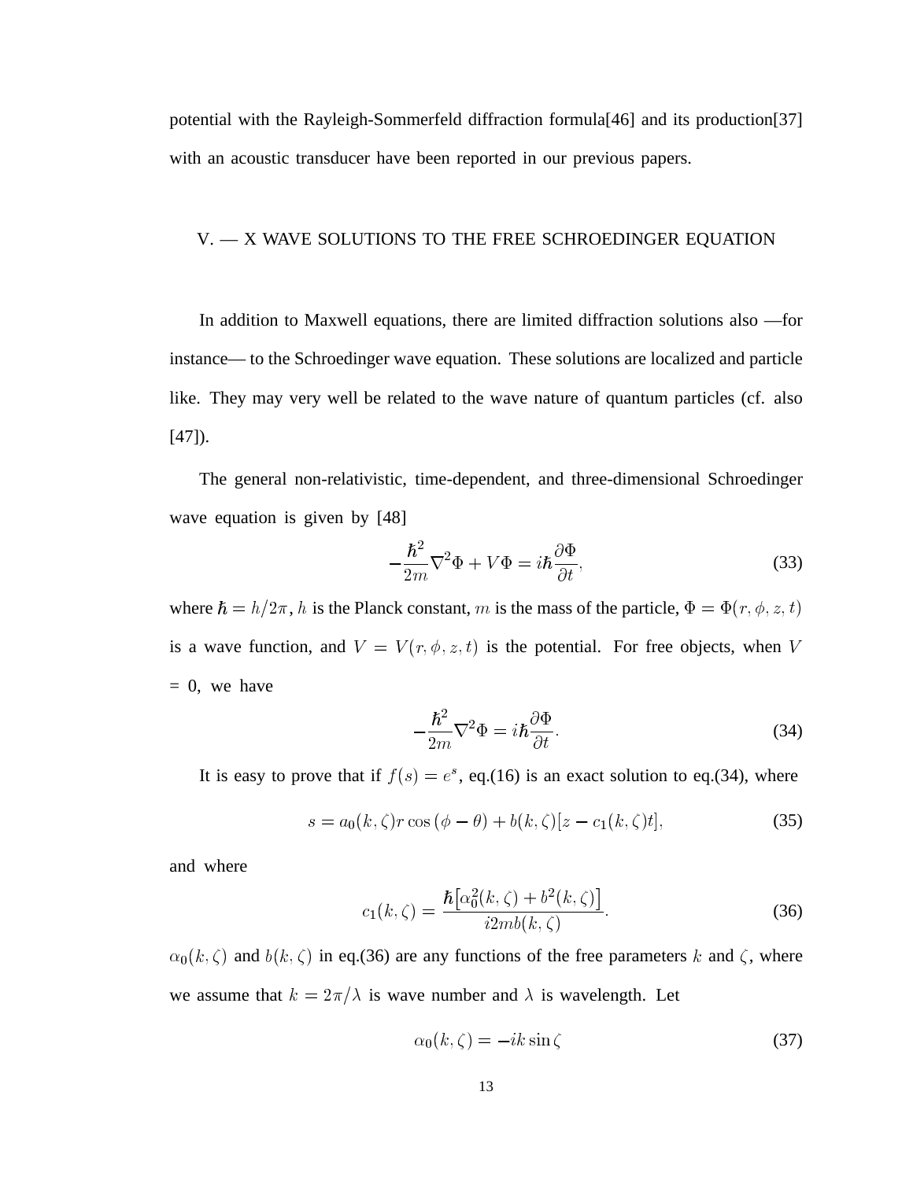potential with the Rayleigh-Sommerfeld diffraction formula[46] and its production[37] with an acoustic transducer have been reported in our previous papers.

## V. — X WAVE SOLUTIONS TO THE FREE SCHROEDINGER EQUATION

In addition to Maxwell equations, there are limited diffraction solutions also —for instance— to the Schroedinger wave equation. These solutions are localized and particle like. They may very well be related to the wave nature of quantum particles (cf. also [47]).

The general non-relativistic, time-dependent, and three-dimensional Schroedinger wave equation is given by [48]

$$-\frac{\hbar^2}{2m}\nabla^2\Phi + V\Phi = i\hbar\frac{\partial\Phi}{\partial t}, \tag{33}$$

where $\hbar = h/2\pi$, $h$ is the Planck constant, $m$ is the mass of the particle, $\Phi = \Phi(r, \phi, z, t)$ is a wave function, and $V = V(r, \phi, z, t)$ is the potential. For free objects, when $V = 0$, we have

$$-\frac{\hbar^2}{2m}\nabla^2\Phi = i\hbar\frac{\partial\Phi}{\partial t}. \tag{34}$$

It is easy to prove that if $f(s) = e^s$, eq.(16) is an exact solution to eq.(34), where

$$s = a_0(k,\zeta) r \cos(\phi - \theta) + b(k,\zeta)[z - c_1(k,\zeta)t], \tag{35}$$

and where

$$c_1(k,\zeta) = \frac{\hbar\left[\alpha_0^2(k,\zeta) + b^2(k,\zeta)\right]}{i2mb(k,\zeta)}. \tag{36}$$

$\alpha_0(k,\zeta)$ and $b(k,\zeta)$ in eq.(36) are any functions of the free parameters $k$ and $\zeta$, where we assume that $k = 2\pi/\lambda$ is wave number and $\lambda$ is wavelength. Let

$$\alpha_0(k,\zeta) = -ik\sin\zeta \tag{37}$$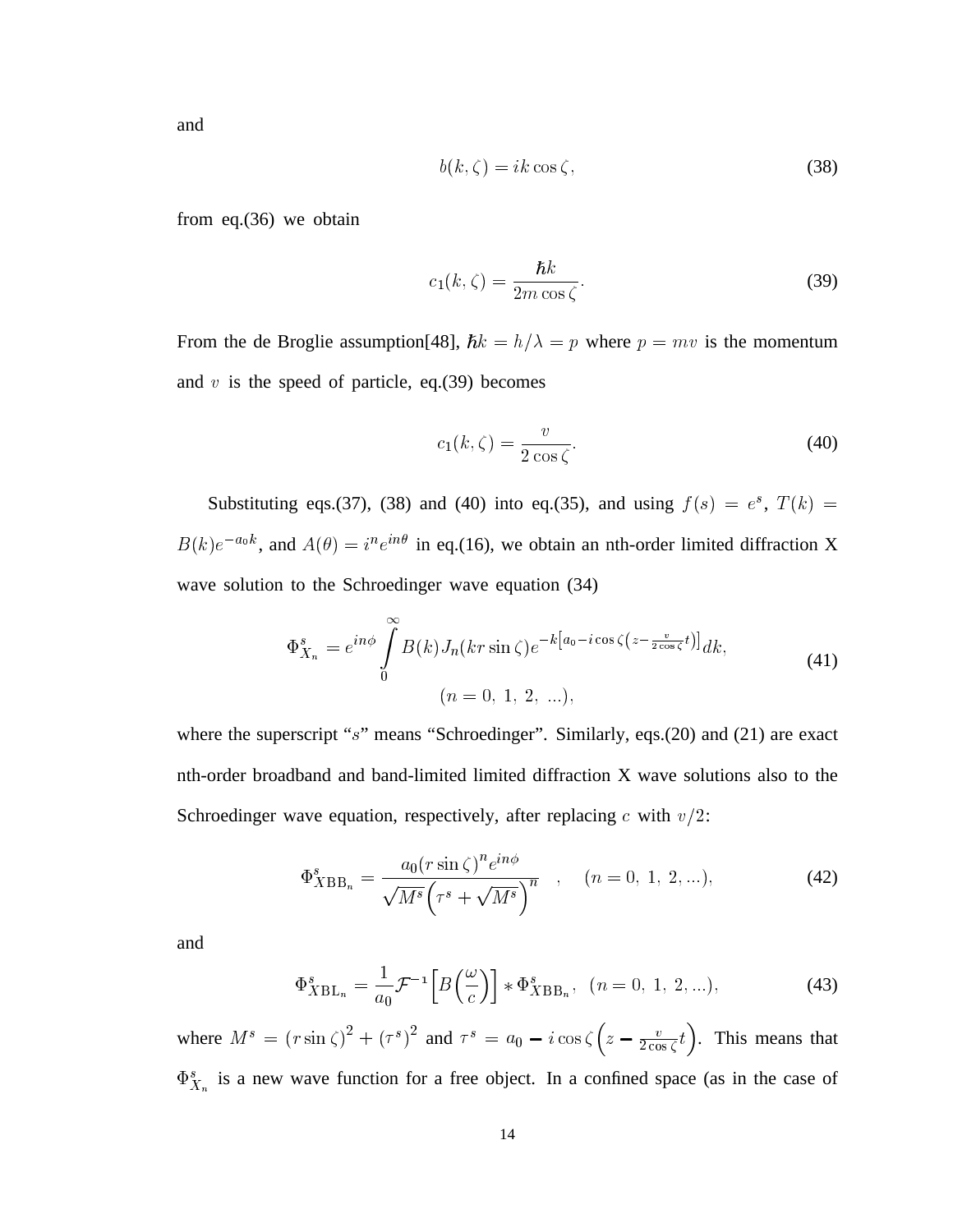and

$$b(k, \zeta) = ik \cos \zeta, \tag{38}$$

from eq.(36) we obtain

$$c_1(k, \zeta) = \frac{\hbar k}{2m \cos \zeta}. \tag{39}$$

From the de Broglie assumption[48], $\hbar k = h/\lambda = p$ where $p = mv$ is the momentum and $v$ is the speed of particle, eq.(39) becomes

$$c_1(k, \zeta) = \frac{v}{2 \cos \zeta}. \tag{40}$$

Substituting eqs.(37), (38) and (40) into eq.(35), and using $f(s) = e^s$, $T(k) = B(k)e^{-a_0 k}$, and $A(\theta) = i^n e^{in\theta}$ in eq.(16), we obtain an nth-order limited diffraction X wave solution to the Schroedinger wave equation (34)

$$\Phi^s_{X_n} = e^{in\phi} \int_0^\infty B(k) J_n(kr \sin \zeta) e^{-k\left[a_0 - i\cos\zeta\left(z - \frac{v}{2\cos\zeta}t\right)\right]} dk, \qquad (n = 0,\ 1,\ 2,\ \ldots), \tag{41}$$

where the superscript "$s$" means "Schroedinger". Similarly, eqs.(20) and (21) are exact nth-order broadband and band-limited limited diffraction X wave solutions also to the Schroedinger wave equation, respectively, after replacing $c$ with $v/2$:

$$\Phi^s_{X\mathrm{BB}_n} = \frac{a_0 (r \sin \zeta)^n e^{in\phi}}{\sqrt{M^s}\left(\tau^s + \sqrt{M^s}\right)^n}, \quad (n = 0,\ 1,\ 2, \ldots), \tag{42}$$

and

$$\Phi^s_{X\mathrm{BL}_n} = \frac{1}{a_0} \mathcal{F}^{-1}\left[B\left(\frac{\omega}{c}\right)\right] * \Phi^s_{X\mathrm{BB}_n}, \quad (n = 0,\ 1,\ 2, \ldots), \tag{43}$$

where $M^s = (r \sin \zeta)^2 + (\tau^s)^2$ and $\tau^s = a_0 - i \cos \zeta \left(z - \frac{v}{2\cos\zeta}t\right)$. This means that $\Phi^s_{X_n}$ is a new wave function for a free object. In a confined space (as in the case of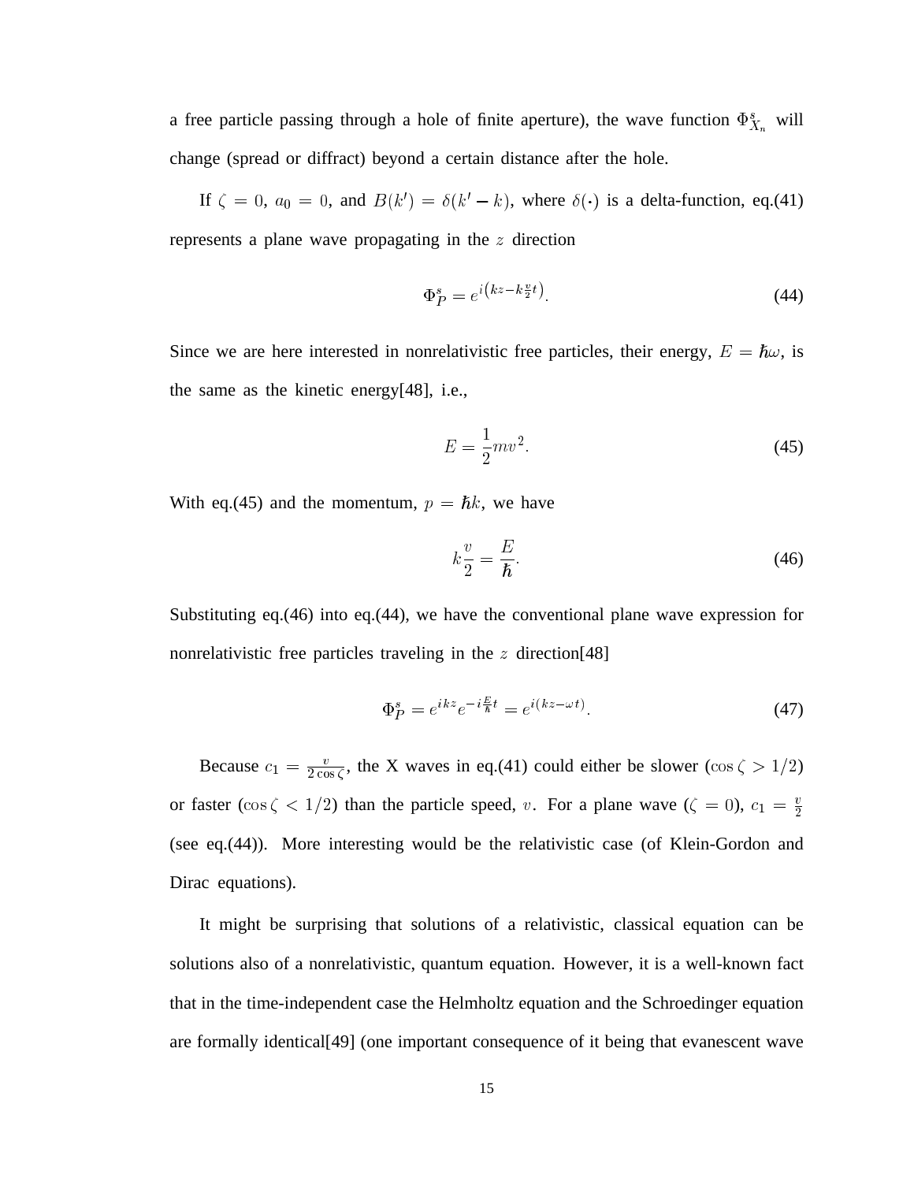a free particle passing through a hole of finite aperture), the wave function $\Phi^s_{X_n}$ will change (spread or diffract) beyond a certain distance after the hole.

If $\zeta = 0$, $a_0 = 0$, and $B(k') = \delta(k' - k)$, where $\delta(\cdot)$ is a delta-function, eq.(41) represents a plane wave propagating in the $z$ direction

$$\Phi^s_P = e^{i\left(kz - k\frac{v}{2}t\right)}. \tag{44}$$

Since we are here interested in nonrelativistic free particles, their energy, $E = \hbar\omega$, is the same as the kinetic energy[48], i.e.,

$$E = \frac{1}{2}mv^2. \tag{45}$$

With eq.(45) and the momentum, $p = \hbar k$, we have

$$k\frac{v}{2} = \frac{E}{\hbar}. \tag{46}$$

Substituting eq.(46) into eq.(44), we have the conventional plane wave expression for nonrelativistic free particles traveling in the $z$ direction[48]

$$\Phi^s_P = e^{ikz}e^{-i\frac{E}{\hbar}t} = e^{i(kz-\omega t)}. \tag{47}$$

Because $c_1 = \frac{v}{2\cos\zeta}$, the X waves in eq.(41) could either be slower ($\cos\zeta > 1/2$) or faster ($\cos\zeta < 1/2$) than the particle speed, $v$. For a plane wave ($\zeta = 0$), $c_1 = \frac{v}{2}$ (see eq.(44)). More interesting would be the relativistic case (of Klein-Gordon and Dirac equations).

It might be surprising that solutions of a relativistic, classical equation can be solutions also of a nonrelativistic, quantum equation. However, it is a well-known fact that in the time-independent case the Helmholtz equation and the Schroedinger equation are formally identical[49] (one important consequence of it being that evanescent wave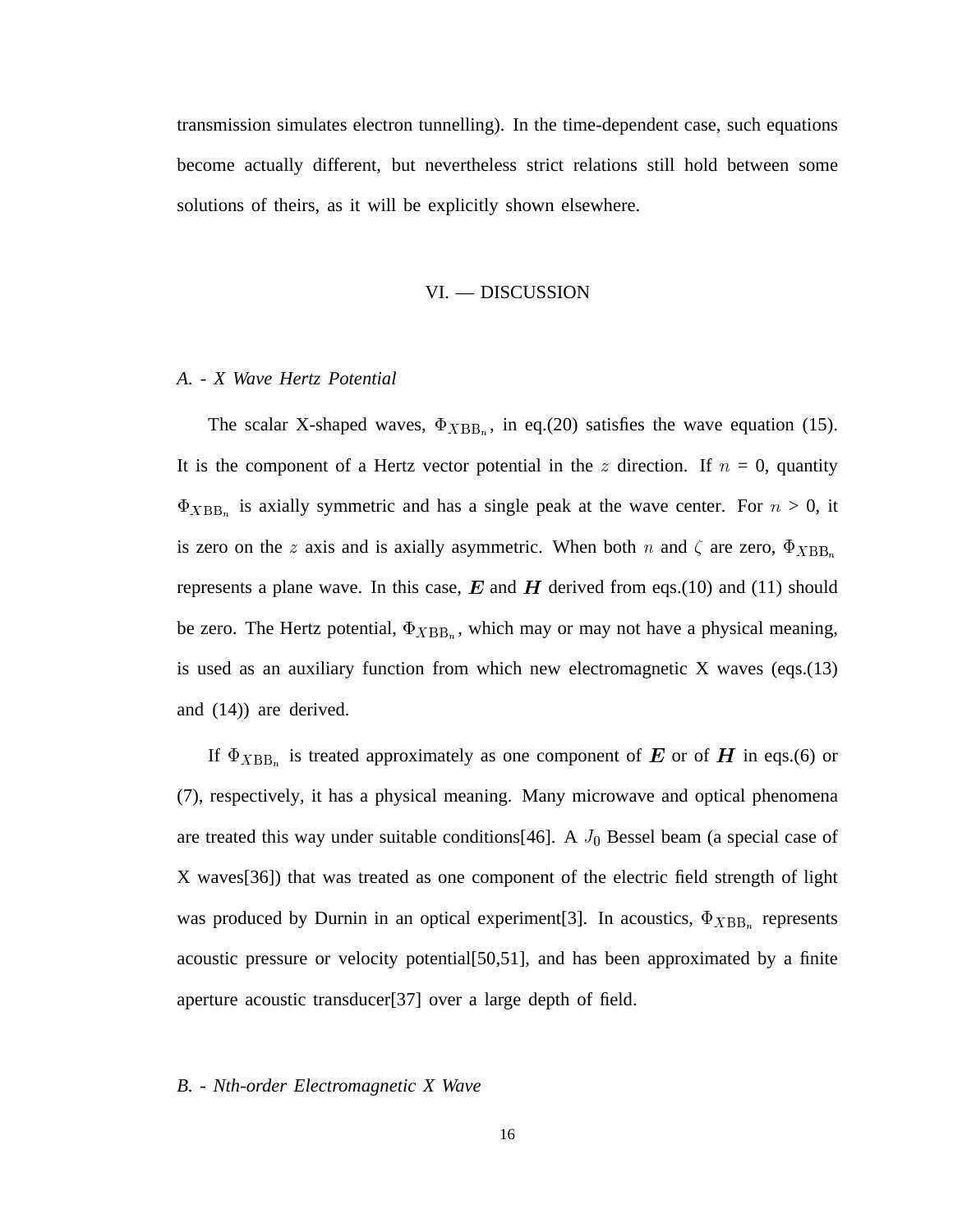transmission simulates electron tunnelling). In the time-dependent case, such equations become actually different, but nevertheless strict relations still hold between some solutions of theirs, as it will be explicitly shown elsewhere.

## VI. — DISCUSSION

### *A. - X Wave Hertz Potential*

The scalar X-shaped waves, $\Phi_{X\text{BB}_n}$, in eq.(20) satisfies the wave equation (15). It is the component of a Hertz vector potential in the $z$ direction. If $n = 0$, quantity $\Phi_{X\text{BB}_n}$ is axially symmetric and has a single peak at the wave center. For $n > 0$, it is zero on the $z$ axis and is axially asymmetric. When both $n$ and $\zeta$ are zero, $\Phi_{X\text{BB}_n}$ represents a plane wave. In this case, $\boldsymbol{E}$ and $\boldsymbol{H}$ derived from eqs.(10) and (11) should be zero. The Hertz potential, $\Phi_{X\text{BB}_n}$, which may or may not have a physical meaning, is used as an auxiliary function from which new electromagnetic X waves (eqs.(13) and (14)) are derived.

If $\Phi_{X\text{BB}_n}$ is treated approximately as one component of $\boldsymbol{E}$ or of $\boldsymbol{H}$ in eqs.(6) or (7), respectively, it has a physical meaning. Many microwave and optical phenomena are treated this way under suitable conditions[46]. A $J_0$ Bessel beam (a special case of X waves[36]) that was treated as one component of the electric field strength of light was produced by Durnin in an optical experiment[3]. In acoustics, $\Phi_{X\text{BB}_n}$ represents acoustic pressure or velocity potential[50,51], and has been approximated by a finite aperture acoustic transducer[37] over a large depth of field.

### *B. - Nth-order Electromagnetic X Wave*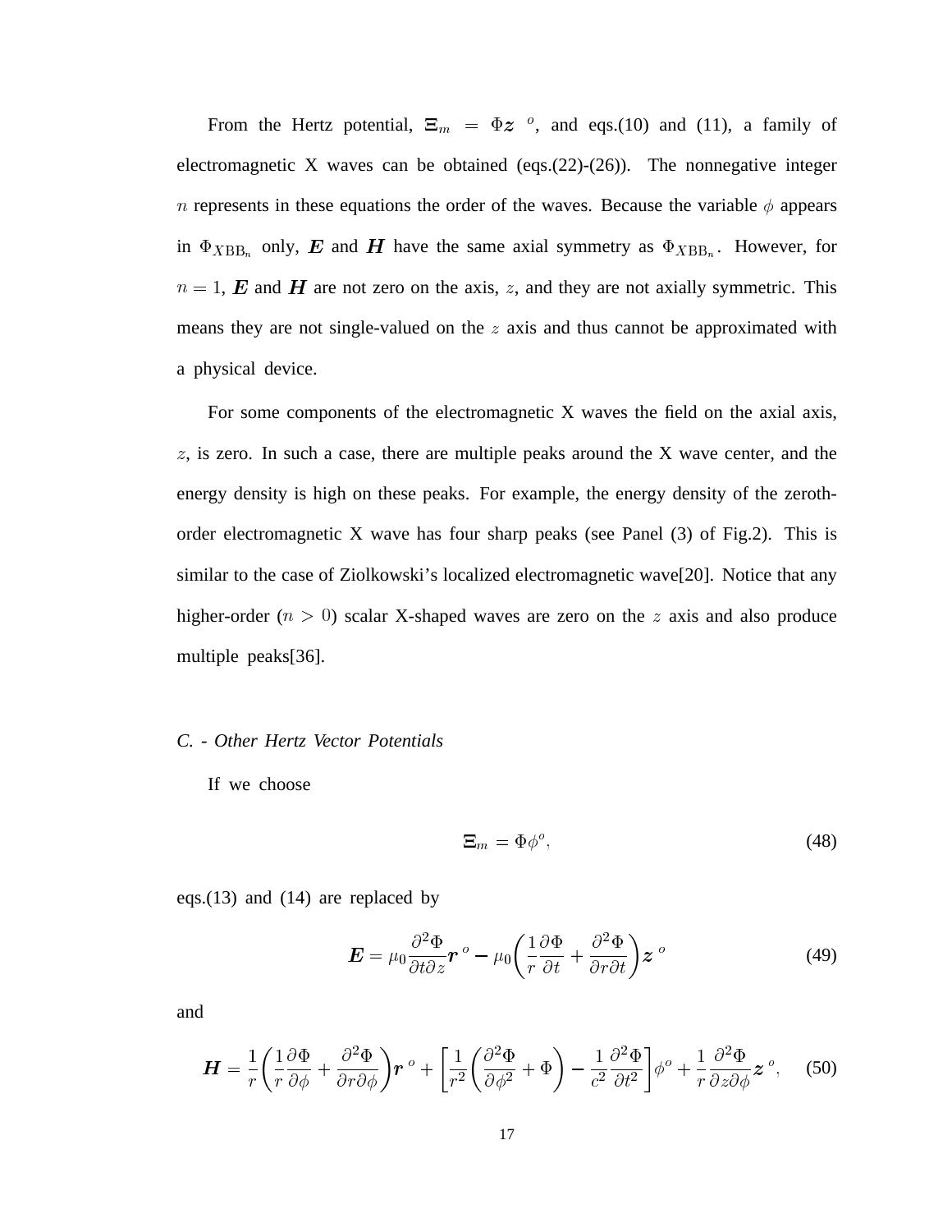From the Hertz potential, $\boldsymbol{\Xi}_m = \Phi \boldsymbol{z}^{\,o}$, and eqs.(10) and (11), a family of electromagnetic X waves can be obtained (eqs.(22)-(26)). The nonnegative integer $n$ represents in these equations the order of the waves. Because the variable $\phi$ appears in $\Phi_{XBB_n}$ only, $\boldsymbol{E}$ and $\boldsymbol{H}$ have the same axial symmetry as $\Phi_{XBB_n}$. However, for $n = 1$, $\boldsymbol{E}$ and $\boldsymbol{H}$ are not zero on the axis, $z$, and they are not axially symmetric. This means they are not single-valued on the $z$ axis and thus cannot be approximated with a physical device.

For some components of the electromagnetic X waves the field on the axial axis, $z$, is zero. In such a case, there are multiple peaks around the X wave center, and the energy density is high on these peaks. For example, the energy density of the zeroth-order electromagnetic X wave has four sharp peaks (see Panel (3) of Fig.2). This is similar to the case of Ziolkowski's localized electromagnetic wave[20]. Notice that any higher-order ($n > 0$) scalar X-shaped waves are zero on the $z$ axis and also produce multiple peaks[36].

### *C. - Other Hertz Vector Potentials*

If we choose

$$\boldsymbol{\Xi}_m = \Phi \phi^o, \tag{48}$$

eqs.(13) and (14) are replaced by

$$\boldsymbol{E} = \mu_0 \frac{\partial^2 \Phi}{\partial t \partial z} \boldsymbol{r}^{\,o} - \mu_0 \left( \frac{1}{r} \frac{\partial \Phi}{\partial t} + \frac{\partial^2 \Phi}{\partial r \partial t} \right) \boldsymbol{z}^{\,o} \tag{49}$$

and

$$\boldsymbol{H} = \frac{1}{r} \left( \frac{1}{r} \frac{\partial \Phi}{\partial \phi} + \frac{\partial^2 \Phi}{\partial r \partial \phi} \right) \boldsymbol{r}^{\,o} + \left[ \frac{1}{r^2} \left( \frac{\partial^2 \Phi}{\partial \phi^2} + \Phi \right) - \frac{1}{c^2} \frac{\partial^2 \Phi}{\partial t^2} \right] \phi^o + \frac{1}{r} \frac{\partial^2 \Phi}{\partial z \partial \phi} \boldsymbol{z}^{\,o}, \tag{50}$$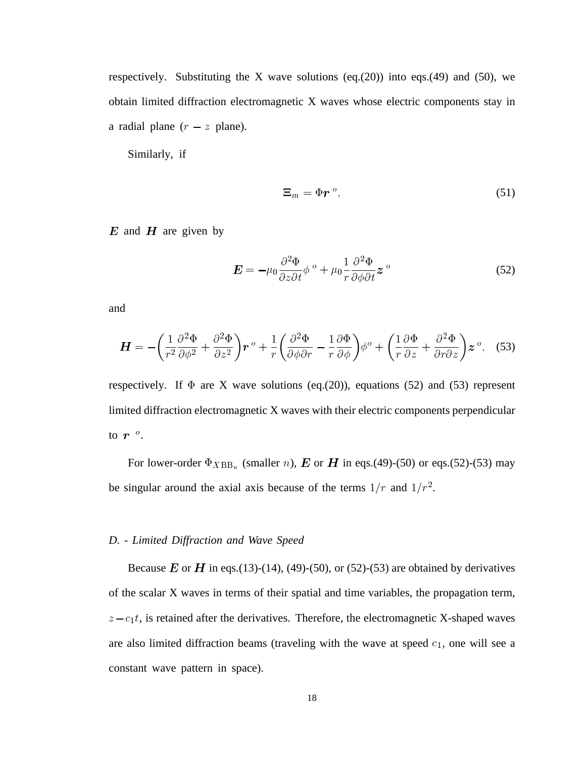respectively. Substituting the X wave solutions (eq.(20)) into eqs.(49) and (50), we obtain limited diffraction electromagnetic X waves whose electric components stay in a radial plane ($r - z$ plane).

Similarly, if

$$\Xi_m = \Phi \boldsymbol{r}^{\,o}, \tag{51}$$

$\boldsymbol{E}$ and $\boldsymbol{H}$ are given by

$$\boldsymbol{E} = -\mu_0 \frac{\partial^2 \Phi}{\partial z \partial t} \phi^{\,o} + \mu_0 \frac{1}{r} \frac{\partial^2 \Phi}{\partial \phi \partial t} \boldsymbol{z}^{\,o} \tag{52}$$

and

$$\boldsymbol{H} = -\left( \frac{1}{r^2} \frac{\partial^2 \Phi}{\partial \phi^2} + \frac{\partial^2 \Phi}{\partial z^2} \right) \boldsymbol{r}^{\,o} + \frac{1}{r} \left( \frac{\partial^2 \Phi}{\partial \phi \partial r} - \frac{1}{r} \frac{\partial \Phi}{\partial \phi} \right) \phi^o + \left( \frac{1}{r} \frac{\partial \Phi}{\partial z} + \frac{\partial^2 \Phi}{\partial r \partial z} \right) \boldsymbol{z}^{\,o}, \tag{53}$$

respectively. If $\Phi$ are X wave solutions (eq.(20)), equations (52) and (53) represent limited diffraction electromagnetic X waves with their electric components perpendicular to $\boldsymbol{r}^{\,o}$.

For lower-order $\Phi_{XBB_n}$ (smaller $n$), $\boldsymbol{E}$ or $\boldsymbol{H}$ in eqs.(49)-(50) or eqs.(52)-(53) may be singular around the axial axis because of the terms $1/r$ and $1/r^2$.

### *D. - Limited Diffraction and Wave Speed*

Because $\boldsymbol{E}$ or $\boldsymbol{H}$ in eqs.(13)-(14), (49)-(50), or (52)-(53) are obtained by derivatives of the scalar X waves in terms of their spatial and time variables, the propagation term, $z - c_1 t$, is retained after the derivatives. Therefore, the electromagnetic X-shaped waves are also limited diffraction beams (traveling with the wave at speed $c_1$, one will see a constant wave pattern in space).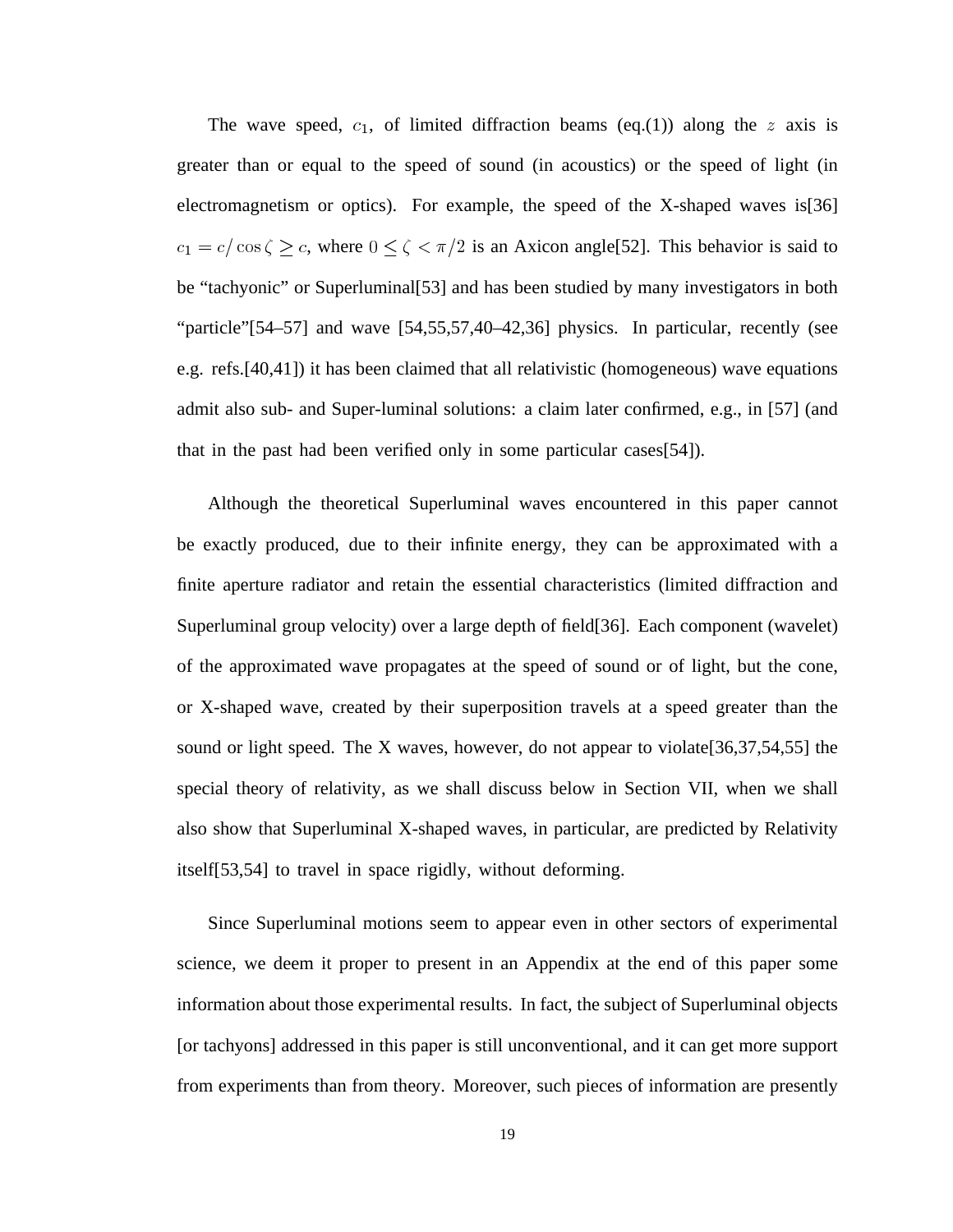The wave speed, $c_1$, of limited diffraction beams (eq.(1)) along the $z$ axis is greater than or equal to the speed of sound (in acoustics) or the speed of light (in electromagnetism or optics). For example, the speed of the X-shaped waves is[36] $c_1 = c/\cos\zeta \geq c$, where $0 \leq \zeta < \pi/2$ is an Axicon angle[52]. This behavior is said to be "tachyonic" or Superluminal[53] and has been studied by many investigators in both "particle"[54–57] and wave [54,55,57,40–42,36] physics. In particular, recently (see e.g. refs.[40,41]) it has been claimed that all relativistic (homogeneous) wave equations admit also sub- and Super-luminal solutions: a claim later confirmed, e.g., in [57] (and that in the past had been verified only in some particular cases[54]).

Although the theoretical Superluminal waves encountered in this paper cannot be exactly produced, due to their infinite energy, they can be approximated with a finite aperture radiator and retain the essential characteristics (limited diffraction and Superluminal group velocity) over a large depth of field[36]. Each component (wavelet) of the approximated wave propagates at the speed of sound or of light, but the cone, or X-shaped wave, created by their superposition travels at a speed greater than the sound or light speed. The X waves, however, do not appear to violate[36,37,54,55] the special theory of relativity, as we shall discuss below in Section VII, when we shall also show that Superluminal X-shaped waves, in particular, are predicted by Relativity itself[53,54] to travel in space rigidly, without deforming.

Since Superluminal motions seem to appear even in other sectors of experimental science, we deem it proper to present in an Appendix at the end of this paper some information about those experimental results. In fact, the subject of Superluminal objects [or tachyons] addressed in this paper is still unconventional, and it can get more support from experiments than from theory. Moreover, such pieces of information are presently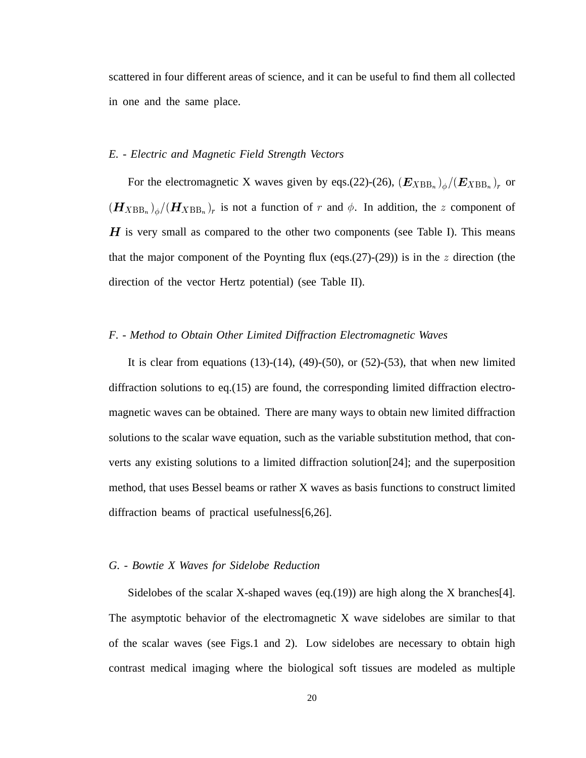scattered in four different areas of science, and it can be useful to find them all collected in one and the same place.

### *E. - Electric and Magnetic Field Strength Vectors*

For the electromagnetic X waves given by eqs.(22)-(26), $(\boldsymbol{E}_{X\mathrm{BB}_n})_\phi/(\boldsymbol{E}_{X\mathrm{BB}_n})_r$ or $(\boldsymbol{H}_{X\mathrm{BB}_n})_\phi/(\boldsymbol{H}_{X\mathrm{BB}_n})_r$ is not a function of $r$ and $\phi$. In addition, the $z$ component of $\boldsymbol{H}$ is very small as compared to the other two components (see Table I). This means that the major component of the Poynting flux (eqs.(27)-(29)) is in the $z$ direction (the direction of the vector Hertz potential) (see Table II).

### *F. - Method to Obtain Other Limited Diffraction Electromagnetic Waves*

It is clear from equations (13)-(14), (49)-(50), or (52)-(53), that when new limited diffraction solutions to eq.(15) are found, the corresponding limited diffraction electromagnetic waves can be obtained. There are many ways to obtain new limited diffraction solutions to the scalar wave equation, such as the variable substitution method, that converts any existing solutions to a limited diffraction solution[24]; and the superposition method, that uses Bessel beams or rather X waves as basis functions to construct limited diffraction beams of practical usefulness[6,26].

### *G. - Bowtie X Waves for Sidelobe Reduction*

Sidelobes of the scalar X-shaped waves (eq.(19)) are high along the X branches[4]. The asymptotic behavior of the electromagnetic X wave sidelobes are similar to that of the scalar waves (see Figs.1 and 2). Low sidelobes are necessary to obtain high contrast medical imaging where the biological soft tissues are modeled as multiple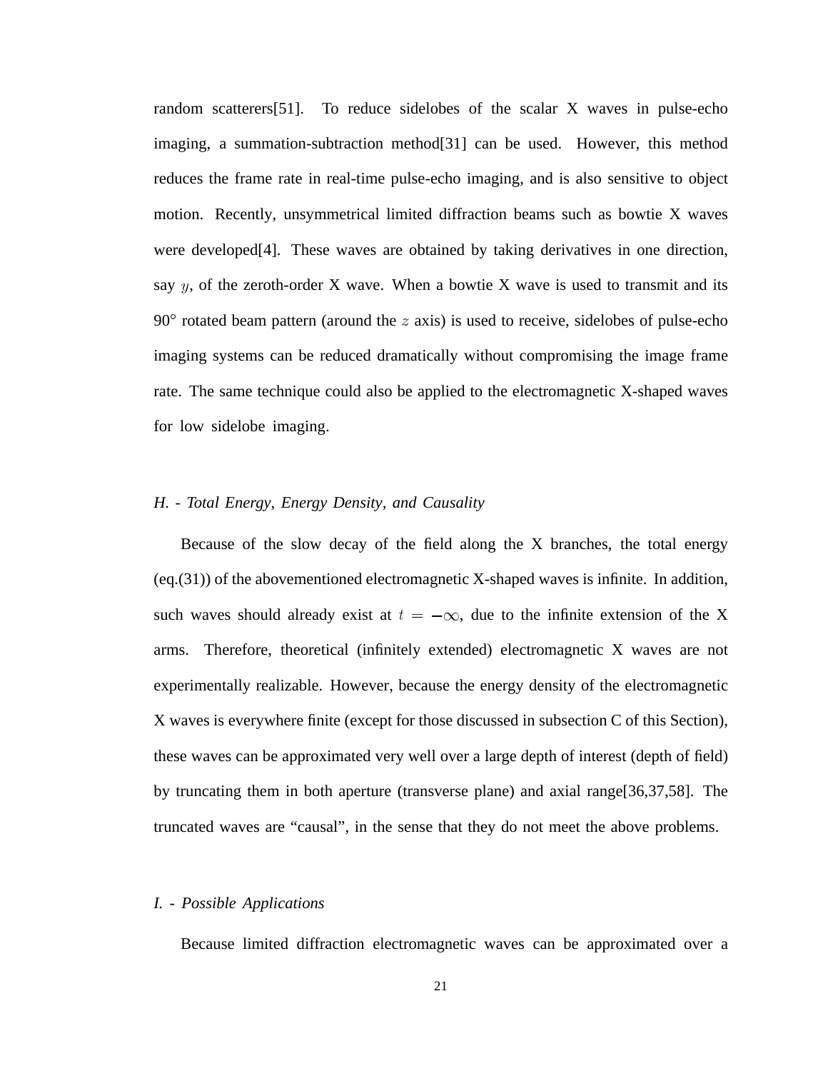random scatterers[51]. To reduce sidelobes of the scalar X waves in pulse-echo imaging, a summation-subtraction method[31] can be used. However, this method reduces the frame rate in real-time pulse-echo imaging, and is also sensitive to object motion. Recently, unsymmetrical limited diffraction beams such as bowtie X waves were developed[4]. These waves are obtained by taking derivatives in one direction, say $y$, of the zeroth-order X wave. When a bowtie X wave is used to transmit and its 90° rotated beam pattern (around the $z$ axis) is used to receive, sidelobes of pulse-echo imaging systems can be reduced dramatically without compromising the image frame rate. The same technique could also be applied to the electromagnetic X-shaped waves for low sidelobe imaging.

*H. - Total Energy, Energy Density, and Causality*

Because of the slow decay of the field along the X branches, the total energy (eq.(31)) of the abovementioned electromagnetic X-shaped waves is infinite. In addition, such waves should already exist at $t = -\infty$, due to the infinite extension of the X arms. Therefore, theoretical (infinitely extended) electromagnetic X waves are not experimentally realizable. However, because the energy density of the electromagnetic X waves is everywhere finite (except for those discussed in subsection C of this Section), these waves can be approximated very well over a large depth of interest (depth of field) by truncating them in both aperture (transverse plane) and axial range[36,37,58]. The truncated waves are "causal", in the sense that they do not meet the above problems.

*I. - Possible Applications*

Because limited diffraction electromagnetic waves can be approximated over a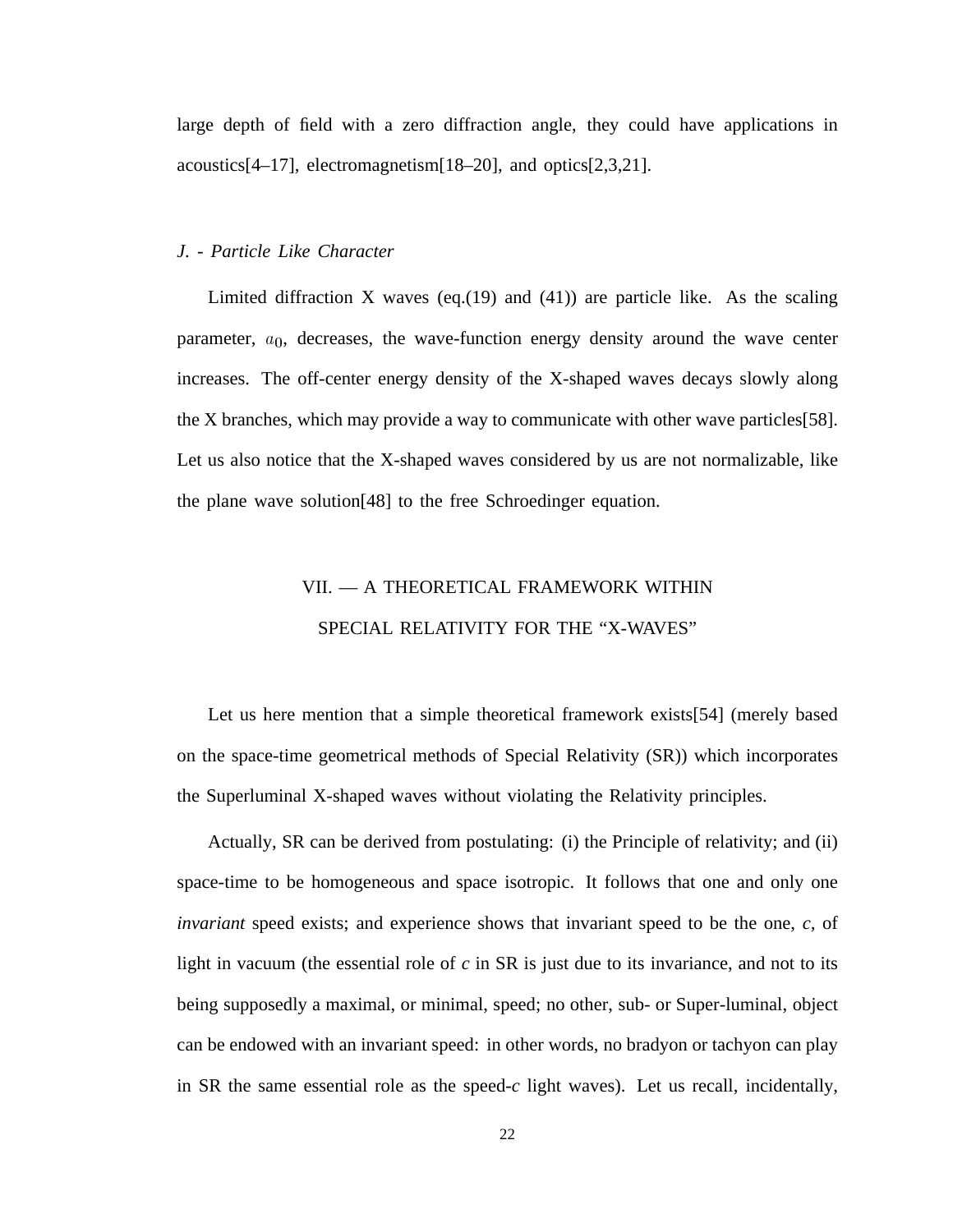large depth of field with a zero diffraction angle, they could have applications in acoustics[4–17], electromagnetism[18–20], and optics[2,3,21].

*J. - Particle Like Character*

Limited diffraction X waves (eq.(19) and (41)) are particle like. As the scaling parameter, $a_0$, decreases, the wave-function energy density around the wave center increases. The off-center energy density of the X-shaped waves decays slowly along the X branches, which may provide a way to communicate with other wave particles[58]. Let us also notice that the X-shaped waves considered by us are not normalizable, like the plane wave solution[48] to the free Schroedinger equation.

## VII. — A THEORETICAL FRAMEWORK WITHIN SPECIAL RELATIVITY FOR THE "X-WAVES"

Let us here mention that a simple theoretical framework exists[54] (merely based on the space-time geometrical methods of Special Relativity (SR)) which incorporates the Superluminal X-shaped waves without violating the Relativity principles.

Actually, SR can be derived from postulating: (i) the Principle of relativity; and (ii) space-time to be homogeneous and space isotropic. It follows that one and only one *invariant* speed exists; and experience shows that invariant speed to be the one, *c*, of light in vacuum (the essential role of *c* in SR is just due to its invariance, and not to its being supposedly a maximal, or minimal, speed; no other, sub- or Super-luminal, object can be endowed with an invariant speed: in other words, no bradyon or tachyon can play in SR the same essential role as the speed-*c* light waves). Let us recall, incidentally,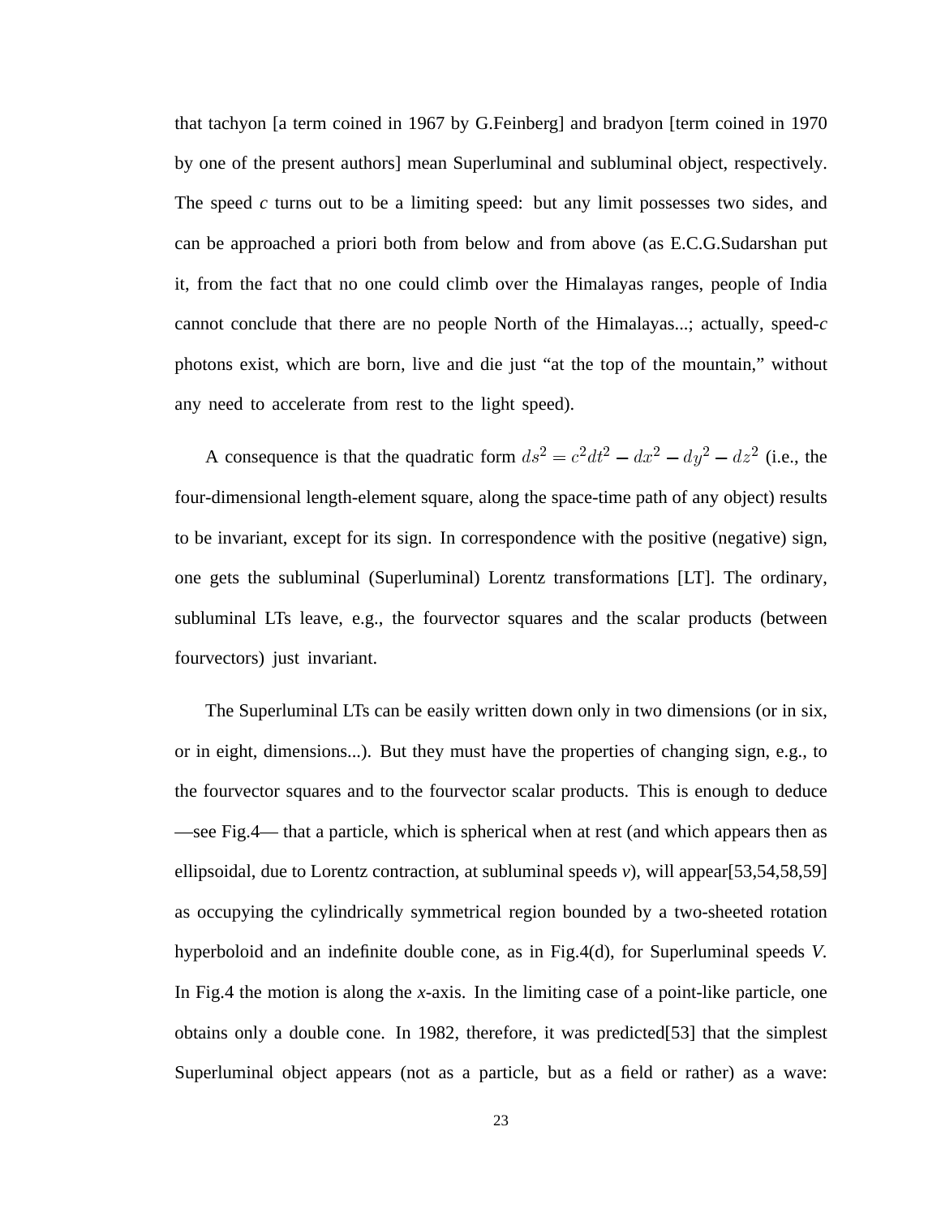that tachyon [a term coined in 1967 by G.Feinberg] and bradyon [term coined in 1970 by one of the present authors] mean Superluminal and subluminal object, respectively. The speed *c* turns out to be a limiting speed: but any limit possesses two sides, and can be approached a priori both from below and from above (as E.C.G.Sudarshan put it, from the fact that no one could climb over the Himalayas ranges, people of India cannot conclude that there are no people North of the Himalayas...; actually, speed-*c* photons exist, which are born, live and die just "at the top of the mountain," without any need to accelerate from rest to the light speed).

A consequence is that the quadratic form $ds^2 = c^2dt^2 - dx^2 - dy^2 - dz^2$ (i.e., the four-dimensional length-element square, along the space-time path of any object) results to be invariant, except for its sign. In correspondence with the positive (negative) sign, one gets the subluminal (Superluminal) Lorentz transformations [LT]. The ordinary, subluminal LTs leave, e.g., the fourvector squares and the scalar products (between fourvectors) just invariant.

The Superluminal LTs can be easily written down only in two dimensions (or in six, or in eight, dimensions...). But they must have the properties of changing sign, e.g., to the fourvector squares and to the fourvector scalar products. This is enough to deduce —see Fig.4— that a particle, which is spherical when at rest (and which appears then as ellipsoidal, due to Lorentz contraction, at subluminal speeds *v*), will appear[53,54,58,59] as occupying the cylindrically symmetrical region bounded by a two-sheeted rotation hyperboloid and an indefinite double cone, as in Fig.4(d), for Superluminal speeds *V*. In Fig.4 the motion is along the *x*-axis. In the limiting case of a point-like particle, one obtains only a double cone. In 1982, therefore, it was predicted[53] that the simplest Superluminal object appears (not as a particle, but as a field or rather) as a wave: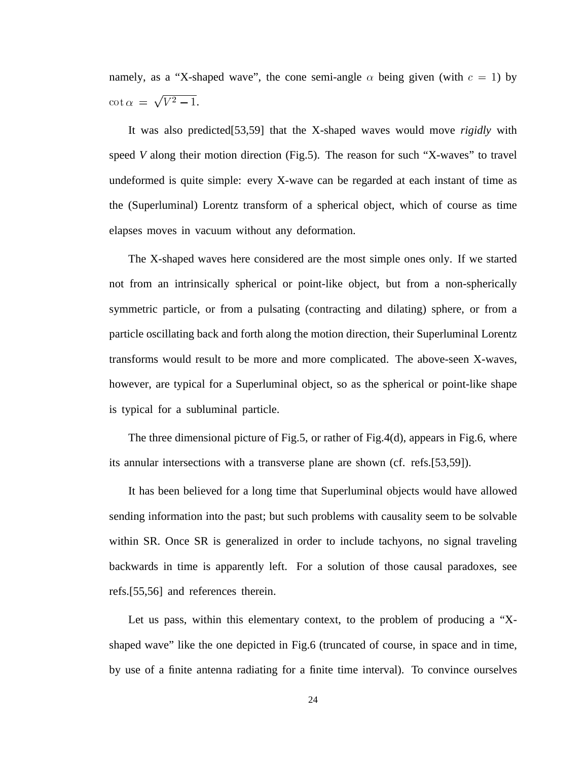namely, as a “X-shaped wave”, the cone semi-angle $\alpha$ being given (with $c = 1$) by $\cot\alpha = \sqrt{V^2 - 1}$.

It was also predicted[53,59] that the X-shaped waves would move *rigidly* with speed *V* along their motion direction (Fig.5). The reason for such “X-waves” to travel undeformed is quite simple: every X-wave can be regarded at each instant of time as the (Superluminal) Lorentz transform of a spherical object, which of course as time elapses moves in vacuum without any deformation.

The X-shaped waves here considered are the most simple ones only. If we started not from an intrinsically spherical or point-like object, but from a non-spherically symmetric particle, or from a pulsating (contracting and dilating) sphere, or from a particle oscillating back and forth along the motion direction, their Superluminal Lorentz transforms would result to be more and more complicated. The above-seen X-waves, however, are typical for a Superluminal object, so as the spherical or point-like shape is typical for a subluminal particle.

The three dimensional picture of Fig.5, or rather of Fig.4(d), appears in Fig.6, where its annular intersections with a transverse plane are shown (cf. refs.[53,59]).

It has been believed for a long time that Superluminal objects would have allowed sending information into the past; but such problems with causality seem to be solvable within SR. Once SR is generalized in order to include tachyons, no signal traveling backwards in time is apparently left. For a solution of those causal paradoxes, see refs.[55,56] and references therein.

Let us pass, within this elementary context, to the problem of producing a “X-shaped wave” like the one depicted in Fig.6 (truncated of course, in space and in time, by use of a finite antenna radiating for a finite time interval). To convince ourselves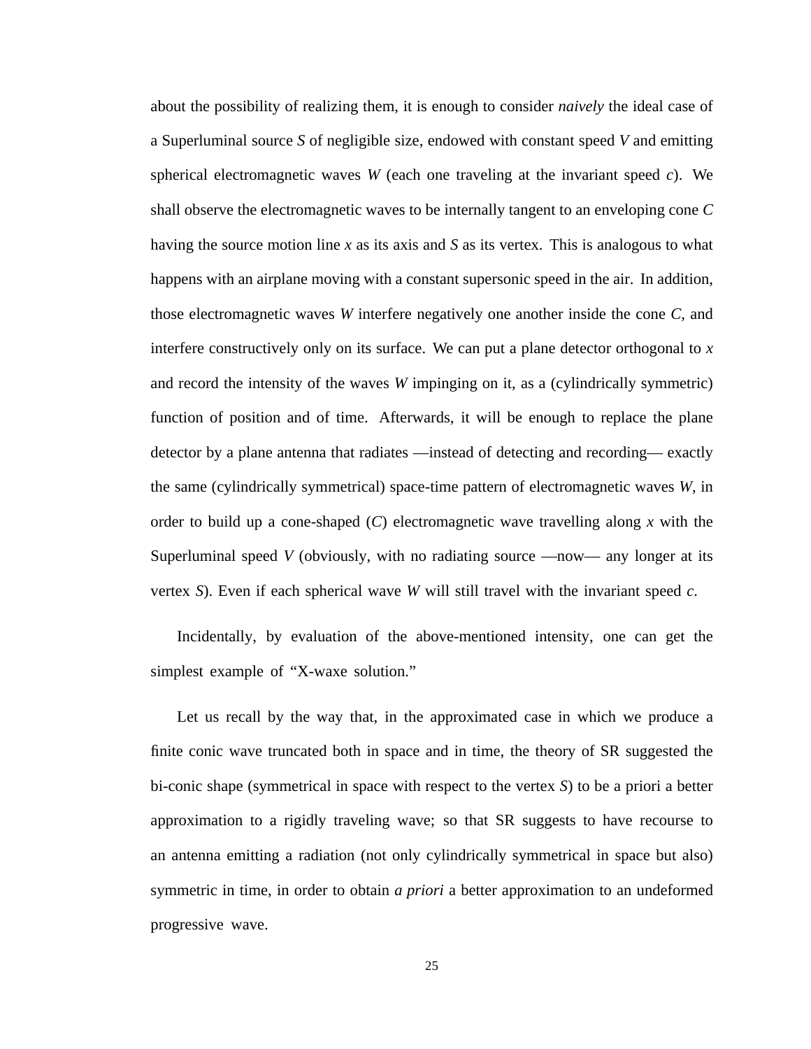about the possibility of realizing them, it is enough to consider *naively* the ideal case of a Superluminal source $S$ of negligible size, endowed with constant speed $V$ and emitting spherical electromagnetic waves $W$ (each one traveling at the invariant speed $c$). We shall observe the electromagnetic waves to be internally tangent to an enveloping cone $C$ having the source motion line $x$ as its axis and $S$ as its vertex. This is analogous to what happens with an airplane moving with a constant supersonic speed in the air. In addition, those electromagnetic waves $W$ interfere negatively one another inside the cone $C$, and interfere constructively only on its surface. We can put a plane detector orthogonal to $x$ and record the intensity of the waves $W$ impinging on it, as a (cylindrically symmetric) function of position and of time. Afterwards, it will be enough to replace the plane detector by a plane antenna that radiates —instead of detecting and recording— exactly the same (cylindrically symmetrical) space-time pattern of electromagnetic waves $W$, in order to build up a cone-shaped ($C$) electromagnetic wave travelling along $x$ with the Superluminal speed $V$ (obviously, with no radiating source —now— any longer at its vertex $S$). Even if each spherical wave $W$ will still travel with the invariant speed $c$.

Incidentally, by evaluation of the above-mentioned intensity, one can get the simplest example of “X-waxe solution.”

Let us recall by the way that, in the approximated case in which we produce a finite conic wave truncated both in space and in time, the theory of SR suggested the bi-conic shape (symmetrical in space with respect to the vertex $S$) to be a priori a better approximation to a rigidly traveling wave; so that SR suggests to have recourse to an antenna emitting a radiation (not only cylindrically symmetrical in space but also) symmetric in time, in order to obtain *a priori* a better approximation to an undeformed progressive wave.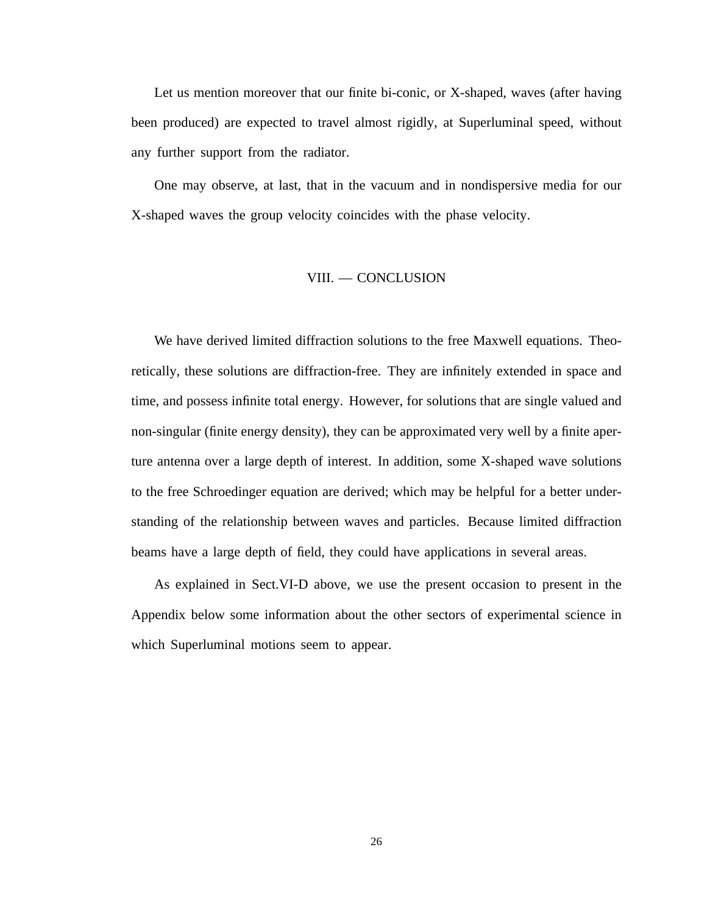Let us mention moreover that our finite bi-conic, or X-shaped, waves (after having been produced) are expected to travel almost rigidly, at Superluminal speed, without any further support from the radiator.

One may observe, at last, that in the vacuum and in nondispersive media for our X-shaped waves the group velocity coincides with the phase velocity.

## VIII. — CONCLUSION

We have derived limited diffraction solutions to the free Maxwell equations. Theoretically, these solutions are diffraction-free. They are infinitely extended in space and time, and possess infinite total energy. However, for solutions that are single valued and non-singular (finite energy density), they can be approximated very well by a finite aperture antenna over a large depth of interest. In addition, some X-shaped wave solutions to the free Schroedinger equation are derived; which may be helpful for a better understanding of the relationship between waves and particles. Because limited diffraction beams have a large depth of field, they could have applications in several areas.

As explained in Sect.VI-D above, we use the present occasion to present in the Appendix below some information about the other sectors of experimental science in which Superluminal motions seem to appear.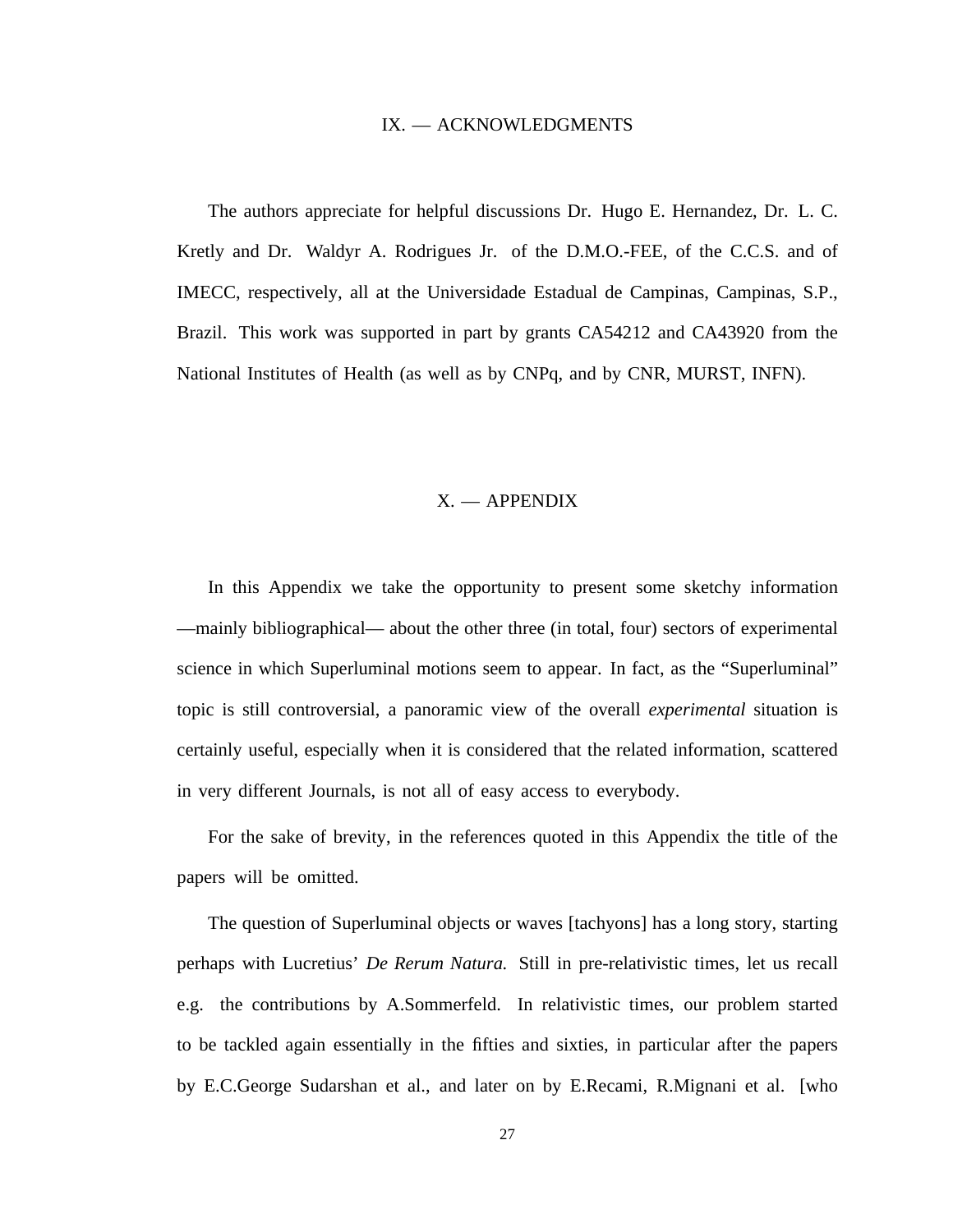## IX. — ACKNOWLEDGMENTS

The authors appreciate for helpful discussions Dr. Hugo E. Hernandez, Dr. L. C. Kretly and Dr. Waldyr A. Rodrigues Jr. of the D.M.O.-FEE, of the C.C.S. and of IMECC, respectively, all at the Universidade Estadual de Campinas, Campinas, S.P., Brazil. This work was supported in part by grants CA54212 and CA43920 from the National Institutes of Health (as well as by CNPq, and by CNR, MURST, INFN).

## X. — APPENDIX

In this Appendix we take the opportunity to present some sketchy information —mainly bibliographical— about the other three (in total, four) sectors of experimental science in which Superluminal motions seem to appear. In fact, as the "Superluminal" topic is still controversial, a panoramic view of the overall *experimental* situation is certainly useful, especially when it is considered that the related information, scattered in very different Journals, is not all of easy access to everybody.

For the sake of brevity, in the references quoted in this Appendix the title of the papers will be omitted.

The question of Superluminal objects or waves [tachyons] has a long story, starting perhaps with Lucretius' *De Rerum Natura.* Still in pre-relativistic times, let us recall e.g. the contributions by A.Sommerfeld. In relativistic times, our problem started to be tackled again essentially in the fifties and sixties, in particular after the papers by E.C.George Sudarshan et al., and later on by E.Recami, R.Mignani et al. [who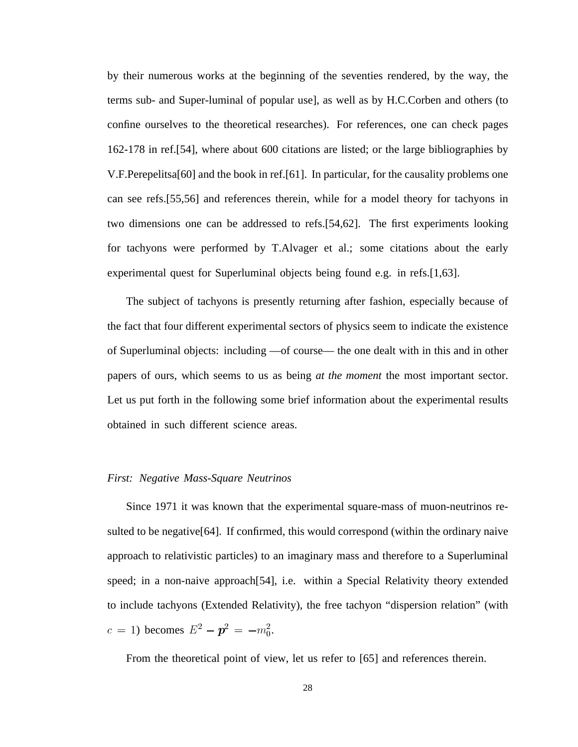by their numerous works at the beginning of the seventies rendered, by the way, the terms sub- and Super-luminal of popular use], as well as by H.C.Corben and others (to confine ourselves to the theoretical researches). For references, one can check pages 162-178 in ref.[54], where about 600 citations are listed; or the large bibliographies by V.F.Perepelitsa[60] and the book in ref.[61]. In particular, for the causality problems one can see refs.[55,56] and references therein, while for a model theory for tachyons in two dimensions one can be addressed to refs.[54,62]. The first experiments looking for tachyons were performed by T.Alvager et al.; some citations about the early experimental quest for Superluminal objects being found e.g. in refs.[1,63].

The subject of tachyons is presently returning after fashion, especially because of the fact that four different experimental sectors of physics seem to indicate the existence of Superluminal objects: including —of course— the one dealt with in this and in other papers of ours, which seems to us as being *at the moment* the most important sector. Let us put forth in the following some brief information about the experimental results obtained in such different science areas.

*First: Negative Mass-Square Neutrinos*

Since 1971 it was known that the experimental square-mass of muon-neutrinos resulted to be negative[64]. If confirmed, this would correspond (within the ordinary naive approach to relativistic particles) to an imaginary mass and therefore to a Superluminal speed; in a non-naive approach[54], i.e. within a Special Relativity theory extended to include tachyons (Extended Relativity), the free tachyon "dispersion relation" (with $c = 1$) becomes $E^2 - \boldsymbol{p}^2 = -m_0^2$.

From the theoretical point of view, let us refer to [65] and references therein.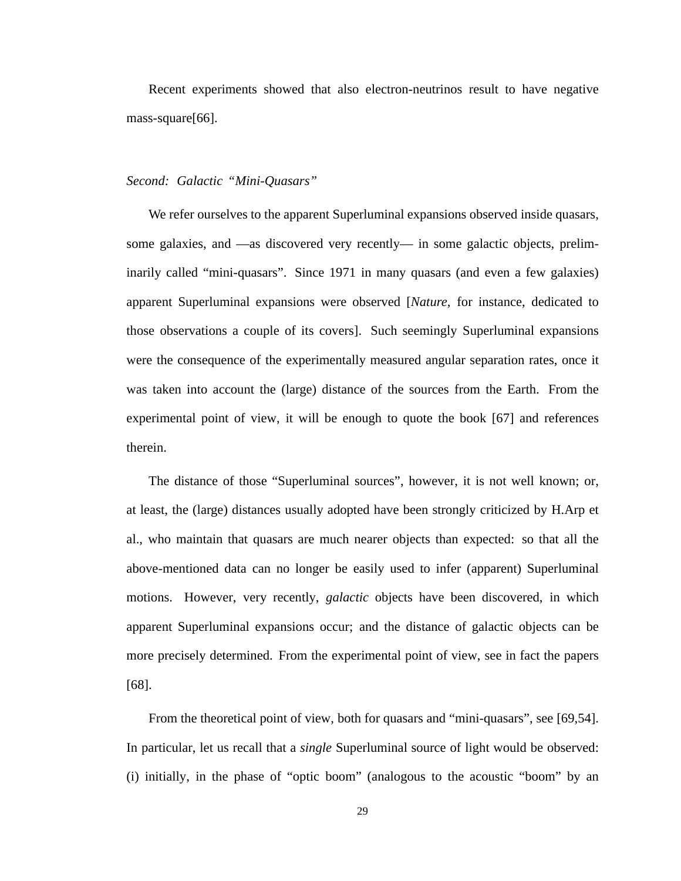Recent experiments showed that also electron-neutrinos result to have negative mass-square[66].

*Second: Galactic "Mini-Quasars"*

We refer ourselves to the apparent Superluminal expansions observed inside quasars, some galaxies, and —as discovered very recently— in some galactic objects, preliminarily called "mini-quasars". Since 1971 in many quasars (and even a few galaxies) apparent Superluminal expansions were observed [*Nature,* for instance, dedicated to those observations a couple of its covers]. Such seemingly Superluminal expansions were the consequence of the experimentally measured angular separation rates, once it was taken into account the (large) distance of the sources from the Earth. From the experimental point of view, it will be enough to quote the book [67] and references therein.

The distance of those "Superluminal sources", however, it is not well known; or, at least, the (large) distances usually adopted have been strongly criticized by H.Arp et al., who maintain that quasars are much nearer objects than expected: so that all the above-mentioned data can no longer be easily used to infer (apparent) Superluminal motions. However, very recently, *galactic* objects have been discovered, in which apparent Superluminal expansions occur; and the distance of galactic objects can be more precisely determined. From the experimental point of view, see in fact the papers [68].

From the theoretical point of view, both for quasars and "mini-quasars", see [69,54]. In particular, let us recall that a *single* Superluminal source of light would be observed: (i) initially, in the phase of "optic boom" (analogous to the acoustic "boom" by an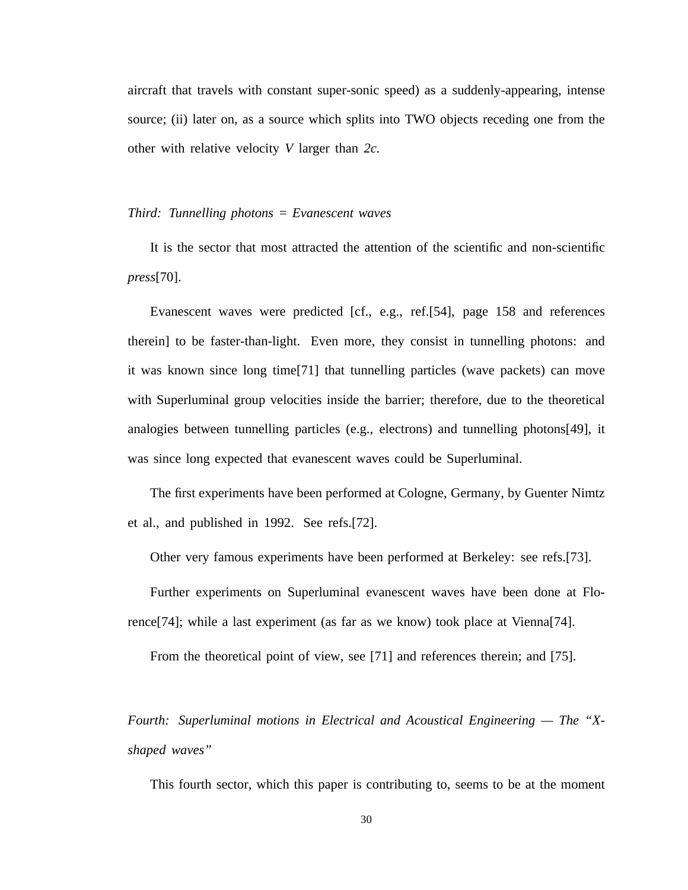aircraft that travels with constant super-sonic speed) as a suddenly-appearing, intense source; (ii) later on, as a source which splits into TWO objects receding one from the other with relative velocity $V$ larger than $2c$.

*Third: Tunnelling photons = Evanescent waves*

It is the sector that most attracted the attention of the scientific and non-scientific *press*[70].

Evanescent waves were predicted [cf., e.g., ref.[54], page 158 and references therein] to be faster-than-light. Even more, they consist in tunnelling photons: and it was known since long time[71] that tunnelling particles (wave packets) can move with Superluminal group velocities inside the barrier; therefore, due to the theoretical analogies between tunnelling particles (e.g., electrons) and tunnelling photons[49], it was since long expected that evanescent waves could be Superluminal.

The first experiments have been performed at Cologne, Germany, by Guenter Nimtz et al., and published in 1992. See refs.[72].

Other very famous experiments have been performed at Berkeley: see refs.[73].

Further experiments on Superluminal evanescent waves have been done at Florence[74]; while a last experiment (as far as we know) took place at Vienna[74].

From the theoretical point of view, see [71] and references therein; and [75].

*Fourth: Superluminal motions in Electrical and Acoustical Engineering — The "X-shaped waves"*

This fourth sector, which this paper is contributing to, seems to be at the moment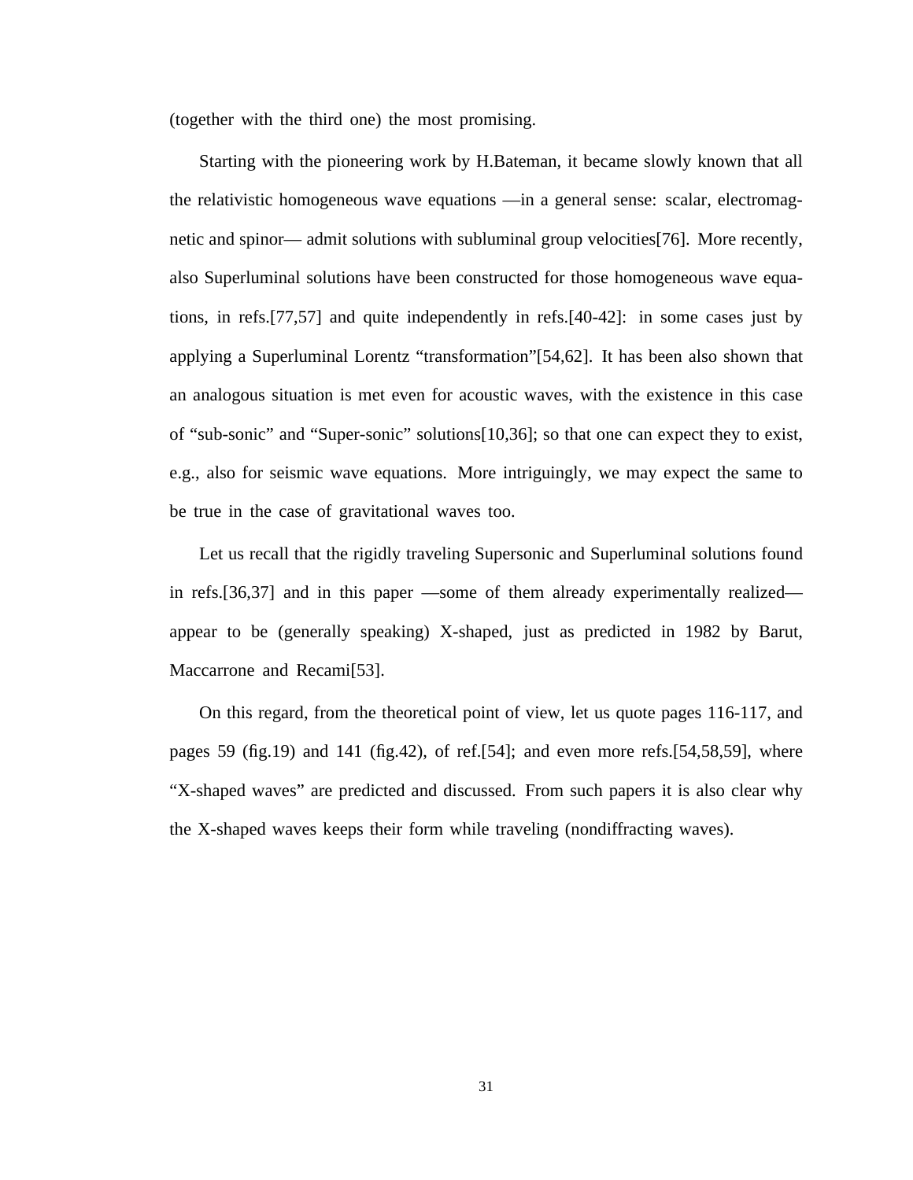(together with the third one) the most promising.

Starting with the pioneering work by H.Bateman, it became slowly known that all the relativistic homogeneous wave equations —in a general sense: scalar, electromagnetic and spinor— admit solutions with subluminal group velocities[76]. More recently, also Superluminal solutions have been constructed for those homogeneous wave equations, in refs.[77,57] and quite independently in refs.[40-42]: in some cases just by applying a Superluminal Lorentz "transformation"[54,62]. It has been also shown that an analogous situation is met even for acoustic waves, with the existence in this case of "sub-sonic" and "Super-sonic" solutions[10,36]; so that one can expect they to exist, e.g., also for seismic wave equations. More intriguingly, we may expect the same to be true in the case of gravitational waves too.

Let us recall that the rigidly traveling Supersonic and Superluminal solutions found in refs.[36,37] and in this paper —some of them already experimentally realized— appear to be (generally speaking) X-shaped, just as predicted in 1982 by Barut, Maccarrone and Recami[53].

On this regard, from the theoretical point of view, let us quote pages 116-117, and pages 59 (fig.19) and 141 (fig.42), of ref.[54]; and even more refs.[54,58,59], where "X-shaped waves" are predicted and discussed. From such papers it is also clear why the X-shaped waves keeps their form while traveling (nondiffracting waves).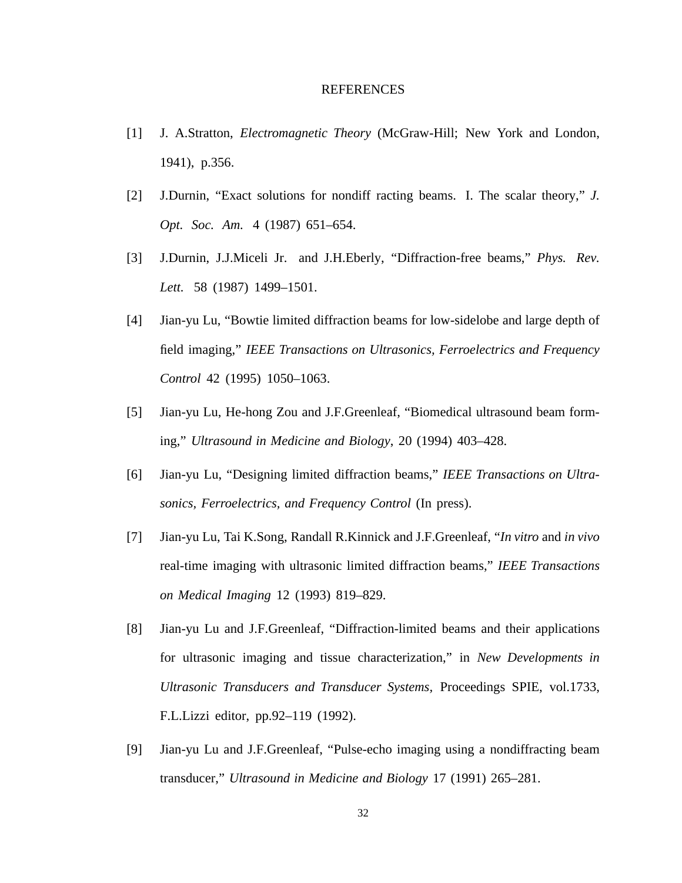# REFERENCES

[1] J. A.Stratton, *Electromagnetic Theory* (McGraw-Hill; New York and London, 1941), p.356.

[2] J.Durnin, "Exact solutions for nondiff racting beams. I. The scalar theory," *J. Opt. Soc. Am.* 4 (1987) 651–654.

[3] J.Durnin, J.J.Miceli Jr. and J.H.Eberly, "Diffraction-free beams," *Phys. Rev. Lett.* 58 (1987) 1499–1501.

[4] Jian-yu Lu, "Bowtie limited diffraction beams for low-sidelobe and large depth of field imaging," *IEEE Transactions on Ultrasonics, Ferroelectrics and Frequency Control* 42 (1995) 1050–1063.

[5] Jian-yu Lu, He-hong Zou and J.F.Greenleaf, "Biomedical ultrasound beam forming," *Ultrasound in Medicine and Biology,* 20 (1994) 403–428.

[6] Jian-yu Lu, "Designing limited diffraction beams," *IEEE Transactions on Ultrasonics, Ferroelectrics, and Frequency Control* (In press).

[7] Jian-yu Lu, Tai K.Song, Randall R.Kinnick and J.F.Greenleaf, "*In vitro* and *in vivo* real-time imaging with ultrasonic limited diffraction beams," *IEEE Transactions on Medical Imaging* 12 (1993) 819–829.

[8] Jian-yu Lu and J.F.Greenleaf, "Diffraction-limited beams and their applications for ultrasonic imaging and tissue characterization," in *New Developments in Ultrasonic Transducers and Transducer Systems*, Proceedings SPIE, vol.1733, F.L.Lizzi editor, pp.92–119 (1992).

[9] Jian-yu Lu and J.F.Greenleaf, "Pulse-echo imaging using a nondiffracting beam transducer," *Ultrasound in Medicine and Biology* 17 (1991) 265–281.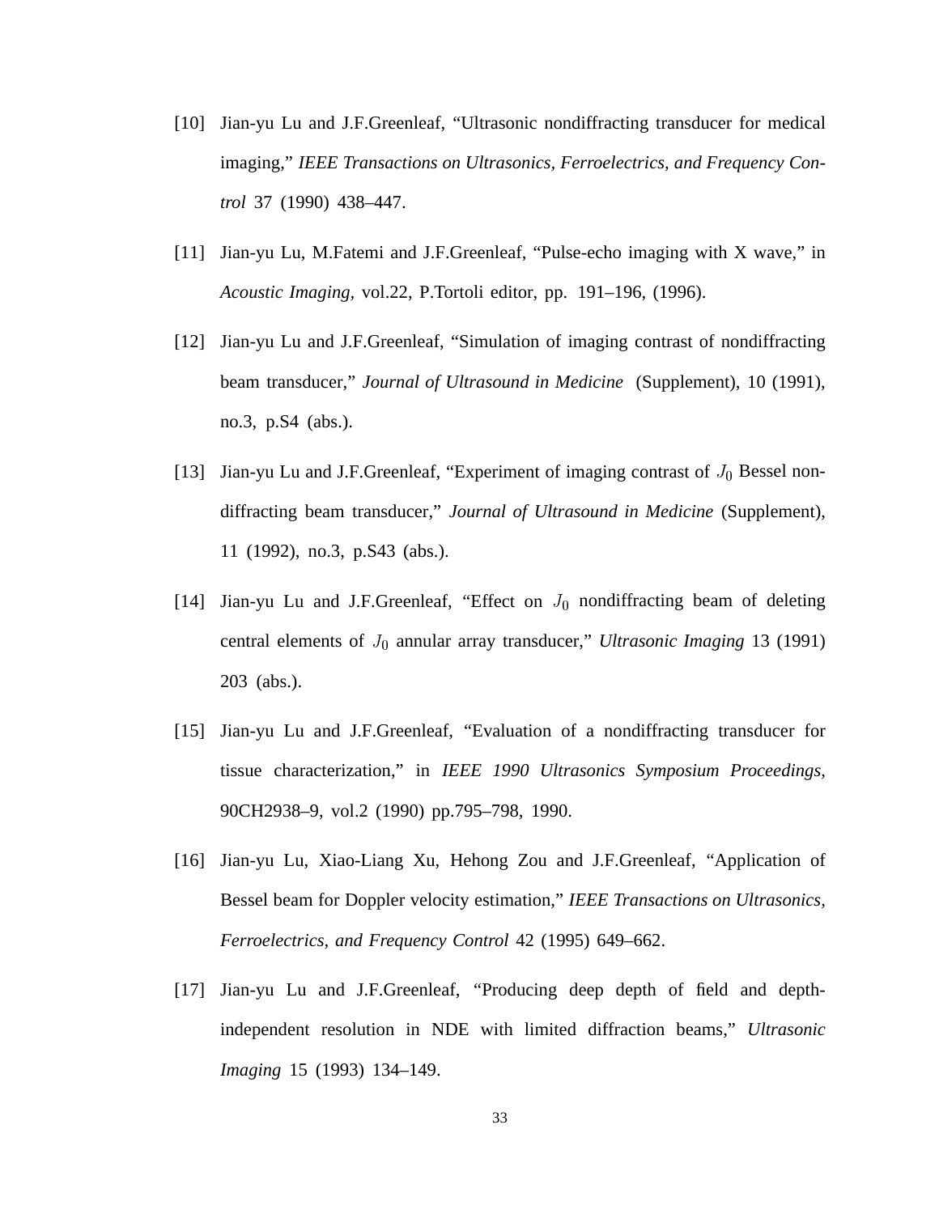[10] Jian-yu Lu and J.F.Greenleaf, “Ultrasonic nondiffracting transducer for medical imaging,” *IEEE Transactions on Ultrasonics, Ferroelectrics, and Frequency Control* 37 (1990) 438–447.

[11] Jian-yu Lu, M.Fatemi and J.F.Greenleaf, “Pulse-echo imaging with X wave,” in *Acoustic Imaging*, vol.22, P.Tortoli editor, pp. 191–196, (1996).

[12] Jian-yu Lu and J.F.Greenleaf, “Simulation of imaging contrast of nondiffracting beam transducer,” *Journal of Ultrasound in Medicine* (Supplement), 10 (1991), no.3, p.S4 (abs.).

[13] Jian-yu Lu and J.F.Greenleaf, “Experiment of imaging contrast of $J_0$ Bessel nondiffracting beam transducer,” *Journal of Ultrasound in Medicine* (Supplement), 11 (1992), no.3, p.S43 (abs.).

[14] Jian-yu Lu and J.F.Greenleaf, “Effect on $J_0$ nondiffracting beam of deleting central elements of $J_0$ annular array transducer,” *Ultrasonic Imaging* 13 (1991) 203 (abs.).

[15] Jian-yu Lu and J.F.Greenleaf, “Evaluation of a nondiffracting transducer for tissue characterization,” in *IEEE 1990 Ultrasonics Symposium Proceedings*, 90CH2938–9, vol.2 (1990) pp.795–798, 1990.

[16] Jian-yu Lu, Xiao-Liang Xu, Hehong Zou and J.F.Greenleaf, “Application of Bessel beam for Doppler velocity estimation,” *IEEE Transactions on Ultrasonics, Ferroelectrics, and Frequency Control* 42 (1995) 649–662.

[17] Jian-yu Lu and J.F.Greenleaf, “Producing deep depth of field and depth-independent resolution in NDE with limited diffraction beams,” *Ultrasonic Imaging* 15 (1993) 134–149.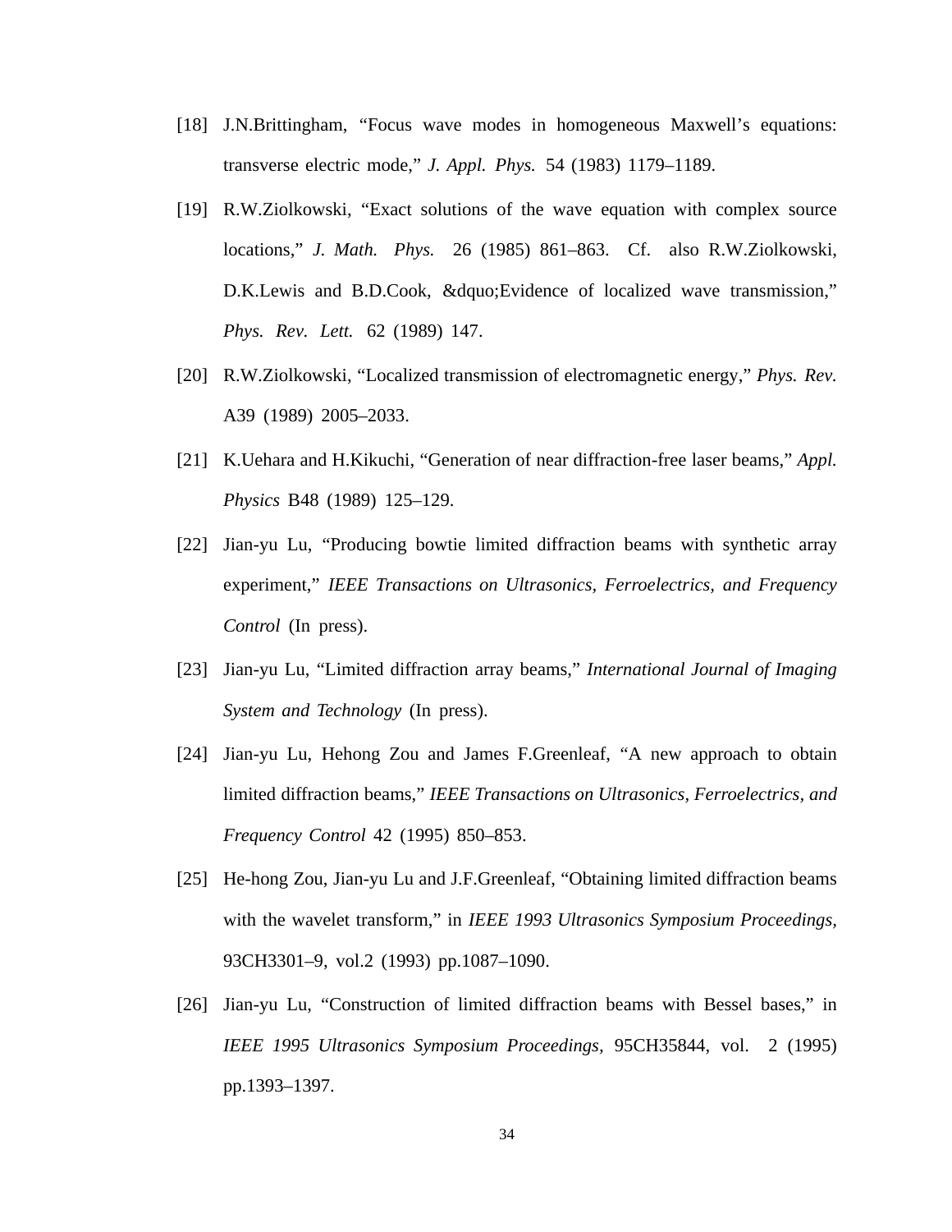[18] J.N.Brittingham, "Focus wave modes in homogeneous Maxwell's equations: transverse electric mode," *J. Appl. Phys.* 54 (1983) 1179–1189.

[19] R.W.Ziolkowski, "Exact solutions of the wave equation with complex source locations," *J. Math. Phys.* 26 (1985) 861–863. Cf. also R.W.Ziolkowski, D.K.Lewis and B.D.Cook, &dquo;Evidence of localized wave transmission," *Phys. Rev. Lett.* 62 (1989) 147.

[20] R.W.Ziolkowski, "Localized transmission of electromagnetic energy," *Phys. Rev.* A39 (1989) 2005–2033.

[21] K.Uehara and H.Kikuchi, "Generation of near diffraction-free laser beams," *Appl. Physics* B48 (1989) 125–129.

[22] Jian-yu Lu, "Producing bowtie limited diffraction beams with synthetic array experiment," *IEEE Transactions on Ultrasonics, Ferroelectrics, and Frequency Control* (In press).

[23] Jian-yu Lu, "Limited diffraction array beams," *International Journal of Imaging System and Technology* (In press).

[24] Jian-yu Lu, Hehong Zou and James F.Greenleaf, "A new approach to obtain limited diffraction beams," *IEEE Transactions on Ultrasonics, Ferroelectrics, and Frequency Control* 42 (1995) 850–853.

[25] He-hong Zou, Jian-yu Lu and J.F.Greenleaf, "Obtaining limited diffraction beams with the wavelet transform," in *IEEE 1993 Ultrasonics Symposium Proceedings,* 93CH3301–9, vol.2 (1993) pp.1087–1090.

[26] Jian-yu Lu, "Construction of limited diffraction beams with Bessel bases," in *IEEE 1995 Ultrasonics Symposium Proceedings,* 95CH35844, vol. 2 (1995) pp.1393–1397.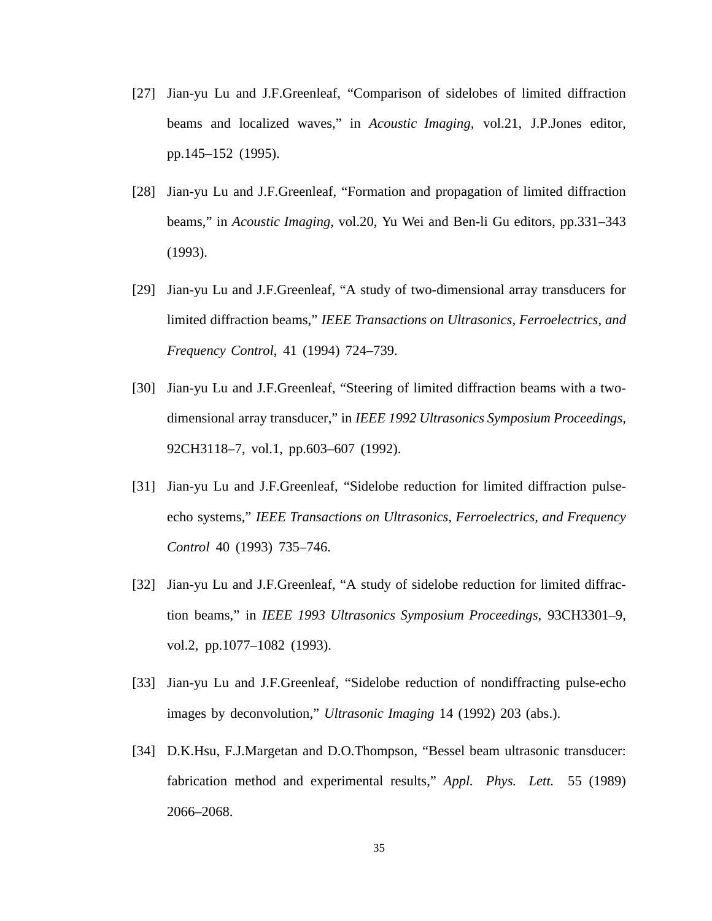[27] Jian-yu Lu and J.F.Greenleaf, "Comparison of sidelobes of limited diffraction beams and localized waves," in *Acoustic Imaging,* vol.21, J.P.Jones editor, pp.145–152 (1995).

[28] Jian-yu Lu and J.F.Greenleaf, "Formation and propagation of limited diffraction beams," in *Acoustic Imaging,* vol.20, Yu Wei and Ben-li Gu editors, pp.331–343 (1993).

[29] Jian-yu Lu and J.F.Greenleaf, "A study of two-dimensional array transducers for limited diffraction beams," *IEEE Transactions on Ultrasonics, Ferroelectrics, and Frequency Control,* 41 (1994) 724–739.

[30] Jian-yu Lu and J.F.Greenleaf, "Steering of limited diffraction beams with a two-dimensional array transducer," in *IEEE 1992 Ultrasonics Symposium Proceedings,* 92CH3118–7, vol.1, pp.603–607 (1992).

[31] Jian-yu Lu and J.F.Greenleaf, "Sidelobe reduction for limited diffraction pulse-echo systems," *IEEE Transactions on Ultrasonics, Ferroelectrics, and Frequency Control* 40 (1993) 735–746.

[32] Jian-yu Lu and J.F.Greenleaf, "A study of sidelobe reduction for limited diffraction beams," in *IEEE 1993 Ultrasonics Symposium Proceedings,* 93CH3301–9, vol.2, pp.1077–1082 (1993).

[33] Jian-yu Lu and J.F.Greenleaf, "Sidelobe reduction of nondiffracting pulse-echo images by deconvolution," *Ultrasonic Imaging* 14 (1992) 203 (abs.).

[34] D.K.Hsu, F.J.Margetan and D.O.Thompson, "Bessel beam ultrasonic transducer: fabrication method and experimental results," *Appl. Phys. Lett.* 55 (1989) 2066–2068.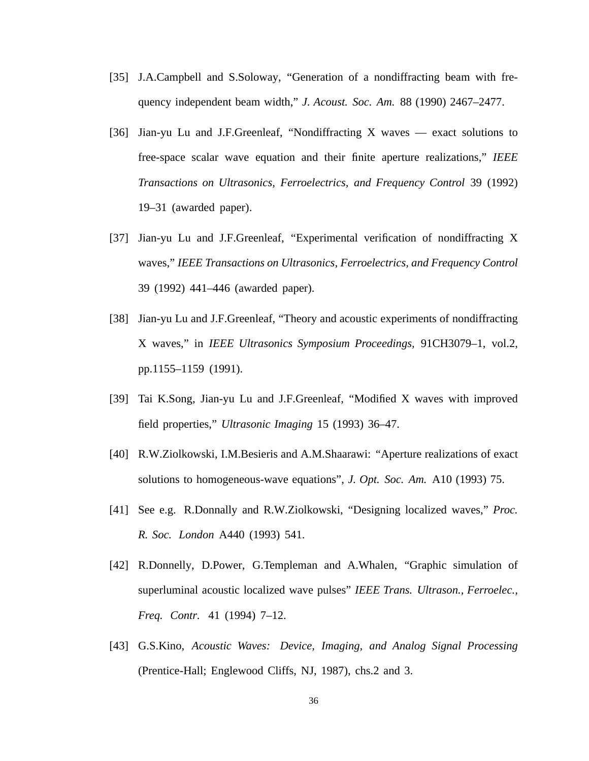[35] J.A.Campbell and S.Soloway, "Generation of a nondiffracting beam with frequency independent beam width," *J. Acoust. Soc. Am.* 88 (1990) 2467–2477.

[36] Jian-yu Lu and J.F.Greenleaf, "Nondiffracting X waves — exact solutions to free-space scalar wave equation and their finite aperture realizations," *IEEE Transactions on Ultrasonics, Ferroelectrics, and Frequency Control* 39 (1992) 19–31 (awarded paper).

[37] Jian-yu Lu and J.F.Greenleaf, "Experimental verification of nondiffracting X waves," *IEEE Transactions on Ultrasonics, Ferroelectrics, and Frequency Control* 39 (1992) 441–446 (awarded paper).

[38] Jian-yu Lu and J.F.Greenleaf, "Theory and acoustic experiments of nondiffracting X waves," in *IEEE Ultrasonics Symposium Proceedings*, 91CH3079–1, vol.2, pp.1155–1159 (1991).

[39] Tai K.Song, Jian-yu Lu and J.F.Greenleaf, "Modified X waves with improved field properties," *Ultrasonic Imaging* 15 (1993) 36–47.

[40] R.W.Ziolkowski, I.M.Besieris and A.M.Shaarawi: "Aperture realizations of exact solutions to homogeneous-wave equations", *J. Opt. Soc. Am.* A10 (1993) 75.

[41] See e.g. R.Donnally and R.W.Ziolkowski, "Designing localized waves," *Proc. R. Soc. London* A440 (1993) 541.

[42] R.Donnelly, D.Power, G.Templeman and A.Whalen, "Graphic simulation of superluminal acoustic localized wave pulses" *IEEE Trans. Ultrason., Ferroelec., Freq. Contr.* 41 (1994) 7–12.

[43] G.S.Kino, *Acoustic Waves: Device, Imaging, and Analog Signal Processing* (Prentice-Hall; Englewood Cliffs, NJ, 1987), chs.2 and 3.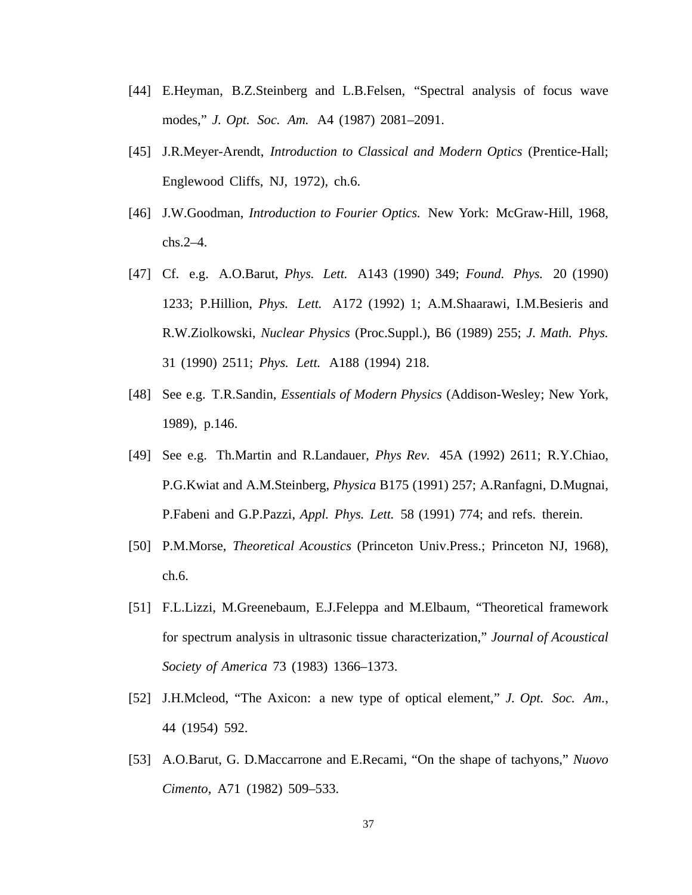[44] E.Heyman, B.Z.Steinberg and L.B.Felsen, "Spectral analysis of focus wave modes," *J. Opt. Soc. Am.* A4 (1987) 2081–2091.

[45] J.R.Meyer-Arendt, *Introduction to Classical and Modern Optics* (Prentice-Hall; Englewood Cliffs, NJ, 1972), ch.6.

[46] J.W.Goodman, *Introduction to Fourier Optics.* New York: McGraw-Hill, 1968, chs.2–4.

[47] Cf. e.g. A.O.Barut, *Phys. Lett.* A143 (1990) 349; *Found. Phys.* 20 (1990) 1233; P.Hillion, *Phys. Lett.* A172 (1992) 1; A.M.Shaarawi, I.M.Besieris and R.W.Ziolkowski, *Nuclear Physics* (Proc.Suppl.), B6 (1989) 255; *J. Math. Phys.* 31 (1990) 2511; *Phys. Lett.* A188 (1994) 218.

[48] See e.g. T.R.Sandin, *Essentials of Modern Physics* (Addison-Wesley; New York, 1989), p.146.

[49] See e.g. Th.Martin and R.Landauer, *Phys Rev.* 45A (1992) 2611; R.Y.Chiao, P.G.Kwiat and A.M.Steinberg, *Physica* B175 (1991) 257; A.Ranfagni, D.Mugnai, P.Fabeni and G.P.Pazzi, *Appl. Phys. Lett.* 58 (1991) 774; and refs. therein.

[50] P.M.Morse, *Theoretical Acoustics* (Princeton Univ.Press.; Princeton NJ, 1968), ch.6.

[51] F.L.Lizzi, M.Greenebaum, E.J.Feleppa and M.Elbaum, "Theoretical framework for spectrum analysis in ultrasonic tissue characterization," *Journal of Acoustical Society of America* 73 (1983) 1366–1373.

[52] J.H.Mcleod, "The Axicon: a new type of optical element," *J. Opt. Soc. Am.*, 44 (1954) 592.

[53] A.O.Barut, G. D.Maccarrone and E.Recami, "On the shape of tachyons," *Nuovo Cimento*, A71 (1982) 509–533.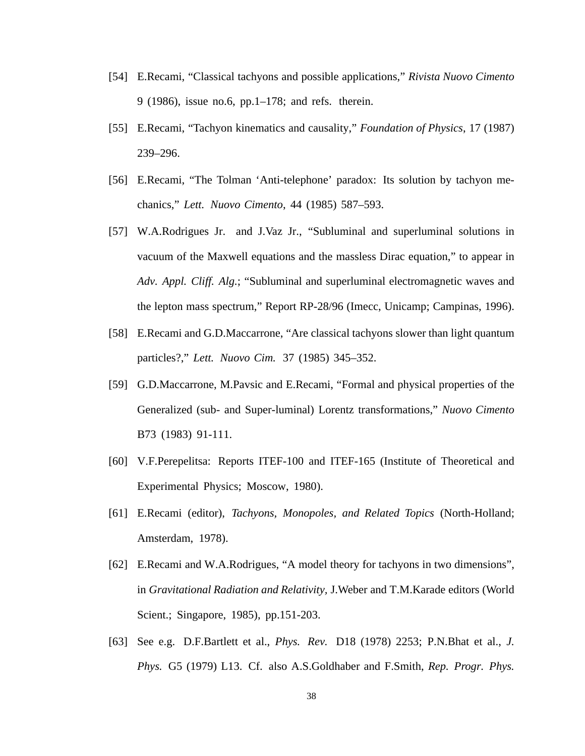[54] E.Recami, "Classical tachyons and possible applications," *Rivista Nuovo Cimento* 9 (1986), issue no.6, pp.1–178; and refs. therein.

[55] E.Recami, "Tachyon kinematics and causality," *Foundation of Physics*, 17 (1987) 239–296.

[56] E.Recami, "The Tolman 'Anti-telephone' paradox: Its solution by tachyon mechanics," *Lett. Nuovo Cimento*, 44 (1985) 587–593.

[57] W.A.Rodrigues Jr. and J.Vaz Jr., "Subluminal and superluminal solutions in vacuum of the Maxwell equations and the massless Dirac equation," to appear in *Adv. Appl. Cliff. Alg.*; "Subluminal and superluminal electromagnetic waves and the lepton mass spectrum," Report RP-28/96 (Imecc, Unicamp; Campinas, 1996).

[58] E.Recami and G.D.Maccarrone, "Are classical tachyons slower than light quantum particles?," *Lett. Nuovo Cim.* 37 (1985) 345–352.

[59] G.D.Maccarrone, M.Pavsic and E.Recami, "Formal and physical properties of the Generalized (sub- and Super-luminal) Lorentz transformations," *Nuovo Cimento* B73 (1983) 91-111.

[60] V.F.Perepelitsa: Reports ITEF-100 and ITEF-165 (Institute of Theoretical and Experimental Physics; Moscow, 1980).

[61] E.Recami (editor), *Tachyons, Monopoles, and Related Topics* (North-Holland; Amsterdam, 1978).

[62] E.Recami and W.A.Rodrigues, "A model theory for tachyons in two dimensions", in *Gravitational Radiation and Relativity*, J.Weber and T.M.Karade editors (World Scient.; Singapore, 1985), pp.151-203.

[63] See e.g. D.F.Bartlett et al., *Phys. Rev.* D18 (1978) 2253; P.N.Bhat et al., *J. Phys.* G5 (1979) L13. Cf. also A.S.Goldhaber and F.Smith, *Rep. Progr. Phys.*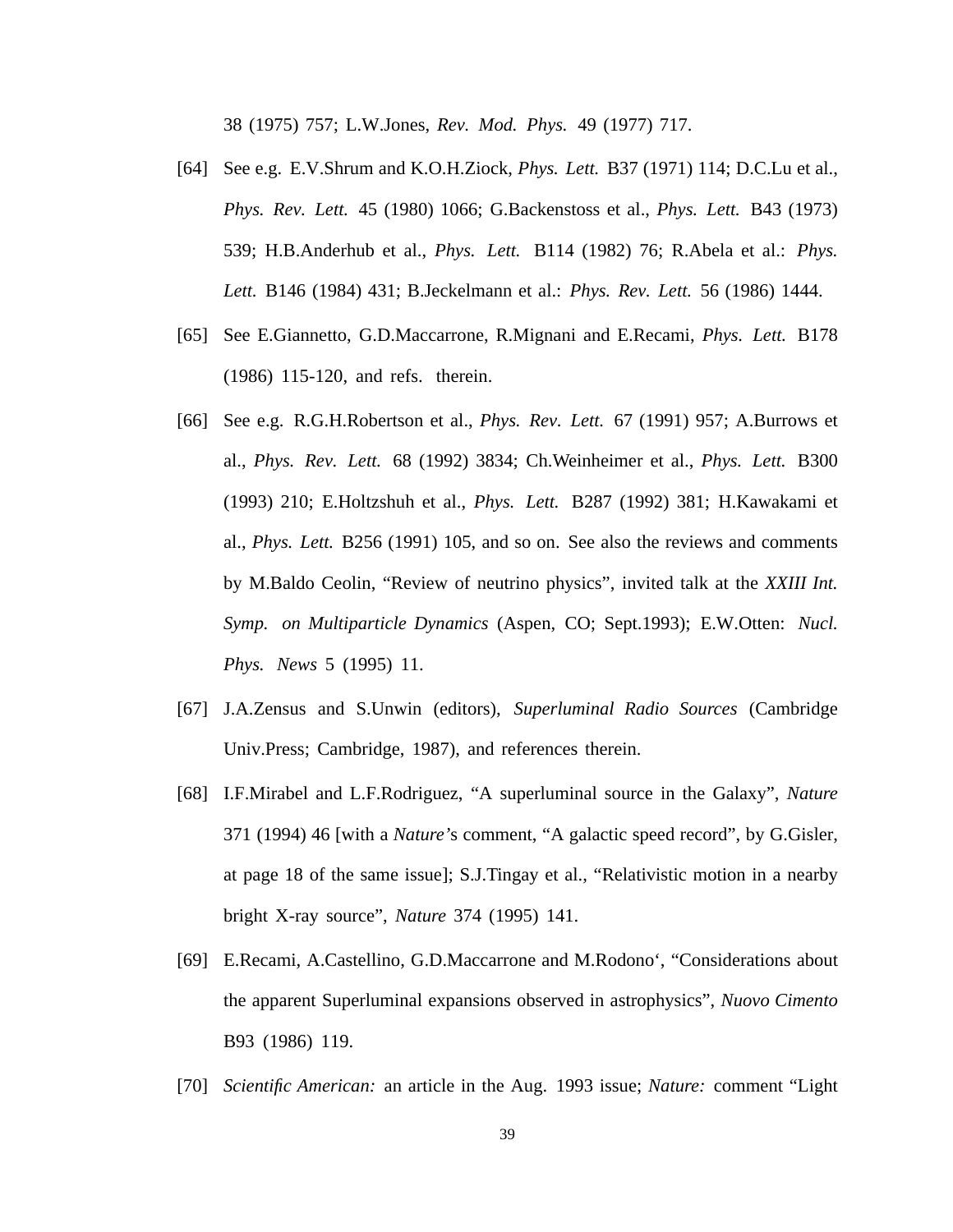38 (1975) 757; L.W.Jones, *Rev. Mod. Phys.* 49 (1977) 717.

[64] See e.g. E.V.Shrum and K.O.H.Ziock, *Phys. Lett.* B37 (1971) 114; D.C.Lu et al., *Phys. Rev. Lett.* 45 (1980) 1066; G.Backenstoss et al., *Phys. Lett.* B43 (1973) 539; H.B.Anderhub et al., *Phys. Lett.* B114 (1982) 76; R.Abela et al.: *Phys. Lett.* B146 (1984) 431; B.Jeckelmann et al.: *Phys. Rev. Lett.* 56 (1986) 1444.

[65] See E.Giannetto, G.D.Maccarrone, R.Mignani and E.Recami, *Phys. Lett.* B178 (1986) 115-120, and refs. therein.

[66] See e.g. R.G.H.Robertson et al., *Phys. Rev. Lett.* 67 (1991) 957; A.Burrows et al., *Phys. Rev. Lett.* 68 (1992) 3834; Ch.Weinheimer et al., *Phys. Lett.* B300 (1993) 210; E.Holtzshuh et al., *Phys. Lett.* B287 (1992) 381; H.Kawakami et al., *Phys. Lett.* B256 (1991) 105, and so on. See also the reviews and comments by M.Baldo Ceolin, "Review of neutrino physics", invited talk at the *XXIII Int. Symp. on Multiparticle Dynamics* (Aspen, CO; Sept.1993); E.W.Otten: *Nucl. Phys. News* 5 (1995) 11.

[67] J.A.Zensus and S.Unwin (editors), *Superluminal Radio Sources* (Cambridge Univ.Press; Cambridge, 1987), and references therein.

[68] I.F.Mirabel and L.F.Rodriguez, "A superluminal source in the Galaxy", *Nature* 371 (1994) 46 [with a *Nature*'s comment, "A galactic speed record", by G.Gisler, at page 18 of the same issue]; S.J.Tingay et al., "Relativistic motion in a nearby bright X-ray source", *Nature* 374 (1995) 141.

[69] E.Recami, A.Castellino, G.D.Maccarrone and M.Rodono‘, "Considerations about the apparent Superluminal expansions observed in astrophysics", *Nuovo Cimento* B93 (1986) 119.

[70] *Scientific American:* an article in the Aug. 1993 issue; *Nature:* comment "Light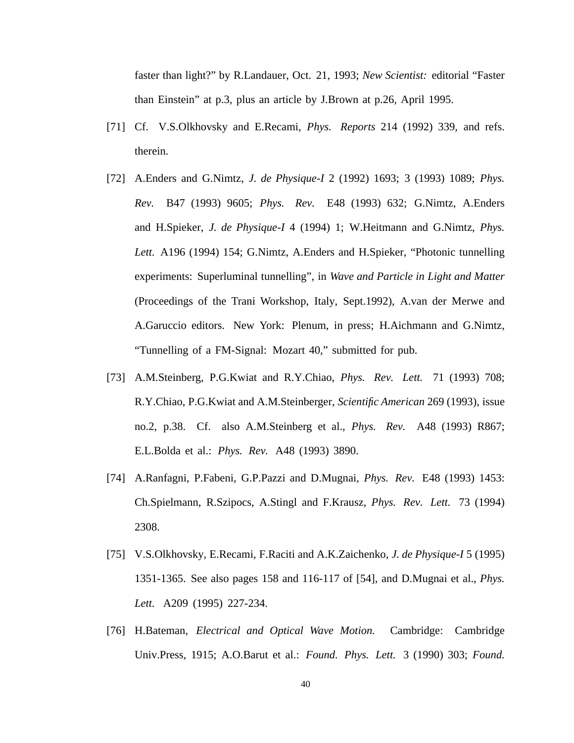faster than light?" by R.Landauer, Oct. 21, 1993; *New Scientist:* editorial "Faster than Einstein" at p.3, plus an article by J.Brown at p.26, April 1995.

[71] Cf. V.S.Olkhovsky and E.Recami, *Phys. Reports* 214 (1992) 339, and refs. therein.

[72] A.Enders and G.Nimtz, *J. de Physique-I* 2 (1992) 1693; 3 (1993) 1089; *Phys. Rev.* B47 (1993) 9605; *Phys. Rev.* E48 (1993) 632; G.Nimtz, A.Enders and H.Spieker, *J. de Physique-I* 4 (1994) 1; W.Heitmann and G.Nimtz, *Phys. Lett.* A196 (1994) 154; G.Nimtz, A.Enders and H.Spieker, "Photonic tunnelling experiments: Superluminal tunnelling", in *Wave and Particle in Light and Matter* (Proceedings of the Trani Workshop, Italy, Sept.1992), A.van der Merwe and A.Garuccio editors. New York: Plenum, in press; H.Aichmann and G.Nimtz, "Tunnelling of a FM-Signal: Mozart 40," submitted for pub.

[73] A.M.Steinberg, P.G.Kwiat and R.Y.Chiao, *Phys. Rev. Lett.* 71 (1993) 708; R.Y.Chiao, P.G.Kwiat and A.M.Steinberger, *Scientific American* 269 (1993), issue no.2, p.38. Cf. also A.M.Steinberg et al., *Phys. Rev.* A48 (1993) R867; E.L.Bolda et al.: *Phys. Rev.* A48 (1993) 3890.

[74] A.Ranfagni, P.Fabeni, G.P.Pazzi and D.Mugnai, *Phys. Rev.* E48 (1993) 1453: Ch.Spielmann, R.Szipocs, A.Stingl and F.Krausz, *Phys. Rev. Lett.* 73 (1994) 2308.

[75] V.S.Olkhovsky, E.Recami, F.Raciti and A.K.Zaichenko, *J. de Physique-I* 5 (1995) 1351-1365. See also pages 158 and 116-117 of [54], and D.Mugnai et al., *Phys. Lett.* A209 (1995) 227-234.

[76] H.Bateman, *Electrical and Optical Wave Motion.* Cambridge: Cambridge Univ.Press, 1915; A.O.Barut et al.: *Found. Phys. Lett.* 3 (1990) 303; *Found.*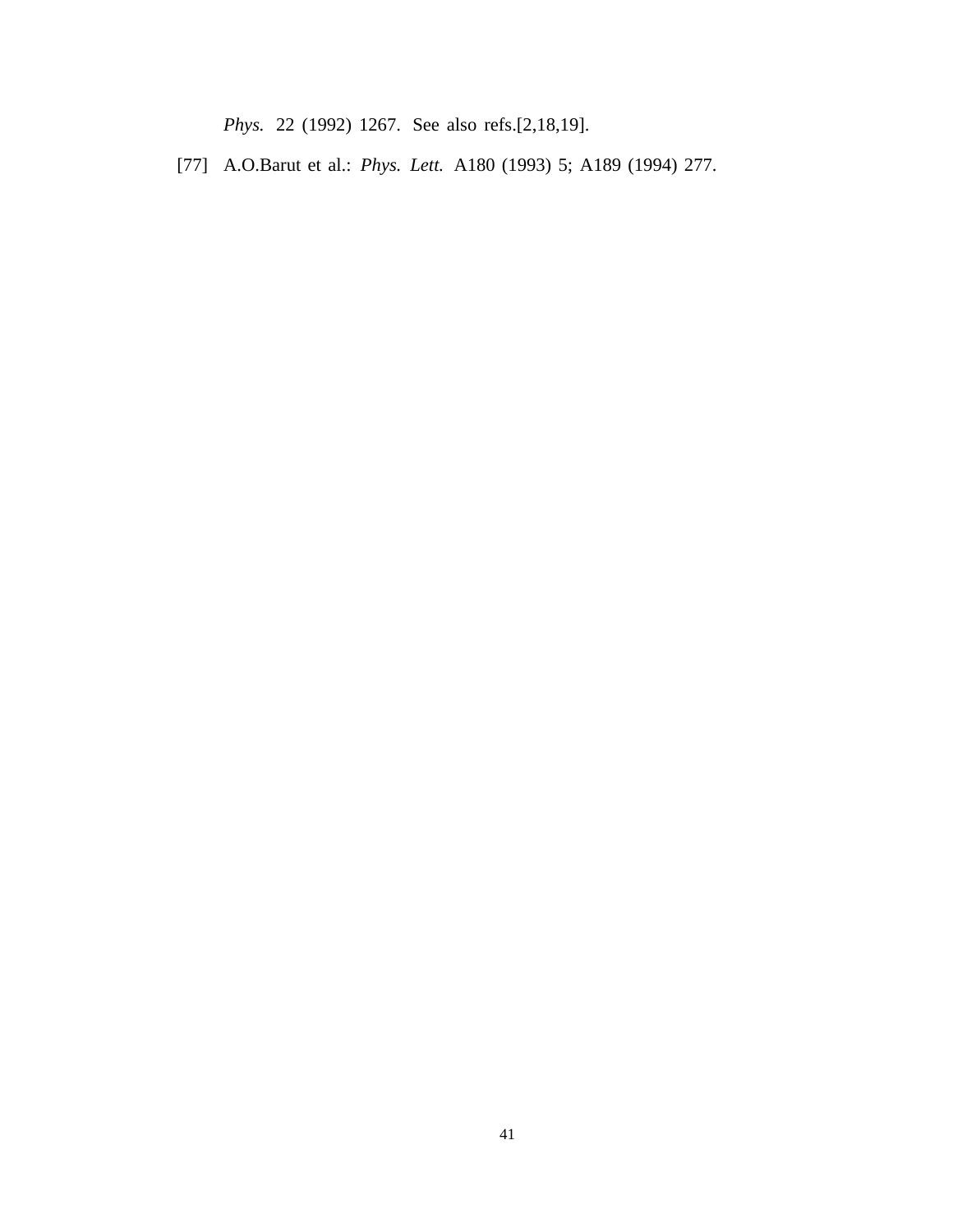*Phys.* 22 (1992) 1267. See also refs.[2,18,19].

[77] A.O.Barut et al.: *Phys. Lett.* A180 (1993) 5; A189 (1994) 277.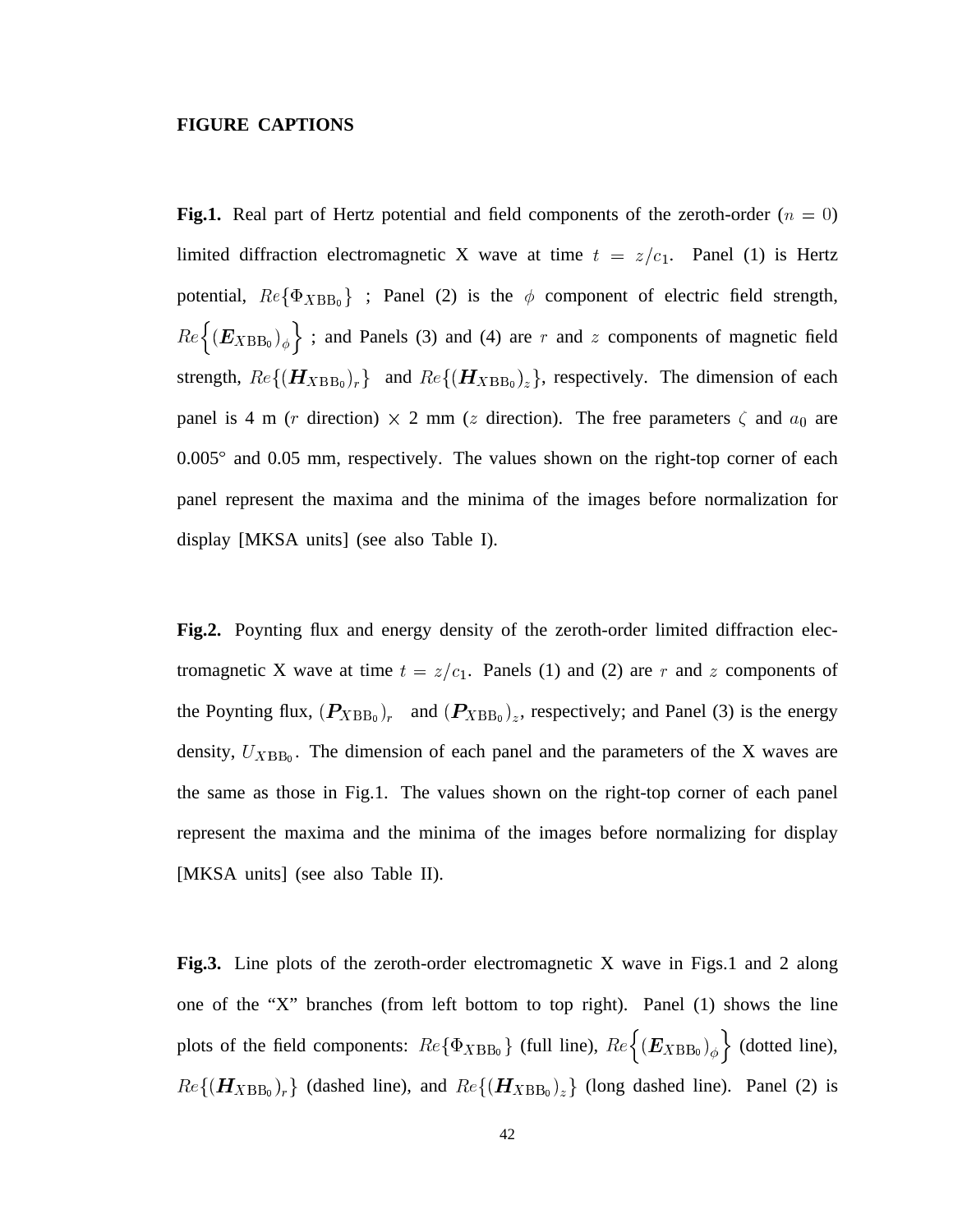**FIGURE CAPTIONS**

**Fig.1.** Real part of Hertz potential and field components of the zeroth-order ($n = 0$) limited diffraction electromagnetic X wave at time $t = z/c_1$. Panel (1) is Hertz potential, $Re\{\Phi_{X\mathrm{BB}_0}\}$ ; Panel (2) is the $\phi$ component of electric field strength, $Re\Big\{(\boldsymbol{E}_{X\mathrm{BB}_0})_\phi\Big\}$ ; and Panels (3) and (4) are $r$ and $z$ components of magnetic field strength, $Re\{(\boldsymbol{H}_{X\mathrm{BB}_0})_r\}$ and $Re\{(\boldsymbol{H}_{X\mathrm{BB}_0})_z\}$, respectively. The dimension of each panel is 4 m ($r$ direction) $\times$ 2 mm ($z$ direction). The free parameters $\zeta$ and $a_0$ are 0.005° and 0.05 mm, respectively. The values shown on the right-top corner of each panel represent the maxima and the minima of the images before normalization for display [MKSA units] (see also Table I).

**Fig.2.** Poynting flux and energy density of the zeroth-order limited diffraction electromagnetic X wave at time $t = z/c_1$. Panels (1) and (2) are $r$ and $z$ components of the Poynting flux, $(\boldsymbol{P}_{X\mathrm{BB}_0})_r$ and $(\boldsymbol{P}_{X\mathrm{BB}_0})_z$, respectively; and Panel (3) is the energy density, $U_{X\mathrm{BB}_0}$. The dimension of each panel and the parameters of the X waves are the same as those in Fig.1. The values shown on the right-top corner of each panel represent the maxima and the minima of the images before normalizing for display [MKSA units] (see also Table II).

**Fig.3.** Line plots of the zeroth-order electromagnetic X wave in Figs.1 and 2 along one of the "X" branches (from left bottom to top right). Panel (1) shows the line plots of the field components: $Re\{\Phi_{X\mathrm{BB}_0}\}$ (full line), $Re\Big\{(\boldsymbol{E}_{X\mathrm{BB}_0})_\phi\Big\}$ (dotted line), $Re\{(\boldsymbol{H}_{X\mathrm{BB}_0})_r\}$ (dashed line), and $Re\{(\boldsymbol{H}_{X\mathrm{BB}_0})_z\}$ (long dashed line). Panel (2) is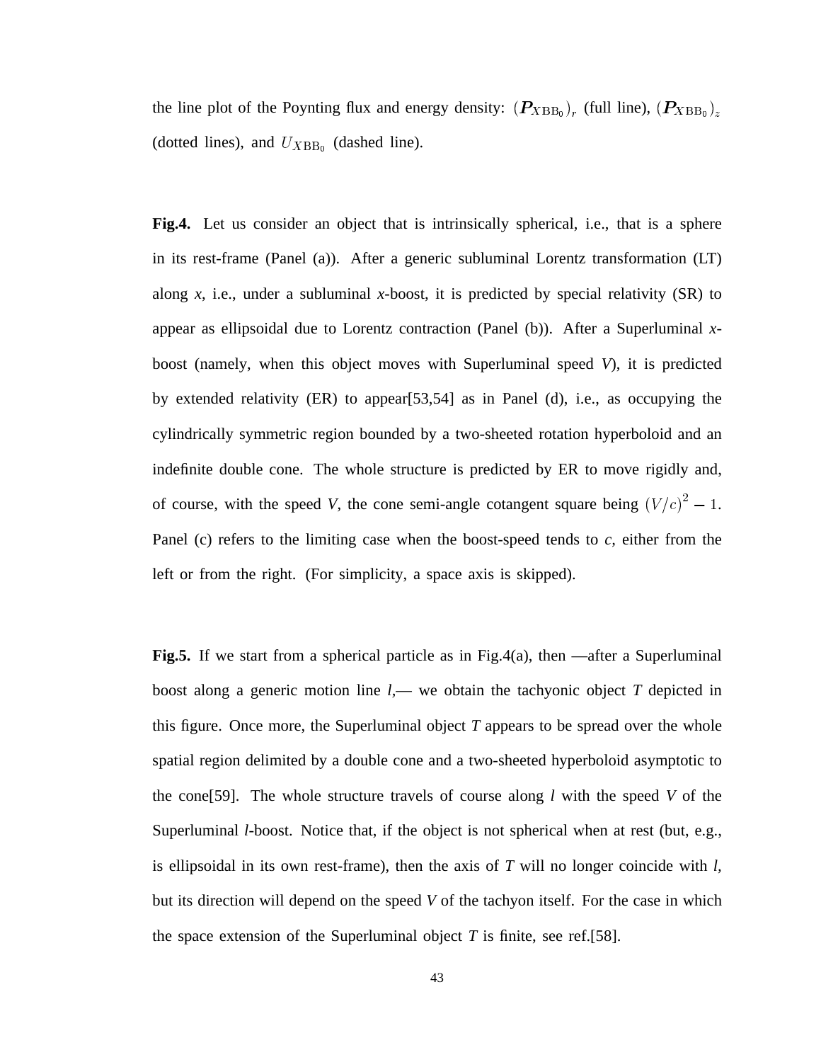the line plot of the Poynting flux and energy density: $(\boldsymbol{P}_{X\mathrm{BB}_0})_r$ (full line), $(\boldsymbol{P}_{X\mathrm{BB}_0})_z$ (dotted lines), and $U_{X\mathrm{BB}_0}$ (dashed line).

**Fig.4.** Let us consider an object that is intrinsically spherical, i.e., that is a sphere in its rest-frame (Panel (a)). After a generic subluminal Lorentz transformation (LT) along *x*, i.e., under a subluminal *x*-boost, it is predicted by special relativity (SR) to appear as ellipsoidal due to Lorentz contraction (Panel (b)). After a Superluminal *x*-boost (namely, when this object moves with Superluminal speed *V*), it is predicted by extended relativity (ER) to appear[53,54] as in Panel (d), i.e., as occupying the cylindrically symmetric region bounded by a two-sheeted rotation hyperboloid and an indefinite double cone. The whole structure is predicted by ER to move rigidly and, of course, with the speed *V*, the cone semi-angle cotangent square being $(V/c)^2 - 1$. Panel (c) refers to the limiting case when the boost-speed tends to *c*, either from the left or from the right. (For simplicity, a space axis is skipped).

**Fig.5.** If we start from a spherical particle as in Fig.4(a), then —after a Superluminal boost along a generic motion line *l*,— we obtain the tachyonic object *T* depicted in this figure. Once more, the Superluminal object *T* appears to be spread over the whole spatial region delimited by a double cone and a two-sheeted hyperboloid asymptotic to the cone[59]. The whole structure travels of course along *l* with the speed *V* of the Superluminal *l*-boost. Notice that, if the object is not spherical when at rest (but, e.g., is ellipsoidal in its own rest-frame), then the axis of *T* will no longer coincide with *l*, but its direction will depend on the speed *V* of the tachyon itself. For the case in which the space extension of the Superluminal object *T* is finite, see ref.[58].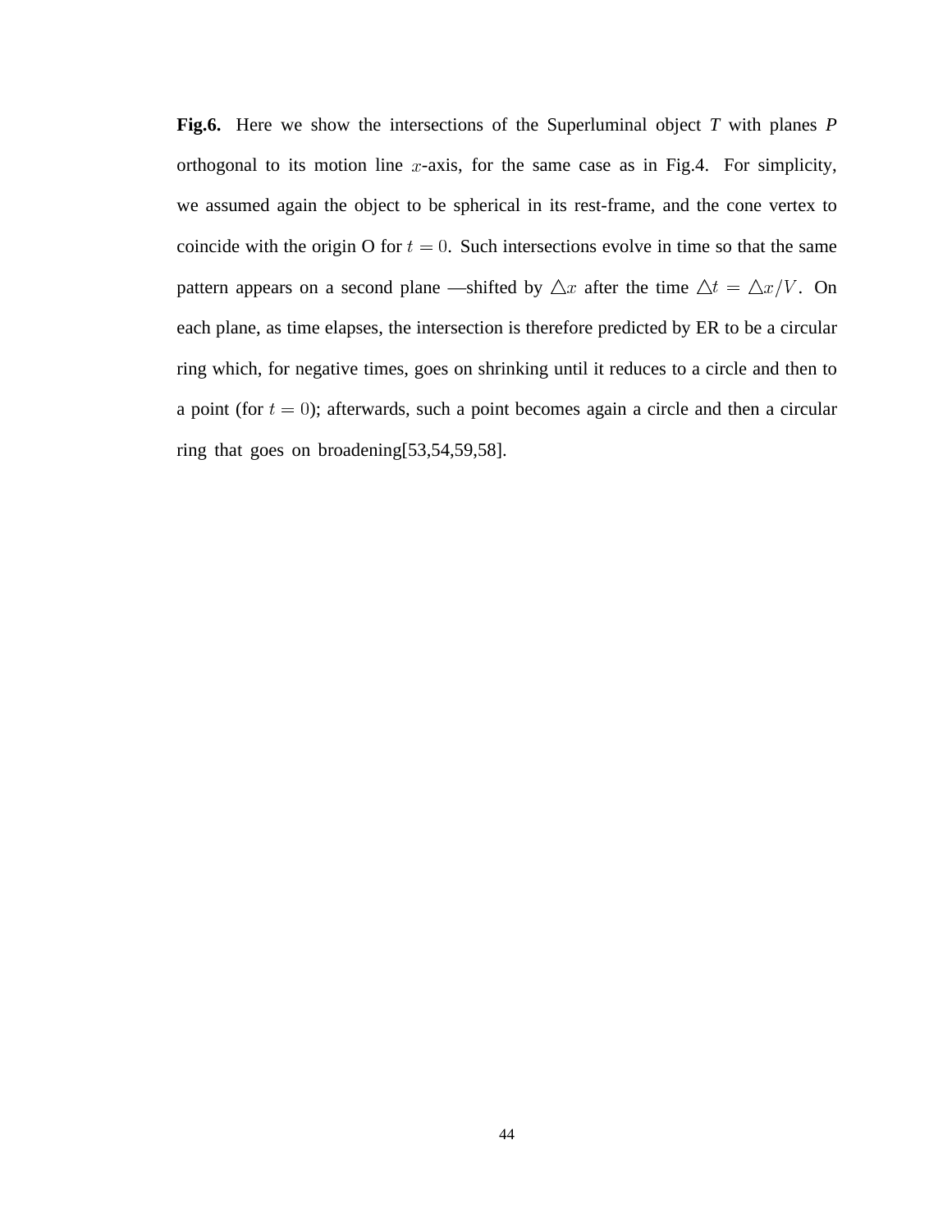**Fig.6.** Here we show the intersections of the Superluminal object *T* with planes *P* orthogonal to its motion line $x$-axis, for the same case as in Fig.4. For simplicity, we assumed again the object to be spherical in its rest-frame, and the cone vertex to coincide with the origin O for $t = 0$. Such intersections evolve in time so that the same pattern appears on a second plane —shifted by $\triangle x$ after the time $\triangle t = \triangle x / V$. On each plane, as time elapses, the intersection is therefore predicted by ER to be a circular ring which, for negative times, goes on shrinking until it reduces to a circle and then to a point (for $t = 0$); afterwards, such a point becomes again a circle and then a circular ring that goes on broadening[53,54,59,58].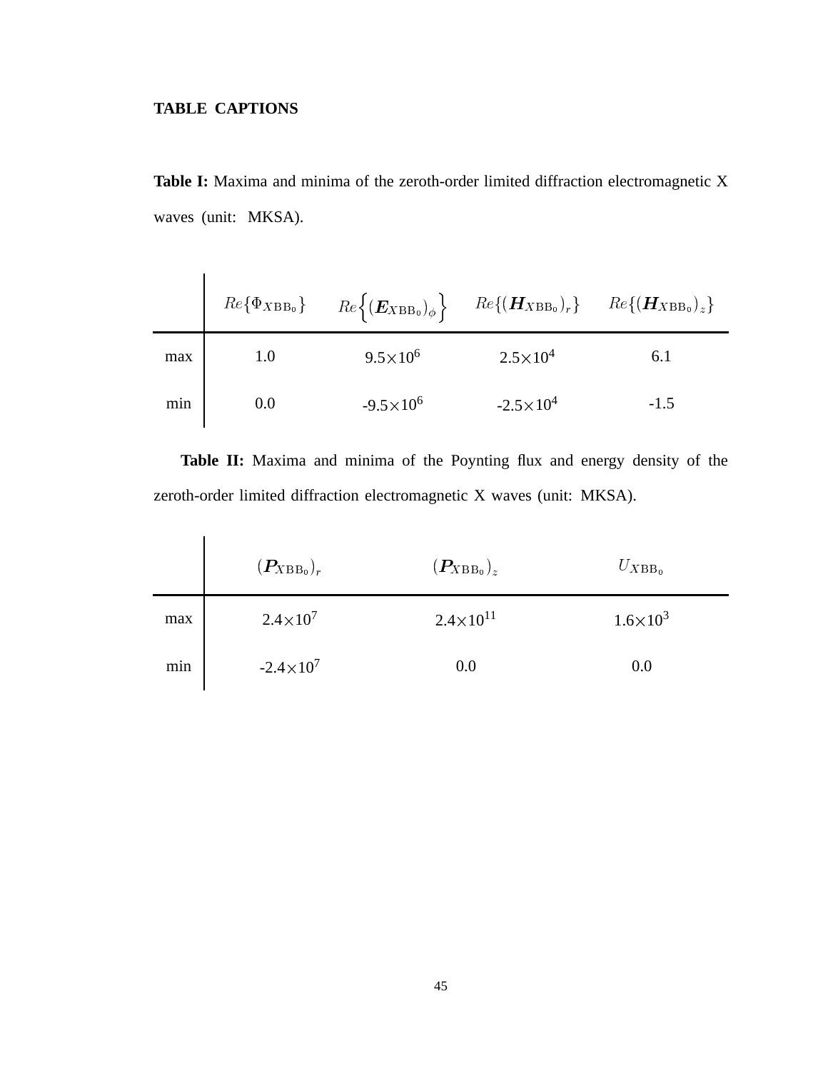**TABLE CAPTIONS**

**Table I:** Maxima and minima of the zeroth-order limited diffraction electromagnetic X waves (unit: MKSA).

| | $Re\{\Phi_{XBB_0}\}$ | $Re\left\{(\boldsymbol{E}_{XBB_0})_\phi\right\}$ | $Re\{(\boldsymbol{H}_{XBB_0})_r\}$ | $Re\{(\boldsymbol{H}_{XBB_0})_z\}$ |
|---|---|---|---|---|
| max | 1.0 | $9.5\times10^6$ | $2.5\times10^4$ | 6.1 |
| min | 0.0 | $-9.5\times10^6$ | $-2.5\times10^4$ | -1.5 |

**Table II:** Maxima and minima of the Poynting flux and energy density of the zeroth-order limited diffraction electromagnetic X waves (unit: MKSA).

| | $(\boldsymbol{P}_{XBB_0})_r$ | $(\boldsymbol{P}_{XBB_0})_z$ | $U_{XBB_0}$ |
|---|---|---|---|
| max | $2.4\times10^7$ | $2.4\times10^{11}$ | $1.6\times10^3$ |
| min | $-2.4\times10^7$ | 0.0 | 0.0 |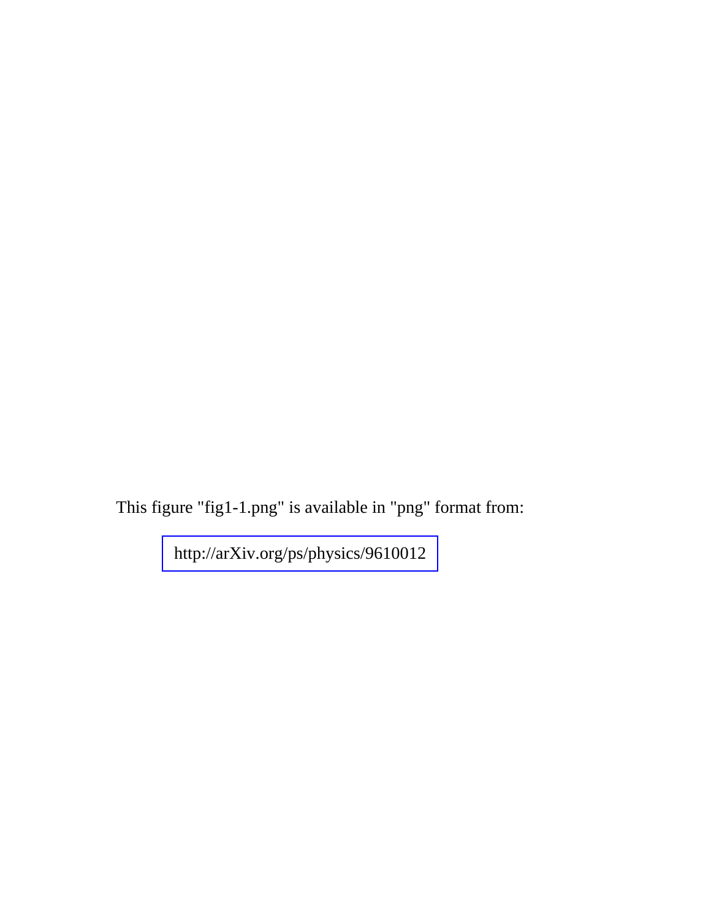This figure "fig1-1.png" is available in "png" format from:

http://arXiv.org/ps/physics/9610012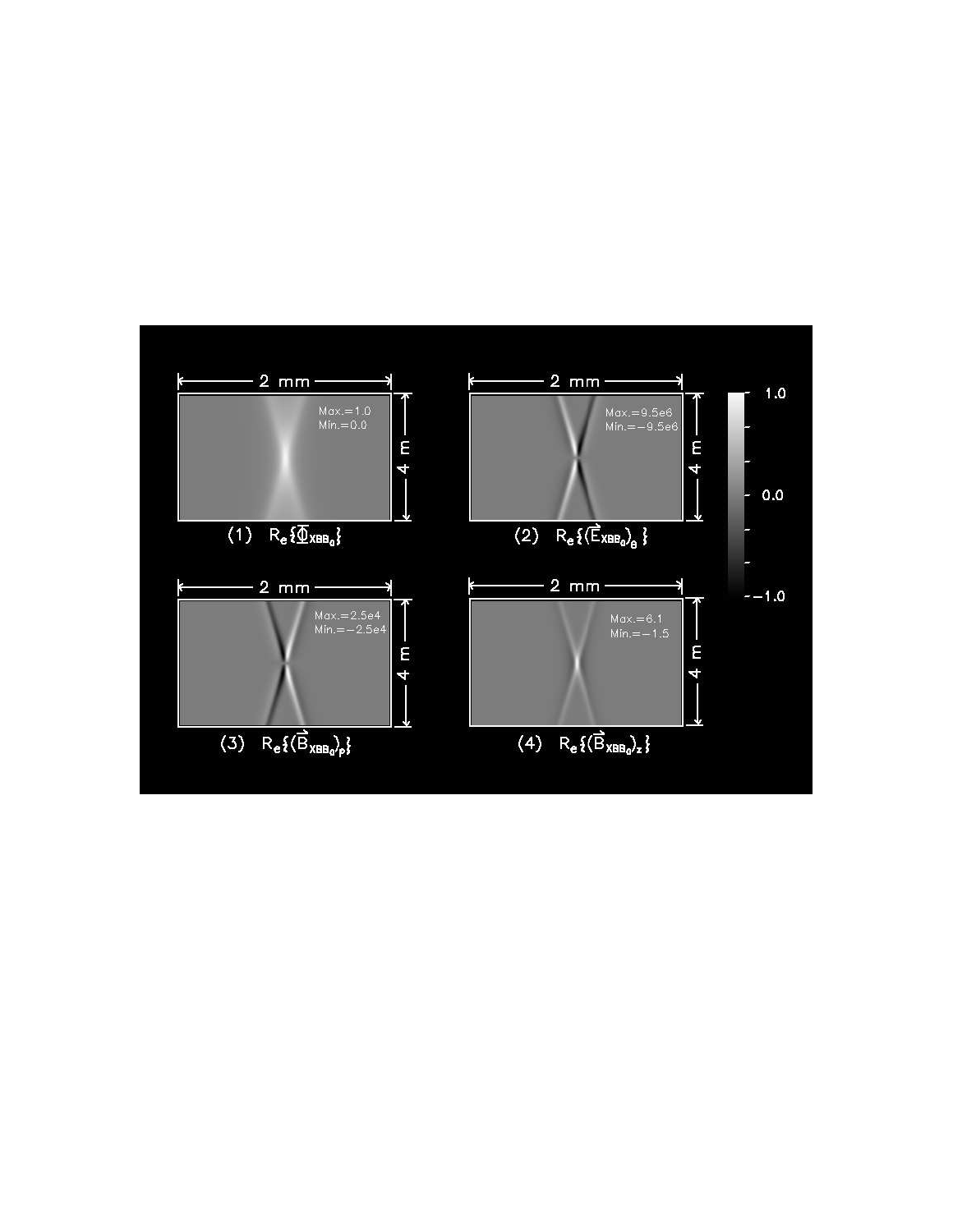2 mm

4 m

Max.=1.0
Min.=0.0

(1) $R_e\{\Phi_{XBB_0}\}$

2 mm

4 m

Max.=9.5e6
Min.=−9.5e6

(2) $R_e\{(\vec{E}_{XBB_0})_\theta\}$

1.0

0.0

−1.0

2 mm

4 m

Max.=2.5e4
Min.=−2.5e4

(3) $R_e\{(\vec{B}_{XBB_0})_\rho\}$

2 mm

4 m

Max.=6.1
Min.=−1.5

(4) $R_e\{(\vec{B}_{XBB_0})_z\}$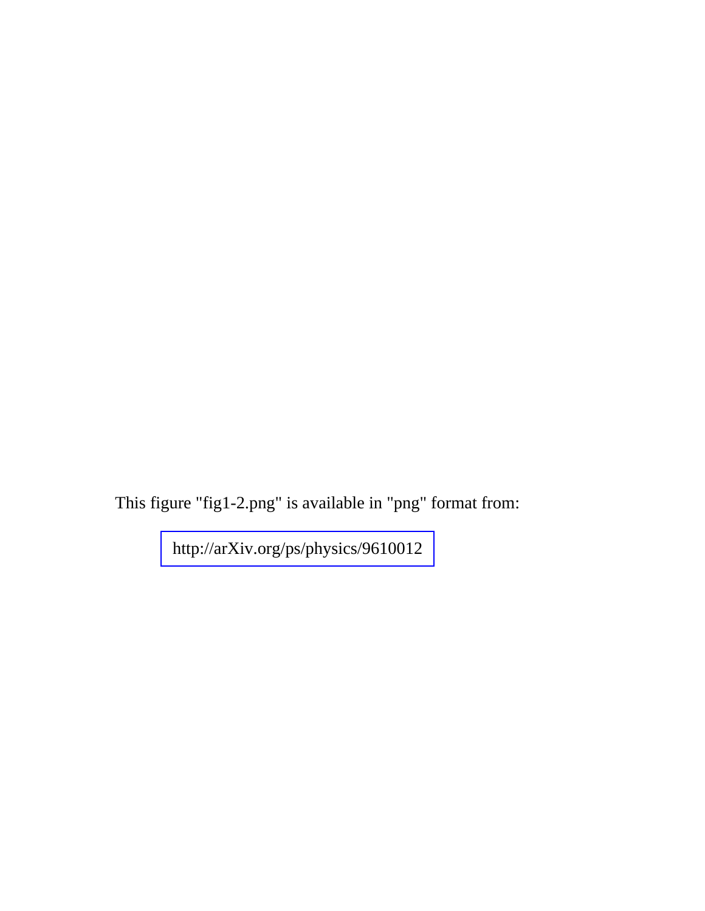This figure "fig1-2.png" is available in "png" format from:

http://arXiv.org/ps/physics/9610012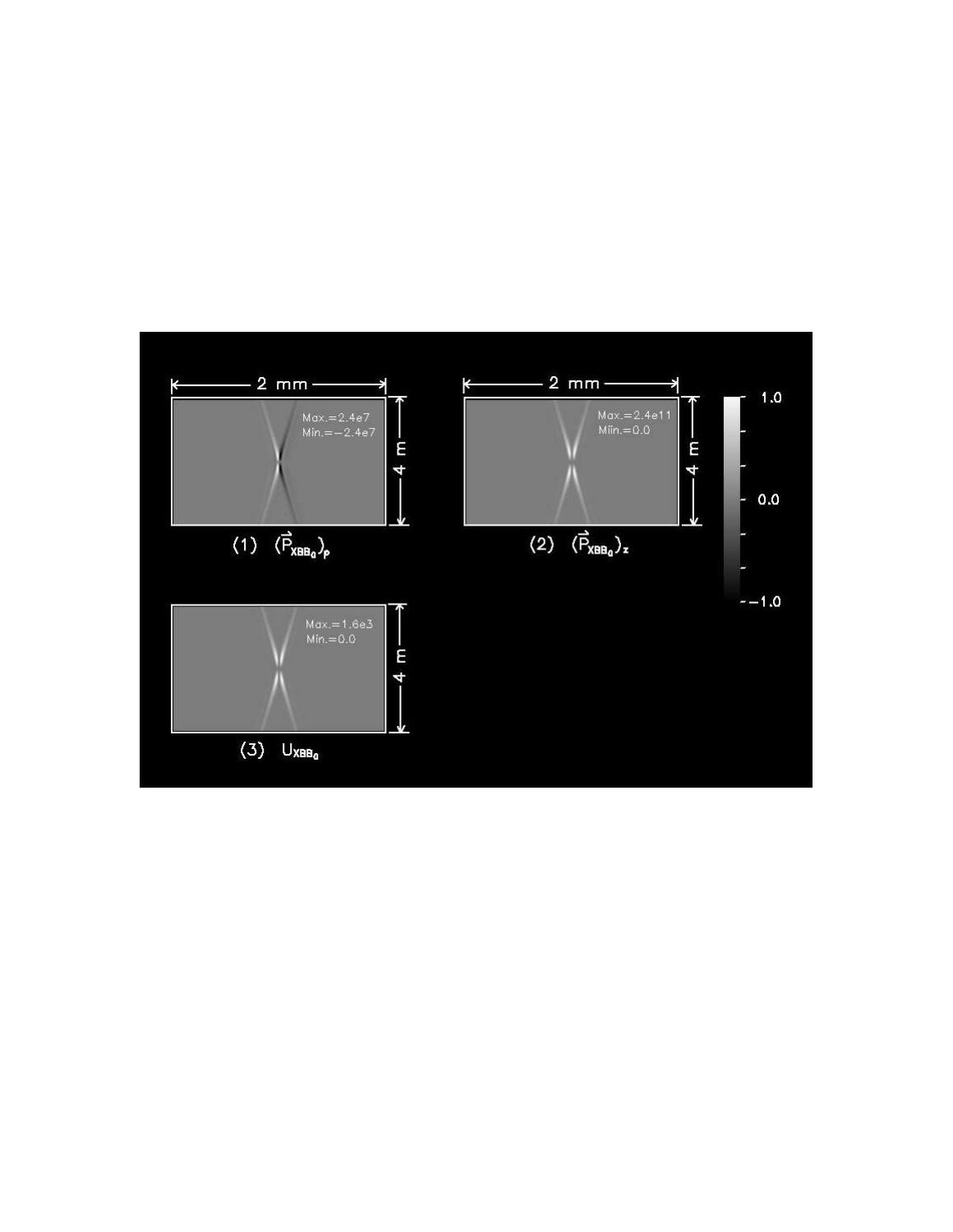(1) $(\vec{P}_{XBB_0})_\rho$

(2) $(\vec{P}_{XBB_0})_z$

(3) $U_{XBB_0}$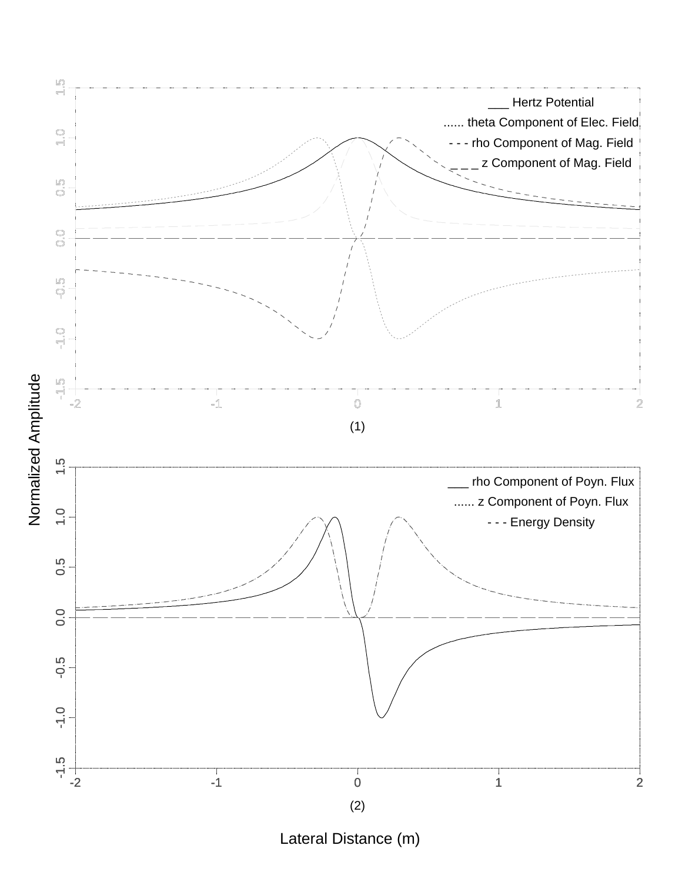1.5

1.0

0.5

0.0

-0.5

-1.0

-1.5

-2 -1 0 1 2

___ Hertz Potential

...... theta Component of Elec. Field

- - - rho Component of Mag. Field

_ _ _ z Component of Mag. Field

(1)

Normalized Amplitude

1.5

1.0

0.5

0.0

-0.5

-1.0

-1.5

-2 -1 0 1 2

___ rho Component of Poyn. Flux

...... z Component of Poyn. Flux

- - - Energy Density

(2)

Lateral Distance (m)